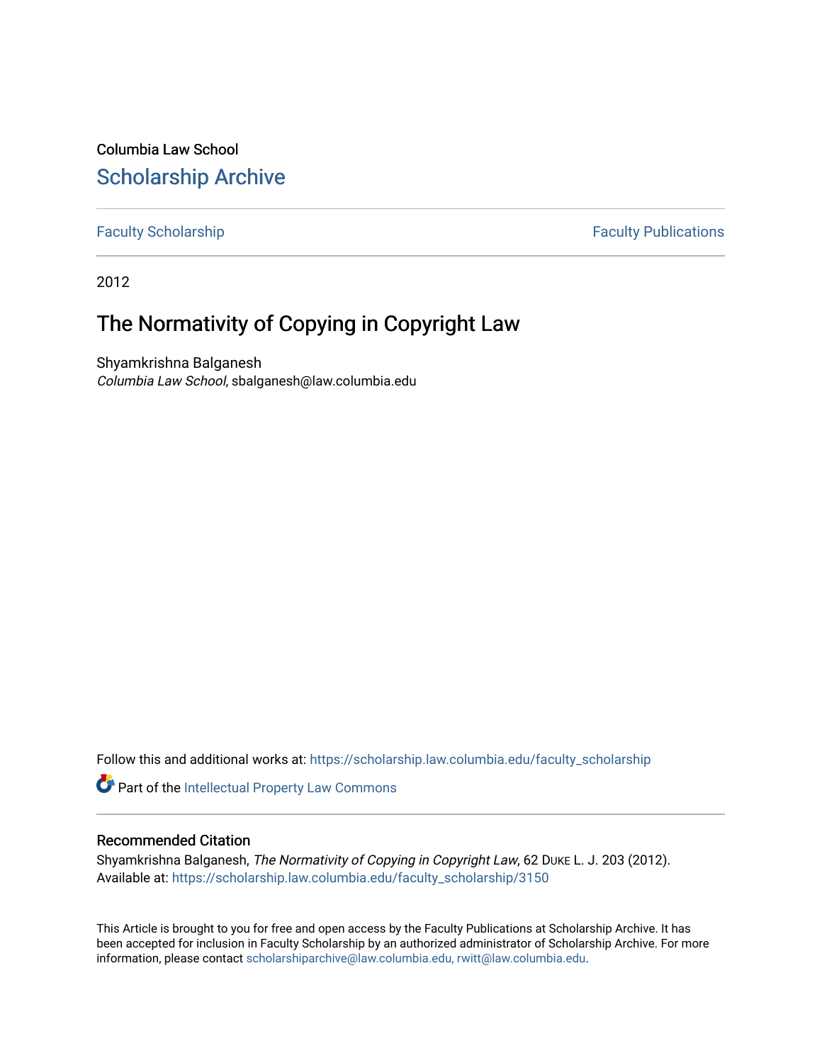Columbia Law School

# Scholarship Archive

Faculty Scholarship | Faculty Publications

2012

## The Normativity of Copying in Copyright Law

Shyamkrishna Balganesh
*Columbia Law School*, sbalganesh@law.columbia.edu

Follow this and additional works at: https://scholarship.law.columbia.edu/faculty_scholarship

Part of the Intellectual Property Law Commons

### Recommended Citation

Shyamkrishna Balganesh, *The Normativity of Copying in Copyright Law*, 62 DUKE L. J. 203 (2012).
Available at: https://scholarship.law.columbia.edu/faculty_scholarship/3150

This Article is brought to you for free and open access by the Faculty Publications at Scholarship Archive. It has been accepted for inclusion in Faculty Scholarship by an authorized administrator of Scholarship Archive. For more information, please contact scholarshiparchive@law.columbia.edu, rwitt@law.columbia.edu.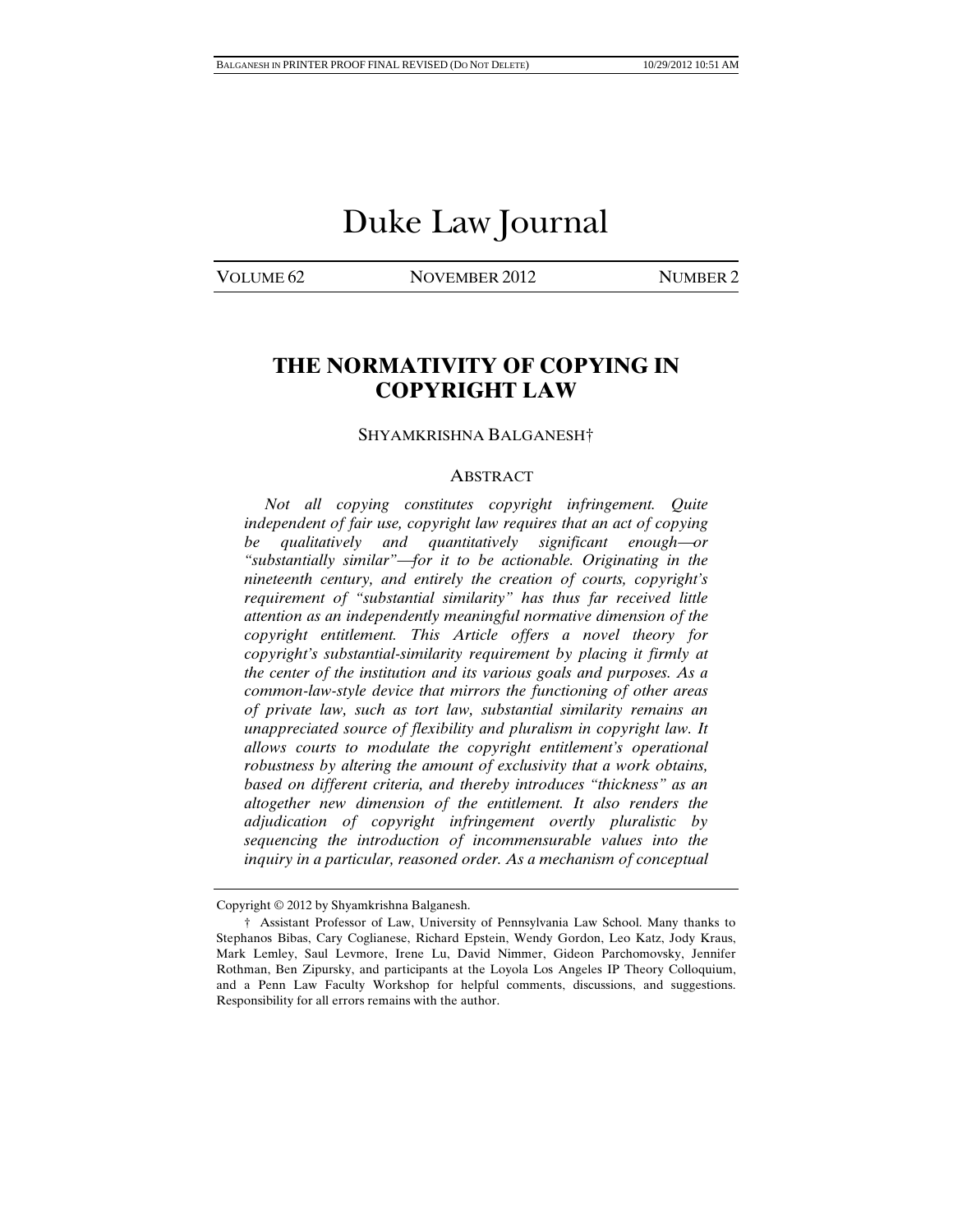# Duke Law Journal

VOLUME 62 NOVEMBER 2012 NUMBER 2

## THE NORMATIVITY OF COPYING IN COPYRIGHT LAW

SHYAMKRISHNA BALGANESH†

### ABSTRACT

*Not all copying constitutes copyright infringement. Quite independent of fair use, copyright law requires that an act of copying be qualitatively and quantitatively significant enough—or "substantially similar"—for it to be actionable. Originating in the nineteenth century, and entirely the creation of courts, copyright's requirement of "substantial similarity" has thus far received little attention as an independently meaningful normative dimension of the copyright entitlement. This Article offers a novel theory for copyright's substantial-similarity requirement by placing it firmly at the center of the institution and its various goals and purposes. As a common-law-style device that mirrors the functioning of other areas of private law, such as tort law, substantial similarity remains an unappreciated source of flexibility and pluralism in copyright law. It allows courts to modulate the copyright entitlement's operational robustness by altering the amount of exclusivity that a work obtains, based on different criteria, and thereby introduces "thickness" as an altogether new dimension of the entitlement. It also renders the adjudication of copyright infringement overtly pluralistic by sequencing the introduction of incommensurable values into the inquiry in a particular, reasoned order. As a mechanism of conceptual*

---

Copyright © 2012 by Shyamkrishna Balganesh.

† Assistant Professor of Law, University of Pennsylvania Law School. Many thanks to Stephanos Bibas, Cary Coglianese, Richard Epstein, Wendy Gordon, Leo Katz, Jody Kraus, Mark Lemley, Saul Levmore, Irene Lu, David Nimmer, Gideon Parchomovsky, Jennifer Rothman, Ben Zipursky, and participants at the Loyola Los Angeles IP Theory Colloquium, and a Penn Law Faculty Workshop for helpful comments, discussions, and suggestions. Responsibility for all errors remains with the author.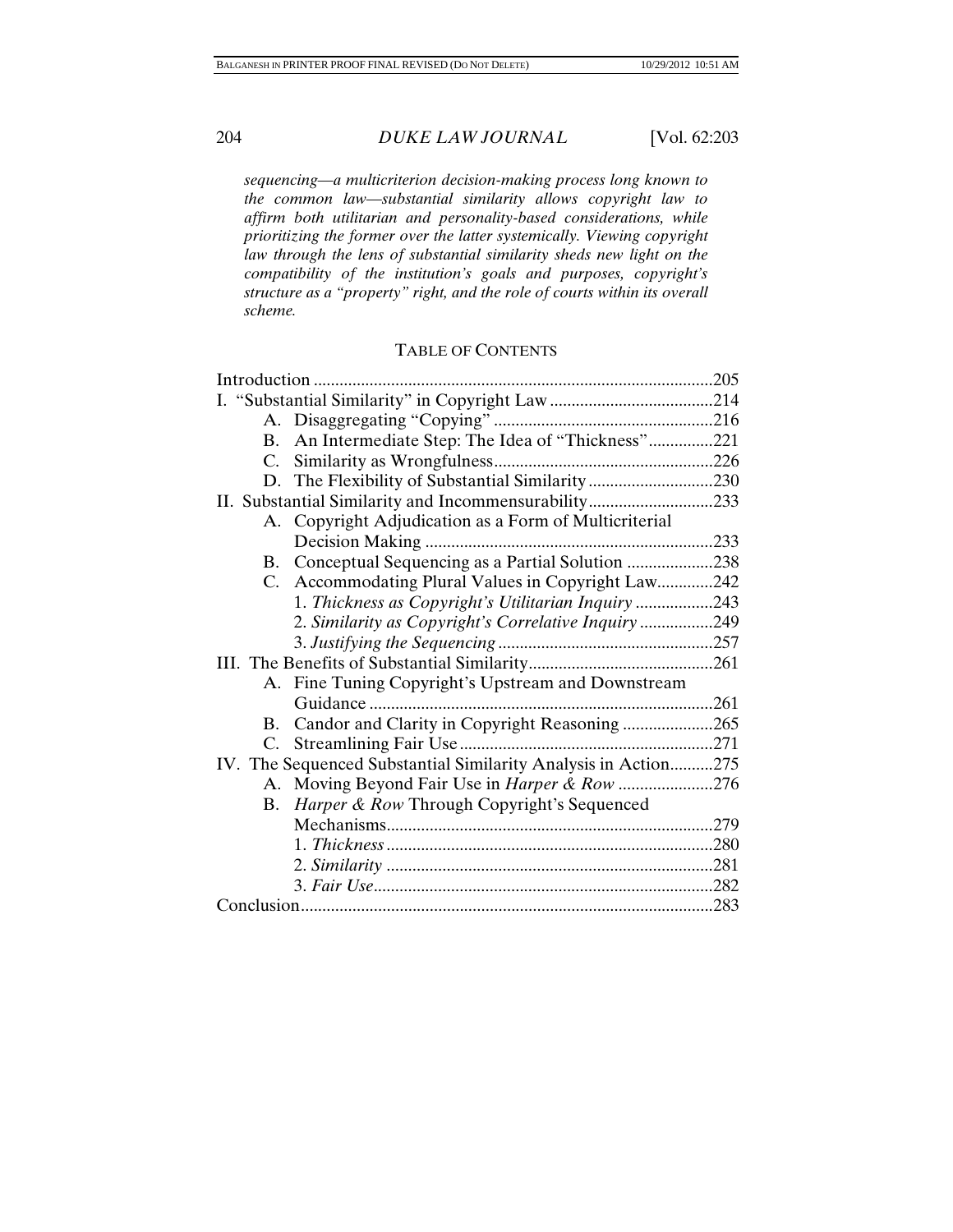*sequencing—a multicriterion decision-making process long known to the common law—substantial similarity allows copyright law to affirm both utilitarian and personality-based considerations, while prioritizing the former over the latter systemically. Viewing copyright law through the lens of substantial similarity sheds new light on the compatibility of the institution's goals and purposes, copyright's structure as a "property" right, and the role of courts within its overall scheme.*

## TABLE OF CONTENTS

Introduction ....................................................................................205

I. "Substantial Similarity" in Copyright Law ......................................214
- A. Disaggregating "Copying" ...................................................216
- B. An Intermediate Step: The Idea of "Thickness"...............221
- C. Similarity as Wrongfulness...................................................226
- D. The Flexibility of Substantial Similarity.............................230

II. Substantial Similarity and Incommensurability.............................233
- A. Copyright Adjudication as a Form of Multicriterial Decision Making ...................................................................233
- B. Conceptual Sequencing as a Partial Solution ....................238
- C. Accommodating Plural Values in Copyright Law.............242
  - 1. *Thickness as Copyright's Utilitarian Inquiry* ..................243
  - 2. *Similarity as Copyright's Correlative Inquiry* .................249
  - 3. *Justifying the Sequencing* ..................................................257

III. The Benefits of Substantial Similarity...........................................261
- A. Fine Tuning Copyright's Upstream and Downstream Guidance ...............................................................................261
- B. Candor and Clarity in Copyright Reasoning .....................265
- C. Streamlining Fair Use...........................................................271

IV. The Sequenced Substantial Similarity Analysis in Action..........275
- A. Moving Beyond Fair Use in *Harper & Row* ......................276
- B. *Harper & Row* Through Copyright's Sequenced Mechanisms............................................................................279
  - 1. *Thickness* ............................................................................280
  - 2. *Similarity* ............................................................................281
  - 3. *Fair Use*..............................................................................282

Conclusion...............................................................................................283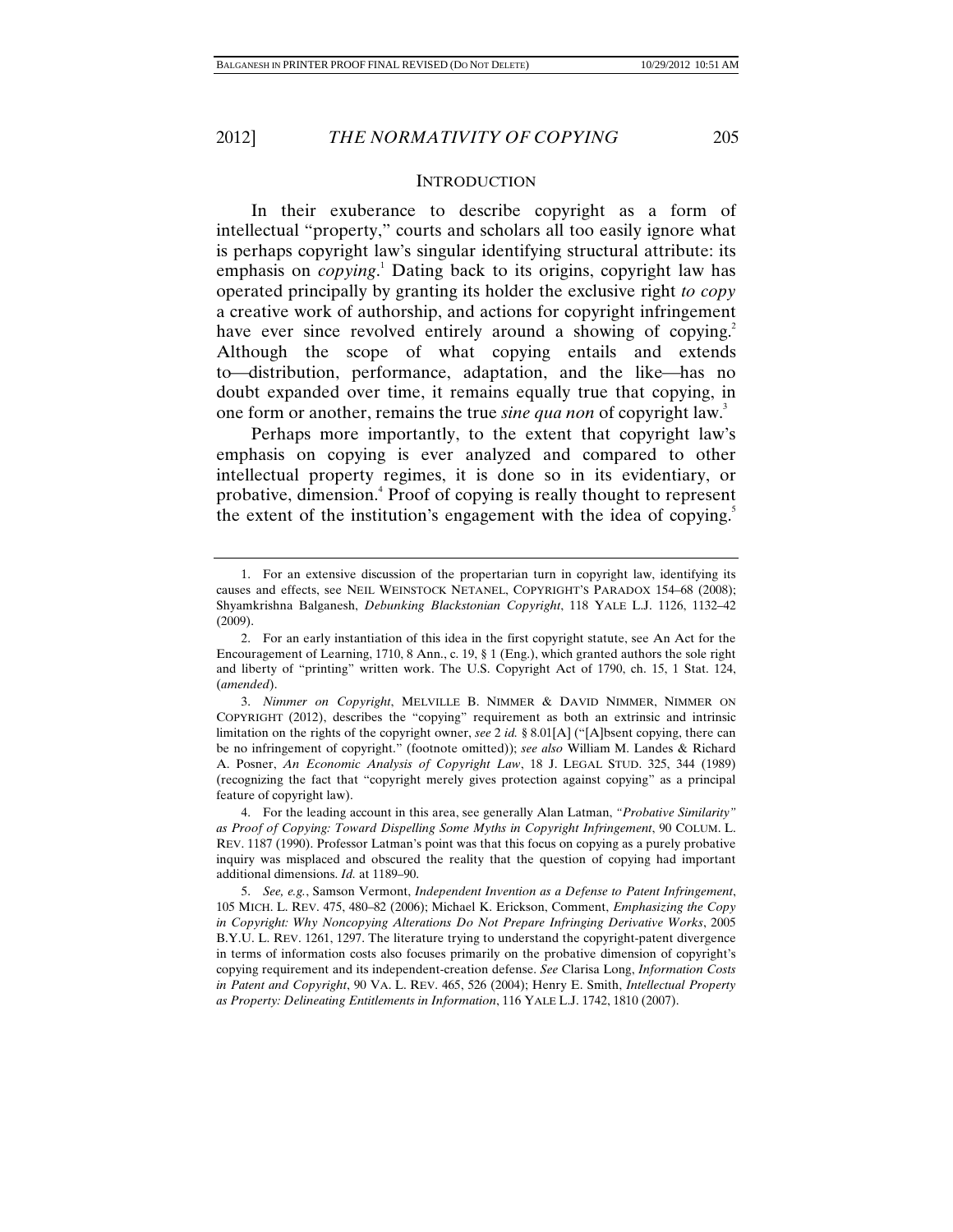## INTRODUCTION

In their exuberance to describe copyright as a form of intellectual "property," courts and scholars all too easily ignore what is perhaps copyright law's singular identifying structural attribute: its emphasis on *copying*.[1] Dating back to its origins, copyright law has operated principally by granting its holder the exclusive right *to copy* a creative work of authorship, and actions for copyright infringement have ever since revolved entirely around a showing of copying.[2] Although the scope of what copying entails and extends to—distribution, performance, adaptation, and the like—has no doubt expanded over time, it remains equally true that copying, in one form or another, remains the true *sine qua non* of copyright law.[3]

Perhaps more importantly, to the extent that copyright law's emphasis on copying is ever analyzed and compared to other intellectual property regimes, it is done so in its evidentiary, or probative, dimension.[4] Proof of copying is really thought to represent the extent of the institution's engagement with the idea of copying.[5]

---

1. For an extensive discussion of the propertarian turn in copyright law, identifying its causes and effects, see NEIL WEINSTOCK NETANEL, COPYRIGHT'S PARADOX 154–68 (2008); Shyamkrishna Balganesh, *Debunking Blackstonian Copyright*, 118 YALE L.J. 1126, 1132–42 (2009).

2. For an early instantiation of this idea in the first copyright statute, see An Act for the Encouragement of Learning, 1710, 8 Ann., c. 19, § 1 (Eng.), which granted authors the sole right and liberty of "printing" written work. The U.S. Copyright Act of 1790, ch. 15, 1 Stat. 124, (*amended*).

3. *Nimmer on Copyright*, MELVILLE B. NIMMER & DAVID NIMMER, NIMMER ON COPYRIGHT (2012), describes the "copying" requirement as both an extrinsic and intrinsic limitation on the rights of the copyright owner, *see* 2 *id.* § 8.01[A] ("[A]bsent copying, there can be no infringement of copyright." (footnote omitted)); *see also* William M. Landes & Richard A. Posner, *An Economic Analysis of Copyright Law*, 18 J. LEGAL STUD. 325, 344 (1989) (recognizing the fact that "copyright merely gives protection against copying" as a principal feature of copyright law).

4. For the leading account in this area, see generally Alan Latman, *"Probative Similarity" as Proof of Copying: Toward Dispelling Some Myths in Copyright Infringement*, 90 COLUM. L. REV. 1187 (1990). Professor Latman's point was that this focus on copying as a purely probative inquiry was misplaced and obscured the reality that the question of copying had important additional dimensions. *Id.* at 1189–90.

5. *See, e.g.*, Samson Vermont, *Independent Invention as a Defense to Patent Infringement*, 105 MICH. L. REV. 475, 480–82 (2006); Michael K. Erickson, Comment, *Emphasizing the Copy in Copyright: Why Noncopying Alterations Do Not Prepare Infringing Derivative Works*, 2005 B.Y.U. L. REV. 1261, 1297. The literature trying to understand the copyright-patent divergence in terms of information costs also focuses primarily on the probative dimension of copyright's copying requirement and its independent-creation defense. *See* Clarisa Long, *Information Costs in Patent and Copyright*, 90 VA. L. REV. 465, 526 (2004); Henry E. Smith, *Intellectual Property as Property: Delineating Entitlements in Information*, 116 YALE L.J. 1742, 1810 (2007).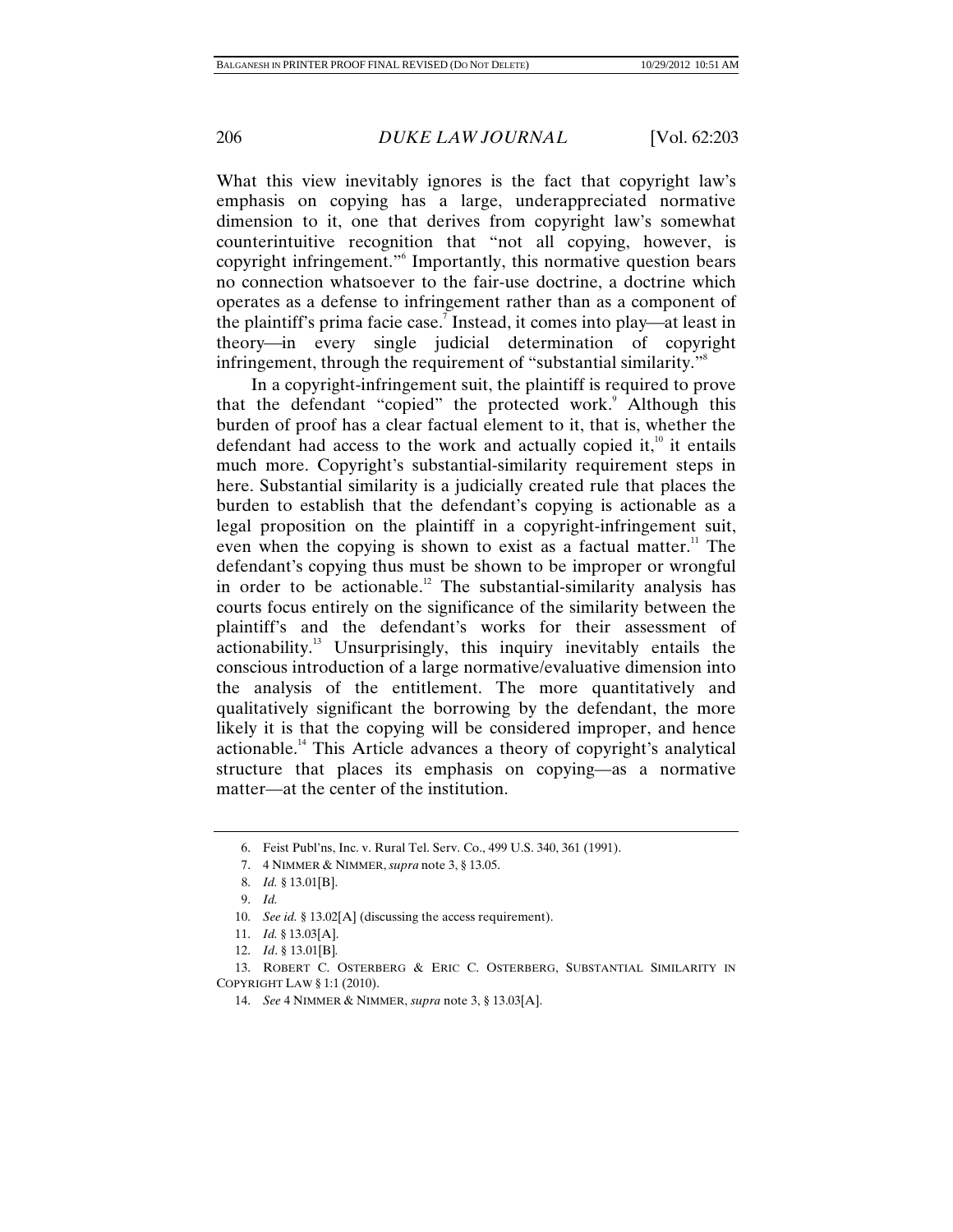What this view inevitably ignores is the fact that copyright law's emphasis on copying has a large, underappreciated normative dimension to it, one that derives from copyright law's somewhat counterintuitive recognition that "not all copying, however, is copyright infringement."[6] Importantly, this normative question bears no connection whatsoever to the fair-use doctrine, a doctrine which operates as a defense to infringement rather than as a component of the plaintiff's prima facie case.[7] Instead, it comes into play—at least in theory—in every single judicial determination of copyright infringement, through the requirement of "substantial similarity."[8]

In a copyright-infringement suit, the plaintiff is required to prove that the defendant "copied" the protected work.[9] Although this burden of proof has a clear factual element to it, that is, whether the defendant had access to the work and actually copied it,[10] it entails much more. Copyright's substantial-similarity requirement steps in here. Substantial similarity is a judicially created rule that places the burden to establish that the defendant's copying is actionable as a legal proposition on the plaintiff in a copyright-infringement suit, even when the copying is shown to exist as a factual matter.[11] The defendant's copying thus must be shown to be improper or wrongful in order to be actionable.[12] The substantial-similarity analysis has courts focus entirely on the significance of the similarity between the plaintiff's and the defendant's works for their assessment of actionability.[13] Unsurprisingly, this inquiry inevitably entails the conscious introduction of a large normative/evaluative dimension into the analysis of the entitlement. The more quantitatively and qualitatively significant the borrowing by the defendant, the more likely it is that the copying will be considered improper, and hence actionable.[14] This Article advances a theory of copyright's analytical structure that places its emphasis on copying—as a normative matter—at the center of the institution.

---

6. Feist Publ'ns, Inc. v. Rural Tel. Serv. Co., 499 U.S. 340, 361 (1991).

7. 4 NIMMER & NIMMER, *supra* note 3, § 13.05.

8. *Id.* § 13.01[B].

9. *Id.*

10. *See id.* § 13.02[A] (discussing the access requirement).

11. *Id.* § 13.03[A].

12. *Id*. § 13.01[B].

13. ROBERT C. OSTERBERG & ERIC C. OSTERBERG, SUBSTANTIAL SIMILARITY IN COPYRIGHT LAW § 1:1 (2010).

14. *See* 4 NIMMER & NIMMER, *supra* note 3, § 13.03[A].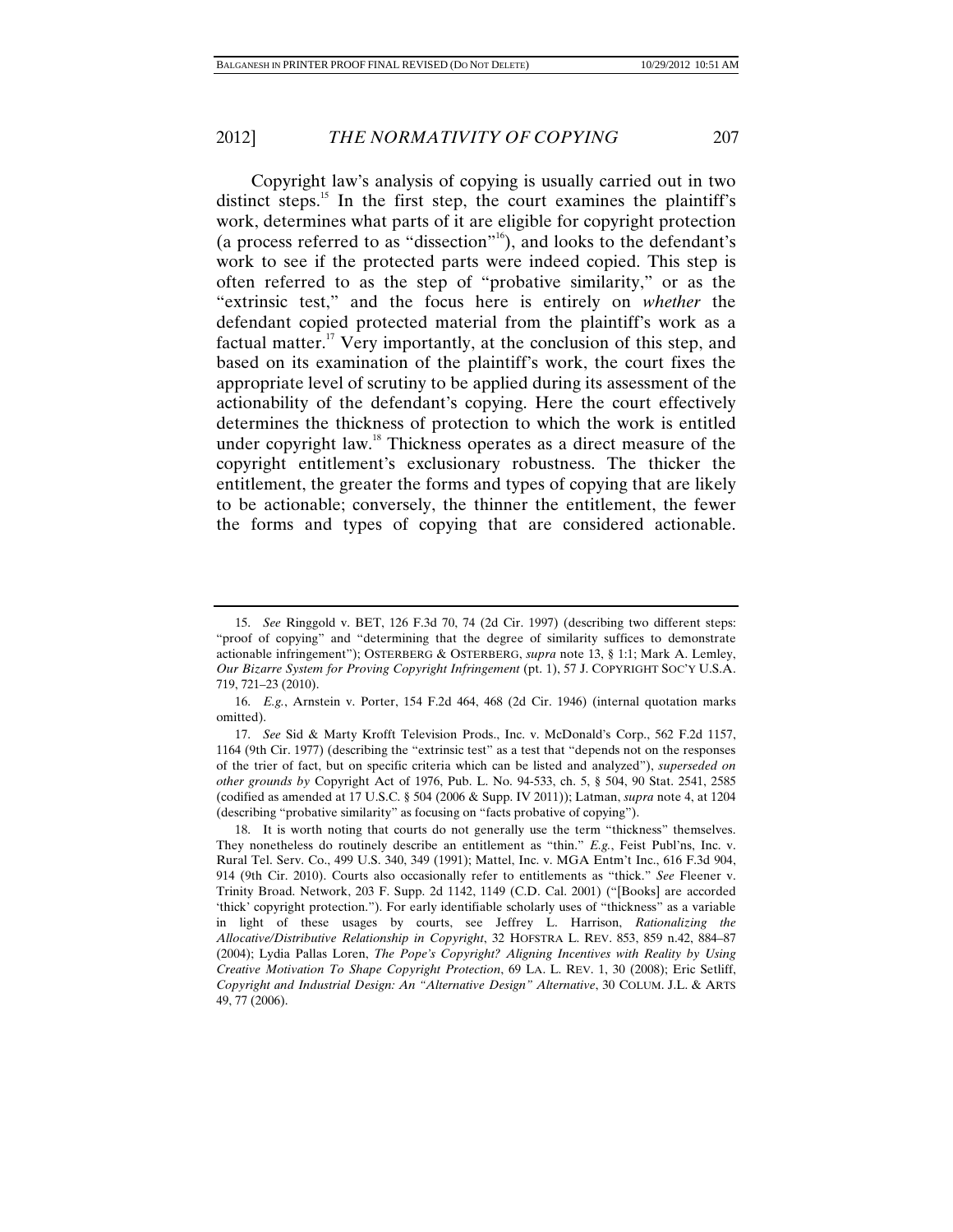Copyright law's analysis of copying is usually carried out in two distinct steps.[15] In the first step, the court examines the plaintiff's work, determines what parts of it are eligible for copyright protection (a process referred to as "dissection"[16]), and looks to the defendant's work to see if the protected parts were indeed copied. This step is often referred to as the step of "probative similarity," or as the "extrinsic test," and the focus here is entirely on *whether* the defendant copied protected material from the plaintiff's work as a factual matter.[17] Very importantly, at the conclusion of this step, and based on its examination of the plaintiff's work, the court fixes the appropriate level of scrutiny to be applied during its assessment of the actionability of the defendant's copying. Here the court effectively determines the thickness of protection to which the work is entitled under copyright law.[18] Thickness operates as a direct measure of the copyright entitlement's exclusionary robustness. The thicker the entitlement, the greater the forms and types of copying that are likely to be actionable; conversely, the thinner the entitlement, the fewer the forms and types of copying that are considered actionable.

---

15. *See* Ringgold v. BET, 126 F.3d 70, 74 (2d Cir. 1997) (describing two different steps: "proof of copying" and "determining that the degree of similarity suffices to demonstrate actionable infringement"); OSTERBERG & OSTERBERG, *supra* note 13, § 1:1; Mark A. Lemley, *Our Bizarre System for Proving Copyright Infringement* (pt. 1), 57 J. COPYRIGHT SOC'Y U.S.A. 719, 721–23 (2010).

16. *E.g.*, Arnstein v. Porter, 154 F.2d 464, 468 (2d Cir. 1946) (internal quotation marks omitted).

17. *See* Sid & Marty Krofft Television Prods., Inc. v. McDonald's Corp., 562 F.2d 1157, 1164 (9th Cir. 1977) (describing the "extrinsic test" as a test that "depends not on the responses of the trier of fact, but on specific criteria which can be listed and analyzed"), *superseded on other grounds by* Copyright Act of 1976, Pub. L. No. 94-533, ch. 5, § 504, 90 Stat. 2541, 2585 (codified as amended at 17 U.S.C. § 504 (2006 & Supp. IV 2011)); Latman, *supra* note 4, at 1204 (describing "probative similarity" as focusing on "facts probative of copying").

18. It is worth noting that courts do not generally use the term "thickness" themselves. They nonetheless do routinely describe an entitlement as "thin." *E.g.*, Feist Publ'ns, Inc. v. Rural Tel. Serv. Co., 499 U.S. 340, 349 (1991); Mattel, Inc. v. MGA Entm't Inc., 616 F.3d 904, 914 (9th Cir. 2010). Courts also occasionally refer to entitlements as "thick." *See* Fleener v. Trinity Broad. Network, 203 F. Supp. 2d 1142, 1149 (C.D. Cal. 2001) ("[Books] are accorded 'thick' copyright protection."). For early identifiable scholarly uses of "thickness" as a variable in light of these usages by courts, see Jeffrey L. Harrison, *Rationalizing the Allocative/Distributive Relationship in Copyright*, 32 HOFSTRA L. REV. 853, 859 n.42, 884–87 (2004); Lydia Pallas Loren, *The Pope's Copyright? Aligning Incentives with Reality by Using Creative Motivation To Shape Copyright Protection*, 69 LA. L. REV. 1, 30 (2008); Eric Setliff, *Copyright and Industrial Design: An "Alternative Design" Alternative*, 30 COLUM. J.L. & ARTS 49, 77 (2006).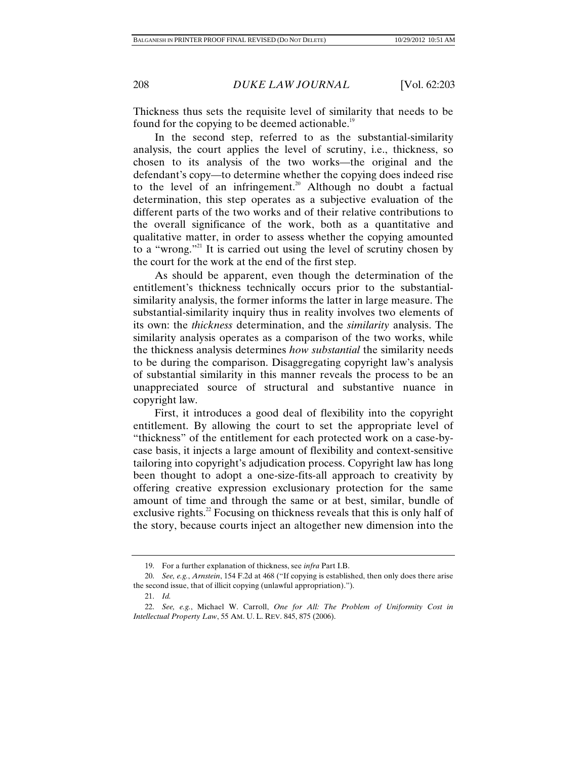Thickness thus sets the requisite level of similarity that needs to be found for the copying to be deemed actionable.[19]

In the second step, referred to as the substantial-similarity analysis, the court applies the level of scrutiny, i.e., thickness, so chosen to its analysis of the two works—the original and the defendant's copy—to determine whether the copying does indeed rise to the level of an infringement.[20] Although no doubt a factual determination, this step operates as a subjective evaluation of the different parts of the two works and of their relative contributions to the overall significance of the work, both as a quantitative and qualitative matter, in order to assess whether the copying amounted to a "wrong."[21] It is carried out using the level of scrutiny chosen by the court for the work at the end of the first step.

As should be apparent, even though the determination of the entitlement's thickness technically occurs prior to the substantial-similarity analysis, the former informs the latter in large measure. The substantial-similarity inquiry thus in reality involves two elements of its own: the *thickness* determination, and the *similarity* analysis. The similarity analysis operates as a comparison of the two works, while the thickness analysis determines *how substantial* the similarity needs to be during the comparison. Disaggregating copyright law's analysis of substantial similarity in this manner reveals the process to be an unappreciated source of structural and substantive nuance in copyright law.

First, it introduces a good deal of flexibility into the copyright entitlement. By allowing the court to set the appropriate level of "thickness" of the entitlement for each protected work on a case-by-case basis, it injects a large amount of flexibility and context-sensitive tailoring into copyright's adjudication process. Copyright law has long been thought to adopt a one-size-fits-all approach to creativity by offering creative expression exclusionary protection for the same amount of time and through the same or at best, similar, bundle of exclusive rights.[22] Focusing on thickness reveals that this is only half of the story, because courts inject an altogether new dimension into the

---

19. For a further explanation of thickness, see *infra* Part I.B.

20. *See, e.g.*, *Arnstein*, 154 F.2d at 468 ("If copying is established, then only does there arise the second issue, that of illicit copying (unlawful appropriation).").

21. *Id.*

22. *See, e.g.*, Michael W. Carroll, *One for All: The Problem of Uniformity Cost in Intellectual Property Law*, 55 AM. U. L. REV. 845, 875 (2006).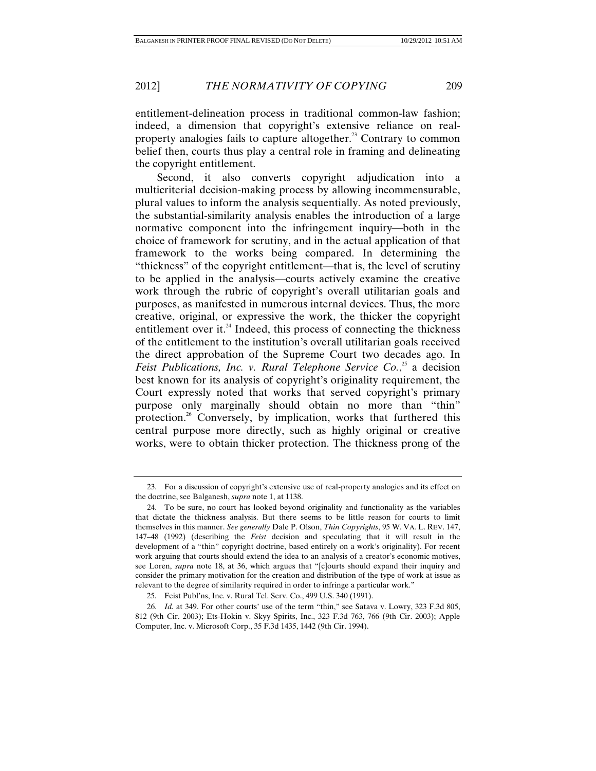entitlement-delineation process in traditional common-law fashion; indeed, a dimension that copyright's extensive reliance on real-property analogies fails to capture altogether.[23] Contrary to common belief then, courts thus play a central role in framing and delineating the copyright entitlement.

Second, it also converts copyright adjudication into a multicriterial decision-making process by allowing incommensurable, plural values to inform the analysis sequentially. As noted previously, the substantial-similarity analysis enables the introduction of a large normative component into the infringement inquiry—both in the choice of framework for scrutiny, and in the actual application of that framework to the works being compared. In determining the "thickness" of the copyright entitlement—that is, the level of scrutiny to be applied in the analysis—courts actively examine the creative work through the rubric of copyright's overall utilitarian goals and purposes, as manifested in numerous internal devices. Thus, the more creative, original, or expressive the work, the thicker the copyright entitlement over it.[24] Indeed, this process of connecting the thickness of the entitlement to the institution's overall utilitarian goals received the direct approbation of the Supreme Court two decades ago. In *Feist Publications, Inc. v. Rural Telephone Service Co.*,[25] a decision best known for its analysis of copyright's originality requirement, the Court expressly noted that works that served copyright's primary purpose only marginally should obtain no more than "thin" protection.[26] Conversely, by implication, works that furthered this central purpose more directly, such as highly original or creative works, were to obtain thicker protection. The thickness prong of the

---

23. For a discussion of copyright's extensive use of real-property analogies and its effect on the doctrine, see Balganesh, *supra* note 1, at 1138.

24. To be sure, no court has looked beyond originality and functionality as the variables that dictate the thickness analysis. But there seems to be little reason for courts to limit themselves in this manner. *See generally* Dale P. Olson, *Thin Copyrights*, 95 W. VA. L. REV. 147, 147–48 (1992) (describing the *Feist* decision and speculating that it will result in the development of a "thin" copyright doctrine, based entirely on a work's originality). For recent work arguing that courts should extend the idea to an analysis of a creator's economic motives, see Loren, *supra* note 18, at 36, which argues that "[c]ourts should expand their inquiry and consider the primary motivation for the creation and distribution of the type of work at issue as relevant to the degree of similarity required in order to infringe a particular work."

25. Feist Publ'ns, Inc. v. Rural Tel. Serv. Co., 499 U.S. 340 (1991).

26. *Id.* at 349. For other courts' use of the term "thin," see Satava v. Lowry, 323 F.3d 805, 812 (9th Cir. 2003); Ets-Hokin v. Skyy Spirits, Inc., 323 F.3d 763, 766 (9th Cir. 2003); Apple Computer, Inc. v. Microsoft Corp., 35 F.3d 1435, 1442 (9th Cir. 1994).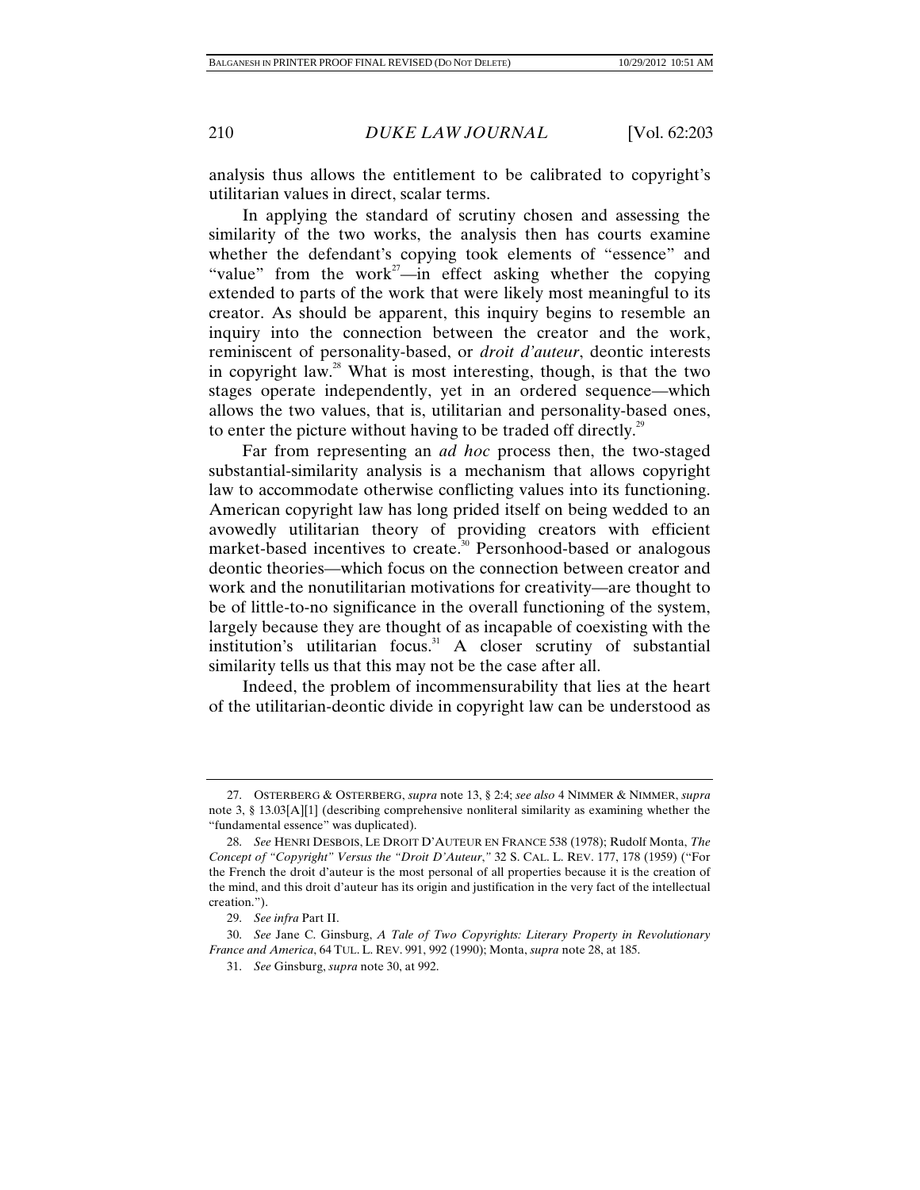analysis thus allows the entitlement to be calibrated to copyright's utilitarian values in direct, scalar terms.

In applying the standard of scrutiny chosen and assessing the similarity of the two works, the analysis then has courts examine whether the defendant's copying took elements of "essence" and "value" from the work[27]—in effect asking whether the copying extended to parts of the work that were likely most meaningful to its creator. As should be apparent, this inquiry begins to resemble an inquiry into the connection between the creator and the work, reminiscent of personality-based, or *droit d'auteur*, deontic interests in copyright law.[28] What is most interesting, though, is that the two stages operate independently, yet in an ordered sequence—which allows the two values, that is, utilitarian and personality-based ones, to enter the picture without having to be traded off directly.[29]

Far from representing an *ad hoc* process then, the two-staged substantial-similarity analysis is a mechanism that allows copyright law to accommodate otherwise conflicting values into its functioning. American copyright law has long prided itself on being wedded to an avowedly utilitarian theory of providing creators with efficient market-based incentives to create.[30] Personhood-based or analogous deontic theories—which focus on the connection between creator and work and the nonutilitarian motivations for creativity—are thought to be of little-to-no significance in the overall functioning of the system, largely because they are thought of as incapable of coexisting with the institution's utilitarian focus.[31] A closer scrutiny of substantial similarity tells us that this may not be the case after all.

Indeed, the problem of incommensurability that lies at the heart of the utilitarian-deontic divide in copyright law can be understood as

---

27. OSTERBERG & OSTERBERG, *supra* note 13, § 2:4; *see also* 4 NIMMER & NIMMER, *supra* note 3, § 13.03[A][1] (describing comprehensive nonliteral similarity as examining whether the "fundamental essence" was duplicated).

28. *See* HENRI DESBOIS, LE DROIT D'AUTEUR EN FRANCE 538 (1978); Rudolf Monta, *The Concept of "Copyright" Versus the "Droit D'Auteur*,*"* 32 S. CAL. L. REV. 177, 178 (1959) ("For the French the droit d'auteur is the most personal of all properties because it is the creation of the mind, and this droit d'auteur has its origin and justification in the very fact of the intellectual creation.").

29. *See infra* Part II.

30. *See* Jane C. Ginsburg, *A Tale of Two Copyrights: Literary Property in Revolutionary France and America*, 64 TUL. L. REV. 991, 992 (1990); Monta, *supra* note 28, at 185.

31. *See* Ginsburg, *supra* note 30, at 992.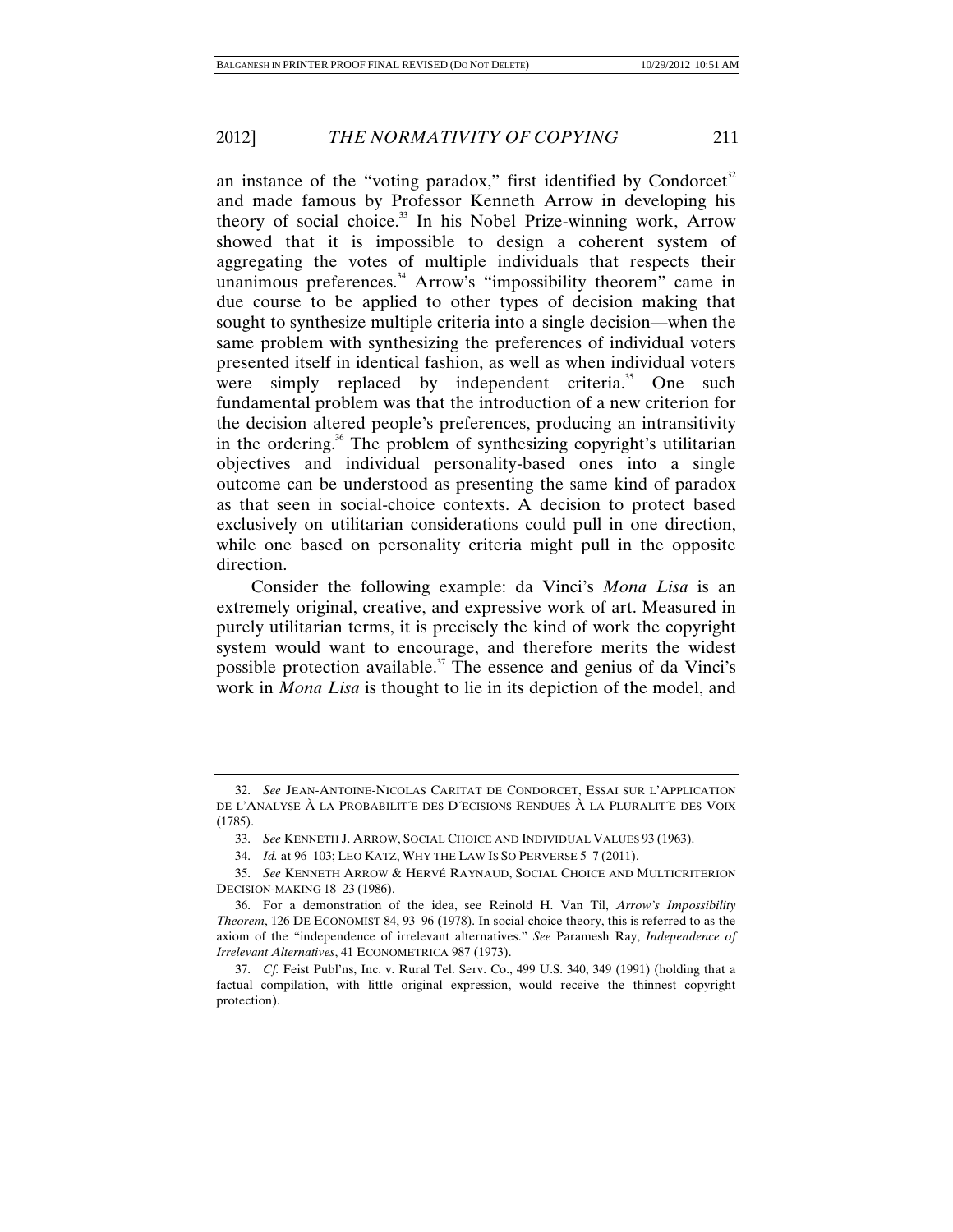an instance of the "voting paradox," first identified by Condorcet[32] and made famous by Professor Kenneth Arrow in developing his theory of social choice.[33] In his Nobel Prize-winning work, Arrow showed that it is impossible to design a coherent system of aggregating the votes of multiple individuals that respects their unanimous preferences.[34] Arrow's "impossibility theorem" came in due course to be applied to other types of decision making that sought to synthesize multiple criteria into a single decision—when the same problem with synthesizing the preferences of individual voters presented itself in identical fashion, as well as when individual voters were simply replaced by independent criteria.[35] One such fundamental problem was that the introduction of a new criterion for the decision altered people's preferences, producing an intransitivity in the ordering.[36] The problem of synthesizing copyright's utilitarian objectives and individual personality-based ones into a single outcome can be understood as presenting the same kind of paradox as that seen in social-choice contexts. A decision to protect based exclusively on utilitarian considerations could pull in one direction, while one based on personality criteria might pull in the opposite direction.

Consider the following example: da Vinci's *Mona Lisa* is an extremely original, creative, and expressive work of art. Measured in purely utilitarian terms, it is precisely the kind of work the copyright system would want to encourage, and therefore merits the widest possible protection available.[37] The essence and genius of da Vinci's work in *Mona Lisa* is thought to lie in its depiction of the model, and

---

32. *See* JEAN-ANTOINE-NICOLAS CARITAT DE CONDORCET, ESSAI SUR L'APPLICATION DE L'ANALYSE À LA PROBABILIT´E DES D´ECISIONS RENDUES À LA PLURALIT´E DES VOIX (1785).

33. *See* KENNETH J. ARROW, SOCIAL CHOICE AND INDIVIDUAL VALUES 93 (1963).

34. *Id.* at 96–103; LEO KATZ, WHY THE LAW IS SO PERVERSE 5–7 (2011).

35. *See* KENNETH ARROW & HERVÉ RAYNAUD, SOCIAL CHOICE AND MULTICRITERION DECISION-MAKING 18–23 (1986).

36. For a demonstration of the idea, see Reinold H. Van Til, *Arrow's Impossibility Theorem*, 126 DE ECONOMIST 84, 93–96 (1978). In social-choice theory, this is referred to as the axiom of the "independence of irrelevant alternatives." *See* Paramesh Ray, *Independence of Irrelevant Alternatives*, 41 ECONOMETRICA 987 (1973).

37. *Cf.* Feist Publ'ns, Inc. v. Rural Tel. Serv. Co., 499 U.S. 340, 349 (1991) (holding that a factual compilation, with little original expression, would receive the thinnest copyright protection).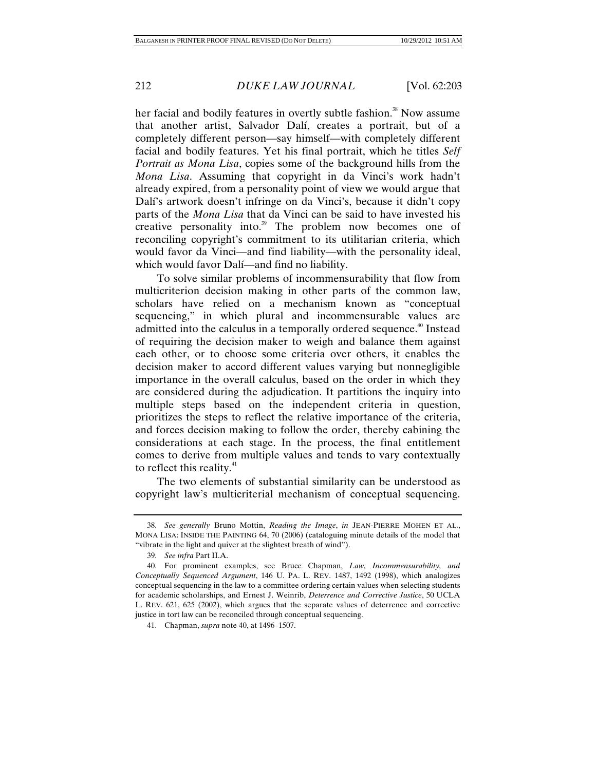her facial and bodily features in overtly subtle fashion.[38] Now assume that another artist, Salvador Dalí, creates a portrait, but of a completely different person—say himself—with completely different facial and bodily features. Yet his final portrait, which he titles *Self Portrait as Mona Lisa*, copies some of the background hills from the *Mona Lisa*. Assuming that copyright in da Vinci's work hadn't already expired, from a personality point of view we would argue that Dalí's artwork doesn't infringe on da Vinci's, because it didn't copy parts of the *Mona Lisa* that da Vinci can be said to have invested his creative personality into.[39] The problem now becomes one of reconciling copyright's commitment to its utilitarian criteria, which would favor da Vinci—and find liability—with the personality ideal, which would favor Dalí—and find no liability.

To solve similar problems of incommensurability that flow from multicriterion decision making in other parts of the common law, scholars have relied on a mechanism known as "conceptual sequencing," in which plural and incommensurable values are admitted into the calculus in a temporally ordered sequence.[40] Instead of requiring the decision maker to weigh and balance them against each other, or to choose some criteria over others, it enables the decision maker to accord different values varying but nonnegligible importance in the overall calculus, based on the order in which they are considered during the adjudication. It partitions the inquiry into multiple steps based on the independent criteria in question, prioritizes the steps to reflect the relative importance of the criteria, and forces decision making to follow the order, thereby cabining the considerations at each stage. In the process, the final entitlement comes to derive from multiple values and tends to vary contextually to reflect this reality.[41]

The two elements of substantial similarity can be understood as copyright law's multicriterial mechanism of conceptual sequencing.

---

38. *See generally* Bruno Mottin, *Reading the Image*, *in* JEAN-PIERRE MOHEN ET AL., MONA LISA: INSIDE THE PAINTING 64, 70 (2006) (cataloguing minute details of the model that "vibrate in the light and quiver at the slightest breath of wind").

39. *See infra* Part II.A.

40. For prominent examples, see Bruce Chapman, *Law, Incommensurability, and Conceptually Sequenced Argument*, 146 U. PA. L. REV. 1487, 1492 (1998), which analogizes conceptual sequencing in the law to a committee ordering certain values when selecting students for academic scholarships, and Ernest J. Weinrib, *Deterrence and Corrective Justice*, 50 UCLA L. REV. 621, 625 (2002), which argues that the separate values of deterrence and corrective justice in tort law can be reconciled through conceptual sequencing.

41. Chapman, *supra* note 40, at 1496–1507.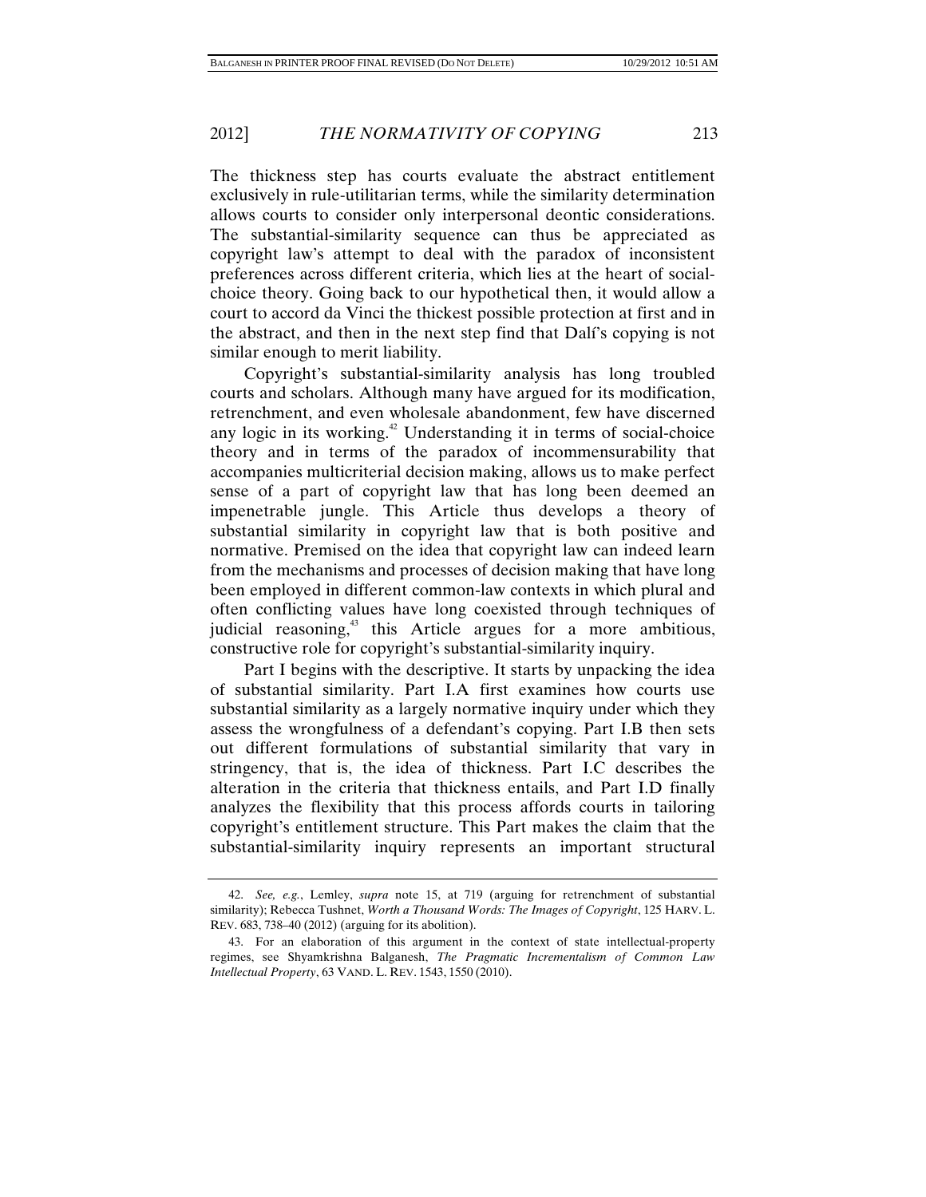The thickness step has courts evaluate the abstract entitlement exclusively in rule-utilitarian terms, while the similarity determination allows courts to consider only interpersonal deontic considerations. The substantial-similarity sequence can thus be appreciated as copyright law's attempt to deal with the paradox of inconsistent preferences across different criteria, which lies at the heart of social-choice theory. Going back to our hypothetical then, it would allow a court to accord da Vinci the thickest possible protection at first and in the abstract, and then in the next step find that Dalí's copying is not similar enough to merit liability.

Copyright's substantial-similarity analysis has long troubled courts and scholars. Although many have argued for its modification, retrenchment, and even wholesale abandonment, few have discerned any logic in its working.[42] Understanding it in terms of social-choice theory and in terms of the paradox of incommensurability that accompanies multicriterial decision making, allows us to make perfect sense of a part of copyright law that has long been deemed an impenetrable jungle. This Article thus develops a theory of substantial similarity in copyright law that is both positive and normative. Premised on the idea that copyright law can indeed learn from the mechanisms and processes of decision making that have long been employed in different common-law contexts in which plural and often conflicting values have long coexisted through techniques of judicial reasoning,[43] this Article argues for a more ambitious, constructive role for copyright's substantial-similarity inquiry.

Part I begins with the descriptive. It starts by unpacking the idea of substantial similarity. Part I.A first examines how courts use substantial similarity as a largely normative inquiry under which they assess the wrongfulness of a defendant's copying. Part I.B then sets out different formulations of substantial similarity that vary in stringency, that is, the idea of thickness. Part I.C describes the alteration in the criteria that thickness entails, and Part I.D finally analyzes the flexibility that this process affords courts in tailoring copyright's entitlement structure. This Part makes the claim that the substantial-similarity inquiry represents an important structural

---

42. *See, e.g.*, Lemley, *supra* note 15, at 719 (arguing for retrenchment of substantial similarity); Rebecca Tushnet, *Worth a Thousand Words: The Images of Copyright*, 125 HARV. L. REV. 683, 738–40 (2012) (arguing for its abolition).

43. For an elaboration of this argument in the context of state intellectual-property regimes, see Shyamkrishna Balganesh, *The Pragmatic Incrementalism of Common Law Intellectual Property*, 63 VAND. L. REV. 1543, 1550 (2010).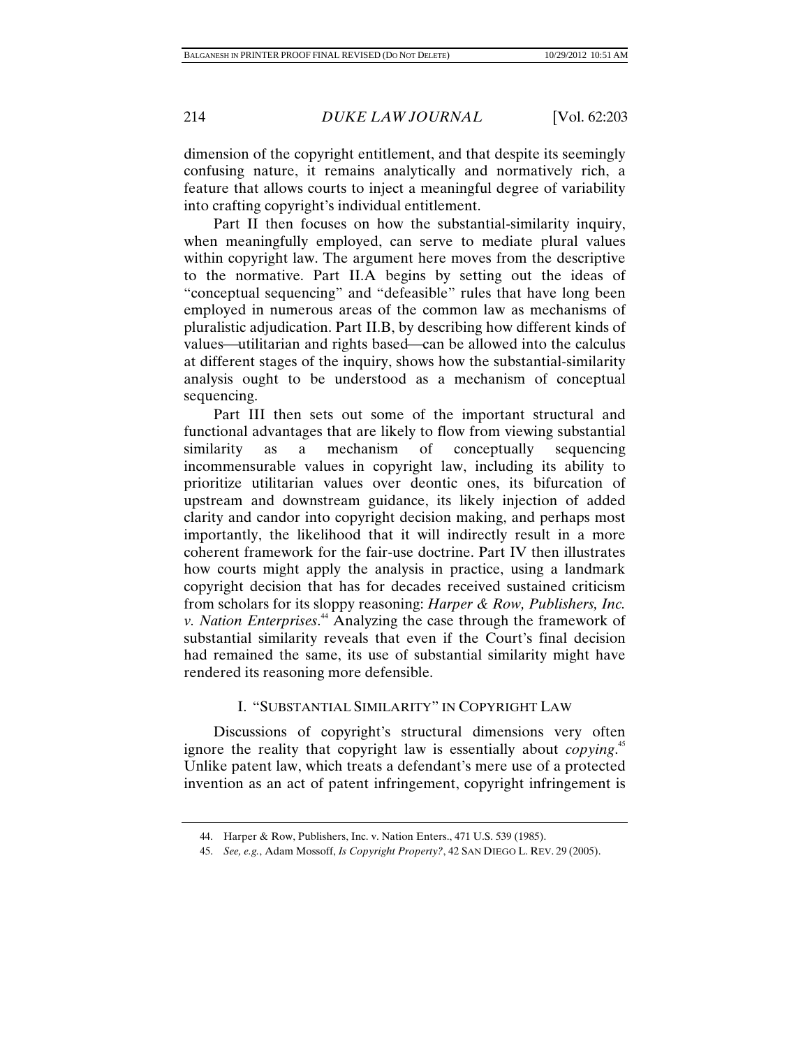dimension of the copyright entitlement, and that despite its seemingly confusing nature, it remains analytically and normatively rich, a feature that allows courts to inject a meaningful degree of variability into crafting copyright's individual entitlement.

Part II then focuses on how the substantial-similarity inquiry, when meaningfully employed, can serve to mediate plural values within copyright law. The argument here moves from the descriptive to the normative. Part II.A begins by setting out the ideas of "conceptual sequencing" and "defeasible" rules that have long been employed in numerous areas of the common law as mechanisms of pluralistic adjudication. Part II.B, by describing how different kinds of values—utilitarian and rights based—can be allowed into the calculus at different stages of the inquiry, shows how the substantial-similarity analysis ought to be understood as a mechanism of conceptual sequencing.

Part III then sets out some of the important structural and functional advantages that are likely to flow from viewing substantial similarity as a mechanism of conceptually sequencing incommensurable values in copyright law, including its ability to prioritize utilitarian values over deontic ones, its bifurcation of upstream and downstream guidance, its likely injection of added clarity and candor into copyright decision making, and perhaps most importantly, the likelihood that it will indirectly result in a more coherent framework for the fair-use doctrine. Part IV then illustrates how courts might apply the analysis in practice, using a landmark copyright decision that has for decades received sustained criticism from scholars for its sloppy reasoning: *Harper & Row, Publishers, Inc. v. Nation Enterprises*.[44] Analyzing the case through the framework of substantial similarity reveals that even if the Court's final decision had remained the same, its use of substantial similarity might have rendered its reasoning more defensible.

## I. "SUBSTANTIAL SIMILARITY" IN COPYRIGHT LAW

Discussions of copyright's structural dimensions very often ignore the reality that copyright law is essentially about *copying*.[45] Unlike patent law, which treats a defendant's mere use of a protected invention as an act of patent infringement, copyright infringement is

---

44. Harper & Row, Publishers, Inc. v. Nation Enters., 471 U.S. 539 (1985).

45. *See, e.g.*, Adam Mossoff, *Is Copyright Property?*, 42 SAN DIEGO L. REV. 29 (2005).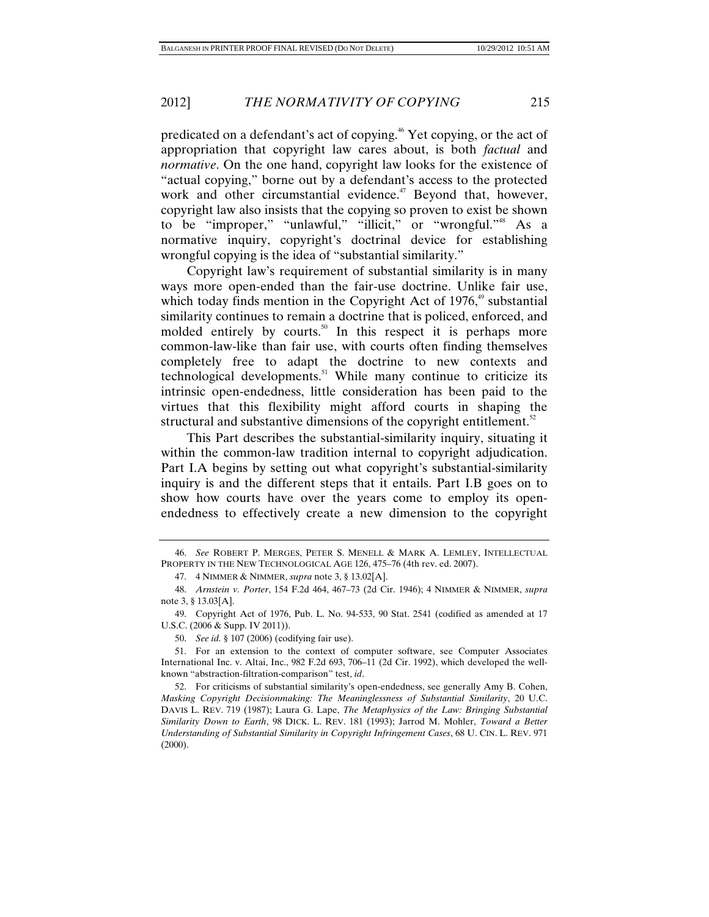predicated on a defendant's act of copying.[46] Yet copying, or the act of appropriation that copyright law cares about, is both *factual* and *normative*. On the one hand, copyright law looks for the existence of "actual copying," borne out by a defendant's access to the protected work and other circumstantial evidence.[47] Beyond that, however, copyright law also insists that the copying so proven to exist be shown to be "improper," "unlawful," "illicit," or "wrongful."[48] As a normative inquiry, copyright's doctrinal device for establishing wrongful copying is the idea of "substantial similarity."

Copyright law's requirement of substantial similarity is in many ways more open-ended than the fair-use doctrine. Unlike fair use, which today finds mention in the Copyright Act of 1976,[49] substantial similarity continues to remain a doctrine that is policed, enforced, and molded entirely by courts.[50] In this respect it is perhaps more common-law-like than fair use, with courts often finding themselves completely free to adapt the doctrine to new contexts and technological developments.[51] While many continue to criticize its intrinsic open-endedness, little consideration has been paid to the virtues that this flexibility might afford courts in shaping the structural and substantive dimensions of the copyright entitlement.[52]

This Part describes the substantial-similarity inquiry, situating it within the common-law tradition internal to copyright adjudication. Part I.A begins by setting out what copyright's substantial-similarity inquiry is and the different steps that it entails. Part I.B goes on to show how courts have over the years come to employ its open-endedness to effectively create a new dimension to the copyright

---

46. *See* ROBERT P. MERGES, PETER S. MENELL & MARK A. LEMLEY, INTELLECTUAL PROPERTY IN THE NEW TECHNOLOGICAL AGE 126, 475–76 (4th rev. ed. 2007).

47. 4 NIMMER & NIMMER, *supra* note 3, § 13.02[A].

48. *Arnstein v. Porter*, 154 F.2d 464, 467–73 (2d Cir. 1946); 4 NIMMER & NIMMER, *supra* note 3, § 13.03[A].

49. Copyright Act of 1976, Pub. L. No. 94-533, 90 Stat. 2541 (codified as amended at 17 U.S.C. (2006 & Supp. IV 2011)).

50. *See id.* § 107 (2006) (codifying fair use).

51. For an extension to the context of computer software, see Computer Associates International Inc. v. Altai, Inc., 982 F.2d 693, 706–11 (2d Cir. 1992), which developed the well-known "abstraction-filtration-comparison" test, *id*.

52. For criticisms of substantial similarity's open-endedness, see generally Amy B. Cohen, *Masking Copyright Decisionmaking: The Meaninglessness of Substantial Similarity*, 20 U.C. DAVIS L. REV. 719 (1987); Laura G. Lape, *The Metaphysics of the Law: Bringing Substantial Similarity Down to Earth*, 98 DICK. L. REV. 181 (1993); Jarrod M. Mohler, *Toward a Better Understanding of Substantial Similarity in Copyright Infringement Cases*, 68 U. CIN. L. REV. 971 (2000).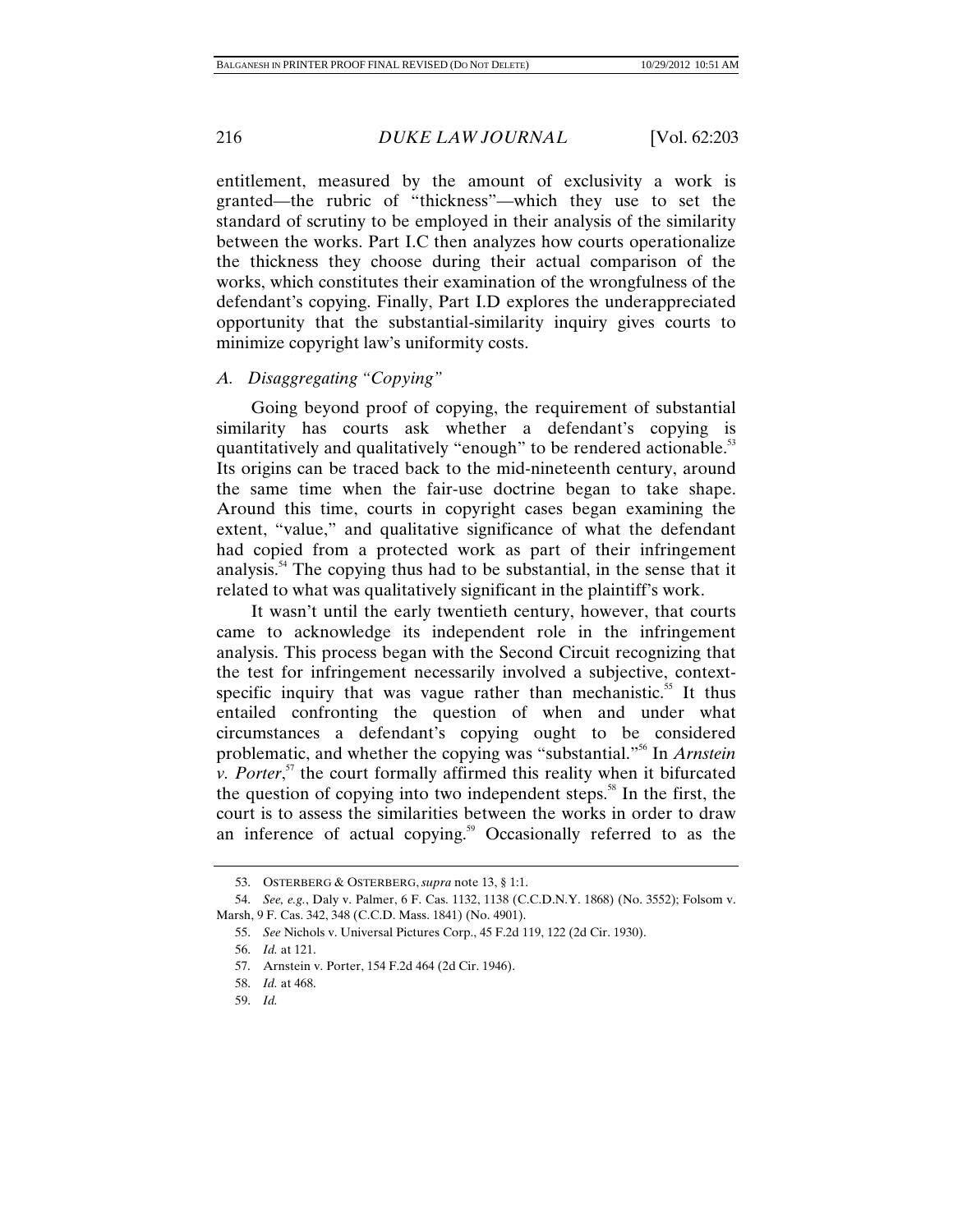entitlement, measured by the amount of exclusivity a work is granted—the rubric of "thickness"—which they use to set the standard of scrutiny to be employed in their analysis of the similarity between the works. Part I.C then analyzes how courts operationalize the thickness they choose during their actual comparison of the works, which constitutes their examination of the wrongfulness of the defendant's copying. Finally, Part I.D explores the underappreciated opportunity that the substantial-similarity inquiry gives courts to minimize copyright law's uniformity costs.

### *A. Disaggregating "Copying"*

Going beyond proof of copying, the requirement of substantial similarity has courts ask whether a defendant's copying is quantitatively and qualitatively "enough" to be rendered actionable.[53] Its origins can be traced back to the mid-nineteenth century, around the same time when the fair-use doctrine began to take shape. Around this time, courts in copyright cases began examining the extent, "value," and qualitative significance of what the defendant had copied from a protected work as part of their infringement analysis.[54] The copying thus had to be substantial, in the sense that it related to what was qualitatively significant in the plaintiff's work.

It wasn't until the early twentieth century, however, that courts came to acknowledge its independent role in the infringement analysis. This process began with the Second Circuit recognizing that the test for infringement necessarily involved a subjective, context-specific inquiry that was vague rather than mechanistic.[55] It thus entailed confronting the question of when and under what circumstances a defendant's copying ought to be considered problematic, and whether the copying was "substantial."[56] In *Arnstein v. Porter*,[57] the court formally affirmed this reality when it bifurcated the question of copying into two independent steps.[58] In the first, the court is to assess the similarities between the works in order to draw an inference of actual copying.[59] Occasionally referred to as the

---

53. OSTERBERG & OSTERBERG, *supra* note 13, § 1:1.

54. *See, e.g.*, Daly v. Palmer, 6 F. Cas. 1132, 1138 (C.C.D.N.Y. 1868) (No. 3552); Folsom v. Marsh, 9 F. Cas. 342, 348 (C.C.D. Mass. 1841) (No. 4901).

55. *See* Nichols v. Universal Pictures Corp., 45 F.2d 119, 122 (2d Cir. 1930).

56. *Id.* at 121.

57. Arnstein v. Porter, 154 F.2d 464 (2d Cir. 1946).

58. *Id.* at 468.

59. *Id.*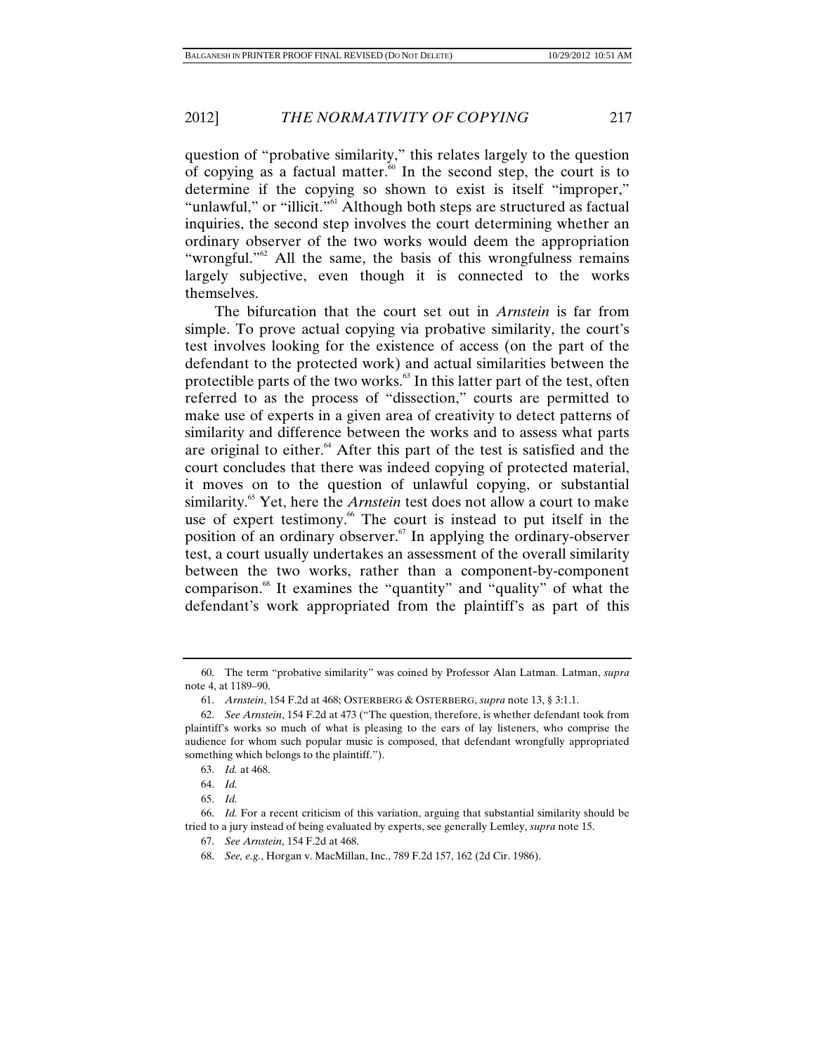question of "probative similarity," this relates largely to the question of copying as a factual matter.[60] In the second step, the court is to determine if the copying so shown to exist is itself "improper," "unlawful," or "illicit."[61] Although both steps are structured as factual inquiries, the second step involves the court determining whether an ordinary observer of the two works would deem the appropriation "wrongful."[62] All the same, the basis of this wrongfulness remains largely subjective, even though it is connected to the works themselves.

The bifurcation that the court set out in *Arnstein* is far from simple. To prove actual copying via probative similarity, the court's test involves looking for the existence of access (on the part of the defendant to the protected work) and actual similarities between the protectible parts of the two works.[63] In this latter part of the test, often referred to as the process of "dissection," courts are permitted to make use of experts in a given area of creativity to detect patterns of similarity and difference between the works and to assess what parts are original to either.[64] After this part of the test is satisfied and the court concludes that there was indeed copying of protected material, it moves on to the question of unlawful copying, or substantial similarity.[65] Yet, here the *Arnstein* test does not allow a court to make use of expert testimony.[66] The court is instead to put itself in the position of an ordinary observer.[67] In applying the ordinary-observer test, a court usually undertakes an assessment of the overall similarity between the two works, rather than a component-by-component comparison.[68] It examines the "quantity" and "quality" of what the defendant's work appropriated from the plaintiff's as part of this

---

60. The term "probative similarity" was coined by Professor Alan Latman. Latman, *supra* note 4, at 1189–90.

61. *Arnstein*, 154 F.2d at 468; OSTERBERG & OSTERBERG, *supra* note 13, § 3:1.1.

62. *See Arnstein*, 154 F.2d at 473 ("The question, therefore, is whether defendant took from plaintiff's works so much of what is pleasing to the ears of lay listeners, who comprise the audience for whom such popular music is composed, that defendant wrongfully appropriated something which belongs to the plaintiff.").

63. *Id.* at 468.

64. *Id.*

65. *Id.*

66. *Id.* For a recent criticism of this variation, arguing that substantial similarity should be tried to a jury instead of being evaluated by experts, see generally Lemley, *supra* note 15.

67. *See Arnstein*, 154 F.2d at 468.

68. *See, e.g.*, Horgan v. MacMillan, Inc., 789 F.2d 157, 162 (2d Cir. 1986).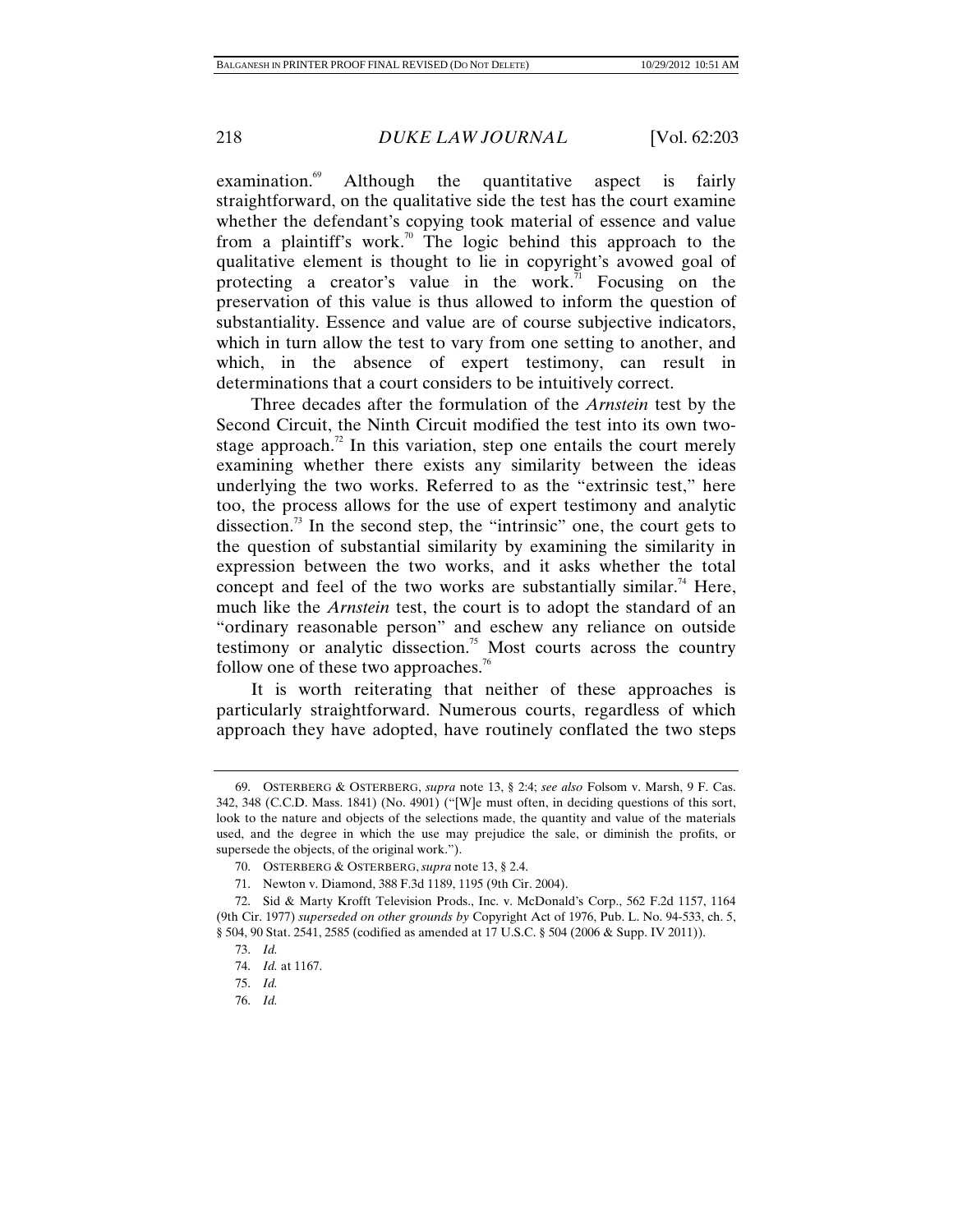examination.[69] Although the quantitative aspect is fairly straightforward, on the qualitative side the test has the court examine whether the defendant's copying took material of essence and value from a plaintiff's work.[70] The logic behind this approach to the qualitative element is thought to lie in copyright's avowed goal of protecting a creator's value in the work.[71] Focusing on the preservation of this value is thus allowed to inform the question of substantiality. Essence and value are of course subjective indicators, which in turn allow the test to vary from one setting to another, and which, in the absence of expert testimony, can result in determinations that a court considers to be intuitively correct.

Three decades after the formulation of the *Arnstein* test by the Second Circuit, the Ninth Circuit modified the test into its own two-stage approach.[72] In this variation, step one entails the court merely examining whether there exists any similarity between the ideas underlying the two works. Referred to as the "extrinsic test," here too, the process allows for the use of expert testimony and analytic dissection.[73] In the second step, the "intrinsic" one, the court gets to the question of substantial similarity by examining the similarity in expression between the two works, and it asks whether the total concept and feel of the two works are substantially similar.[74] Here, much like the *Arnstein* test, the court is to adopt the standard of an "ordinary reasonable person" and eschew any reliance on outside testimony or analytic dissection.[75] Most courts across the country follow one of these two approaches.[76]

It is worth reiterating that neither of these approaches is particularly straightforward. Numerous courts, regardless of which approach they have adopted, have routinely conflated the two steps

---

69. OSTERBERG & OSTERBERG, *supra* note 13, § 2:4; *see also* Folsom v. Marsh, 9 F. Cas. 342, 348 (C.C.D. Mass. 1841) (No. 4901) ("[W]e must often, in deciding questions of this sort, look to the nature and objects of the selections made, the quantity and value of the materials used, and the degree in which the use may prejudice the sale, or diminish the profits, or supersede the objects, of the original work.").

70. OSTERBERG & OSTERBERG, *supra* note 13, § 2.4.

71. Newton v. Diamond, 388 F.3d 1189, 1195 (9th Cir. 2004).

72. Sid & Marty Krofft Television Prods., Inc. v. McDonald's Corp., 562 F.2d 1157, 1164 (9th Cir. 1977) *superseded on other grounds by* Copyright Act of 1976, Pub. L. No. 94-533, ch. 5, § 504, 90 Stat. 2541, 2585 (codified as amended at 17 U.S.C. § 504 (2006 & Supp. IV 2011)).

73. *Id.*

74. *Id.* at 1167.

75. *Id.*

76. *Id.*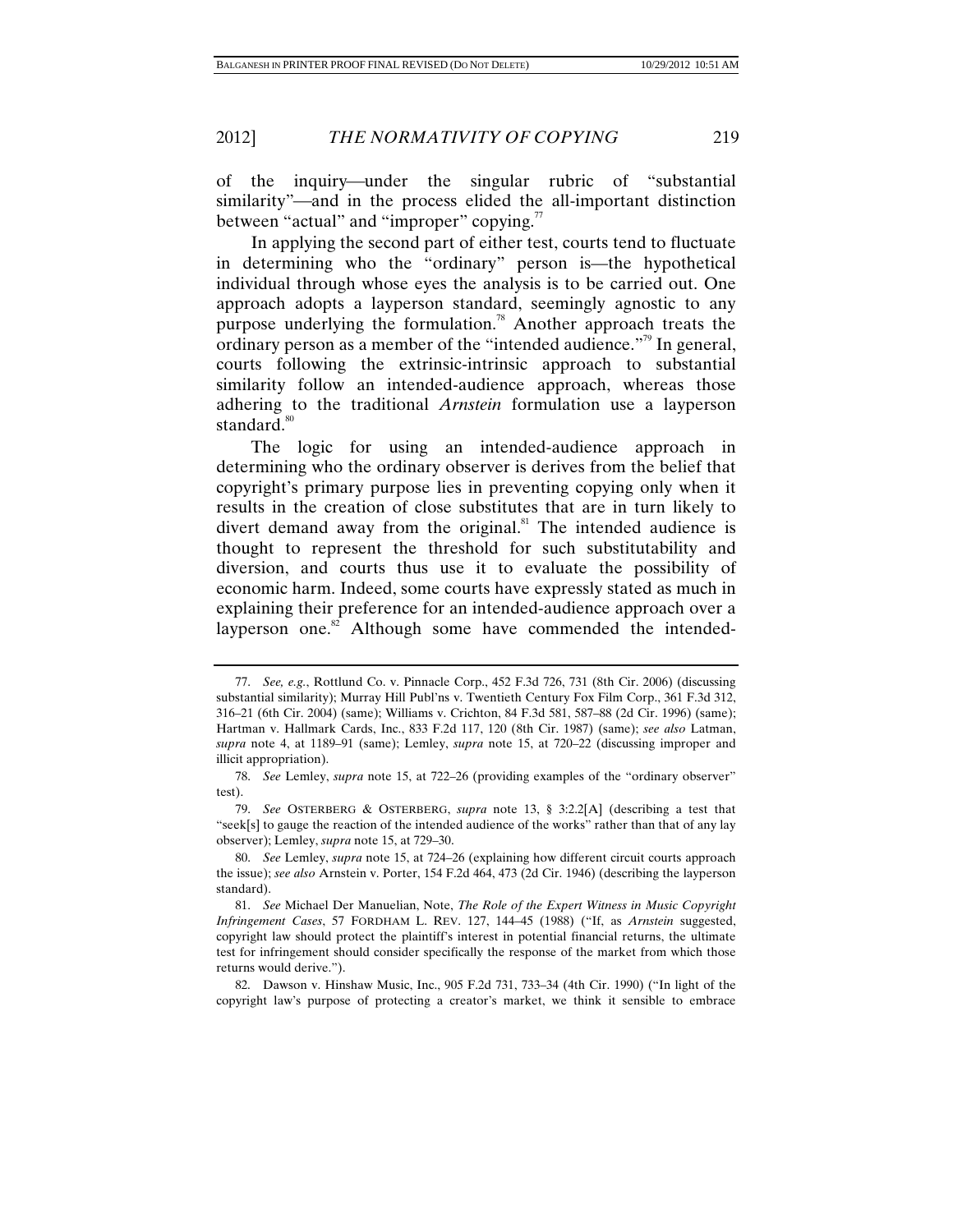of the inquiry—under the singular rubric of "substantial similarity"—and in the process elided the all-important distinction between "actual" and "improper" copying.[77]

In applying the second part of either test, courts tend to fluctuate in determining who the "ordinary" person is—the hypothetical individual through whose eyes the analysis is to be carried out. One approach adopts a layperson standard, seemingly agnostic to any purpose underlying the formulation.[78] Another approach treats the ordinary person as a member of the "intended audience."[79] In general, courts following the extrinsic-intrinsic approach to substantial similarity follow an intended-audience approach, whereas those adhering to the traditional *Arnstein* formulation use a layperson standard.[80]

The logic for using an intended-audience approach in determining who the ordinary observer is derives from the belief that copyright's primary purpose lies in preventing copying only when it results in the creation of close substitutes that are in turn likely to divert demand away from the original.[81] The intended audience is thought to represent the threshold for such substitutability and diversion, and courts thus use it to evaluate the possibility of economic harm. Indeed, some courts have expressly stated as much in explaining their preference for an intended-audience approach over a layperson one.[82] Although some have commended the intended-

---

77. *See, e.g.*, Rottlund Co. v. Pinnacle Corp., 452 F.3d 726, 731 (8th Cir. 2006) (discussing substantial similarity); Murray Hill Publ'ns v. Twentieth Century Fox Film Corp., 361 F.3d 312, 316–21 (6th Cir. 2004) (same); Williams v. Crichton, 84 F.3d 581, 587–88 (2d Cir. 1996) (same); Hartman v. Hallmark Cards, Inc., 833 F.2d 117, 120 (8th Cir. 1987) (same); *see also* Latman, *supra* note 4, at 1189–91 (same); Lemley, *supra* note 15, at 720–22 (discussing improper and illicit appropriation).

78. *See* Lemley, *supra* note 15, at 722–26 (providing examples of the "ordinary observer" test).

79. *See* OSTERBERG & OSTERBERG, *supra* note 13, § 3:2.2[A] (describing a test that "seek[s] to gauge the reaction of the intended audience of the works" rather than that of any lay observer); Lemley, *supra* note 15, at 729–30.

80. *See* Lemley, *supra* note 15, at 724–26 (explaining how different circuit courts approach the issue); *see also* Arnstein v. Porter, 154 F.2d 464, 473 (2d Cir. 1946) (describing the layperson standard).

81. *See* Michael Der Manuelian, Note, *The Role of the Expert Witness in Music Copyright Infringement Cases*, 57 FORDHAM L. REV. 127, 144–45 (1988) ("If, as *Arnstein* suggested, copyright law should protect the plaintiff's interest in potential financial returns, the ultimate test for infringement should consider specifically the response of the market from which those returns would derive.").

82. Dawson v. Hinshaw Music, Inc., 905 F.2d 731, 733–34 (4th Cir. 1990) ("In light of the copyright law's purpose of protecting a creator's market, we think it sensible to embrace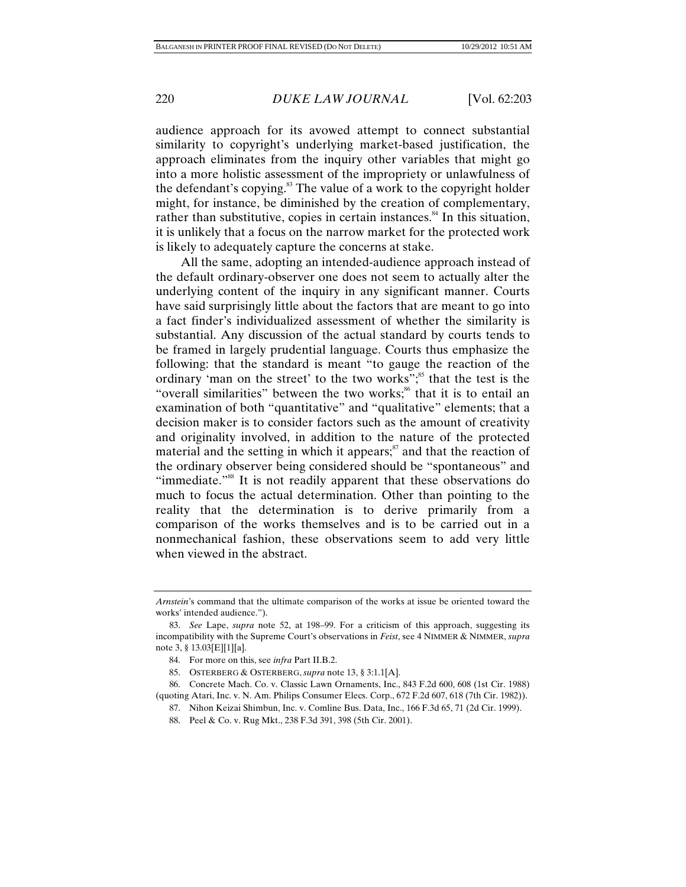audience approach for its avowed attempt to connect substantial similarity to copyright's underlying market-based justification, the approach eliminates from the inquiry other variables that might go into a more holistic assessment of the impropriety or unlawfulness of the defendant's copying.[83] The value of a work to the copyright holder might, for instance, be diminished by the creation of complementary, rather than substitutive, copies in certain instances.[84] In this situation, it is unlikely that a focus on the narrow market for the protected work is likely to adequately capture the concerns at stake.

All the same, adopting an intended-audience approach instead of the default ordinary-observer one does not seem to actually alter the underlying content of the inquiry in any significant manner. Courts have said surprisingly little about the factors that are meant to go into a fact finder's individualized assessment of whether the similarity is substantial. Any discussion of the actual standard by courts tends to be framed in largely prudential language. Courts thus emphasize the following: that the standard is meant "to gauge the reaction of the ordinary 'man on the street' to the two works";[85] that the test is the "overall similarities" between the two works;[86] that it is to entail an examination of both "quantitative" and "qualitative" elements; that a decision maker is to consider factors such as the amount of creativity and originality involved, in addition to the nature of the protected material and the setting in which it appears;[87] and that the reaction of the ordinary observer being considered should be "spontaneous" and "immediate."[88] It is not readily apparent that these observations do much to focus the actual determination. Other than pointing to the reality that the determination is to derive primarily from a comparison of the works themselves and is to be carried out in a nonmechanical fashion, these observations seem to add very little when viewed in the abstract.

---

*Arnstein*'s command that the ultimate comparison of the works at issue be oriented toward the works' intended audience.").

83. *See* Lape, *supra* note 52, at 198–99. For a criticism of this approach, suggesting its incompatibility with the Supreme Court's observations in *Feist*, see 4 NIMMER & NIMMER, *supra* note 3, § 13.03[E][1][a].

84. For more on this, see *infra* Part II.B.2.

85. OSTERBERG & OSTERBERG, *supra* note 13, § 3:1.1[A].

86. Concrete Mach. Co. v. Classic Lawn Ornaments, Inc., 843 F.2d 600, 608 (1st Cir. 1988) (quoting Atari, Inc. v. N. Am. Philips Consumer Elecs. Corp., 672 F.2d 607, 618 (7th Cir. 1982)).

87. Nihon Keizai Shimbun, Inc. v. Comline Bus. Data, Inc., 166 F.3d 65, 71 (2d Cir. 1999).

88. Peel & Co. v. Rug Mkt., 238 F.3d 391, 398 (5th Cir. 2001).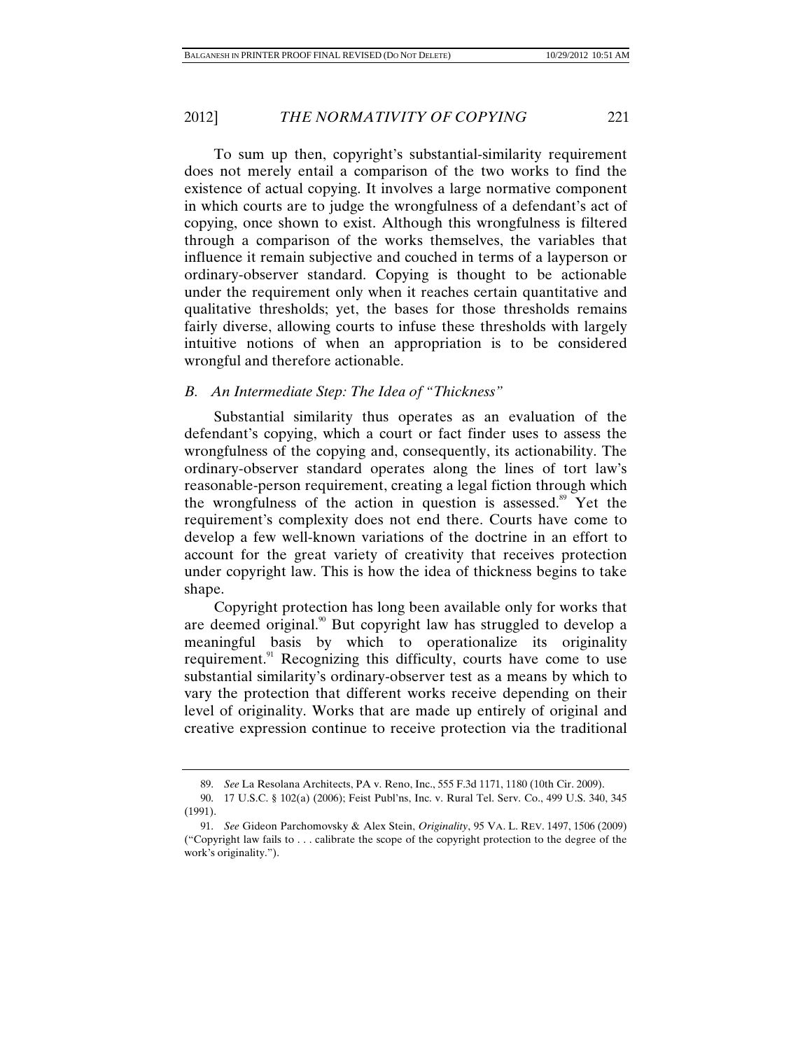To sum up then, copyright's substantial-similarity requirement does not merely entail a comparison of the two works to find the existence of actual copying. It involves a large normative component in which courts are to judge the wrongfulness of a defendant's act of copying, once shown to exist. Although this wrongfulness is filtered through a comparison of the works themselves, the variables that influence it remain subjective and couched in terms of a layperson or ordinary-observer standard. Copying is thought to be actionable under the requirement only when it reaches certain quantitative and qualitative thresholds; yet, the bases for those thresholds remains fairly diverse, allowing courts to infuse these thresholds with largely intuitive notions of when an appropriation is to be considered wrongful and therefore actionable.

### *B. An Intermediate Step: The Idea of "Thickness"*

Substantial similarity thus operates as an evaluation of the defendant's copying, which a court or fact finder uses to assess the wrongfulness of the copying and, consequently, its actionability. The ordinary-observer standard operates along the lines of tort law's reasonable-person requirement, creating a legal fiction through which the wrongfulness of the action in question is assessed.[89] Yet the requirement's complexity does not end there. Courts have come to develop a few well-known variations of the doctrine in an effort to account for the great variety of creativity that receives protection under copyright law. This is how the idea of thickness begins to take shape.

Copyright protection has long been available only for works that are deemed original.[90] But copyright law has struggled to develop a meaningful basis by which to operationalize its originality requirement.[91] Recognizing this difficulty, courts have come to use substantial similarity's ordinary-observer test as a means by which to vary the protection that different works receive depending on their level of originality. Works that are made up entirely of original and creative expression continue to receive protection via the traditional

---

89. *See* La Resolana Architects, PA v. Reno, Inc., 555 F.3d 1171, 1180 (10th Cir. 2009).

90. 17 U.S.C. § 102(a) (2006); Feist Publ'ns, Inc. v. Rural Tel. Serv. Co., 499 U.S. 340, 345 (1991).

91. *See* Gideon Parchomovsky & Alex Stein, *Originality*, 95 VA. L. REV. 1497, 1506 (2009) ("Copyright law fails to . . . calibrate the scope of the copyright protection to the degree of the work's originality.").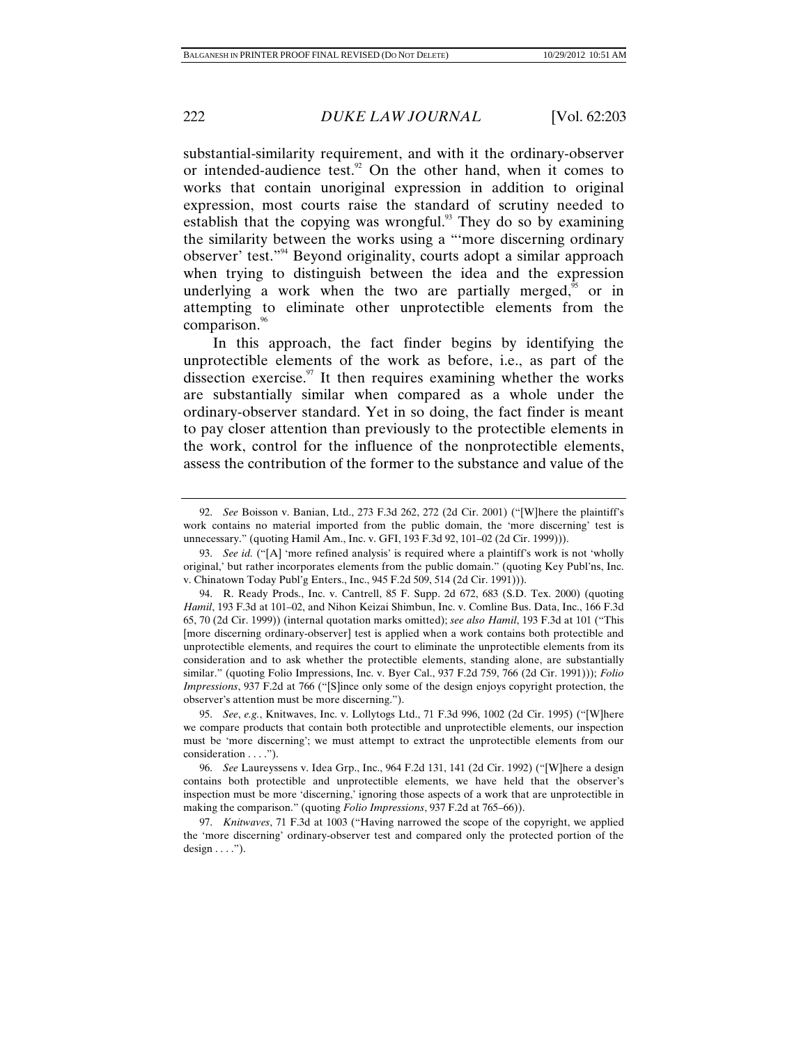substantial-similarity requirement, and with it the ordinary-observer or intended-audience test.[92] On the other hand, when it comes to works that contain unoriginal expression in addition to original expression, most courts raise the standard of scrutiny needed to establish that the copying was wrongful.[93] They do so by examining the similarity between the works using a "'more discerning ordinary observer' test."[94] Beyond originality, courts adopt a similar approach when trying to distinguish between the idea and the expression underlying a work when the two are partially merged,[95] or in attempting to eliminate other unprotectible elements from the comparison.[96]

In this approach, the fact finder begins by identifying the unprotectible elements of the work as before, i.e., as part of the dissection exercise.[97] It then requires examining whether the works are substantially similar when compared as a whole under the ordinary-observer standard. Yet in so doing, the fact finder is meant to pay closer attention than previously to the protectible elements in the work, control for the influence of the nonprotectible elements, assess the contribution of the former to the substance and value of the

---

92. *See* Boisson v. Banian, Ltd., 273 F.3d 262, 272 (2d Cir. 2001) ("[W]here the plaintiff's work contains no material imported from the public domain, the 'more discerning' test is unnecessary." (quoting Hamil Am., Inc. v. GFI, 193 F.3d 92, 101–02 (2d Cir. 1999))).

93. *See id.* ("[A] 'more refined analysis' is required where a plaintiff's work is not 'wholly original,' but rather incorporates elements from the public domain." (quoting Key Publ'ns, Inc. v. Chinatown Today Publ'g Enters., Inc., 945 F.2d 509, 514 (2d Cir. 1991))).

94. R. Ready Prods., Inc. v. Cantrell, 85 F. Supp. 2d 672, 683 (S.D. Tex. 2000) (quoting *Hamil*, 193 F.3d at 101–02, and Nihon Keizai Shimbun, Inc. v. Comline Bus. Data, Inc., 166 F.3d 65, 70 (2d Cir. 1999)) (internal quotation marks omitted); *see also Hamil*, 193 F.3d at 101 ("This [more discerning ordinary-observer] test is applied when a work contains both protectible and unprotectible elements, and requires the court to eliminate the unprotectible elements from its consideration and to ask whether the protectible elements, standing alone, are substantially similar." (quoting Folio Impressions, Inc. v. Byer Cal., 937 F.2d 759, 766 (2d Cir. 1991))); *Folio Impressions*, 937 F.2d at 766 ("[S]ince only some of the design enjoys copyright protection, the observer's attention must be more discerning.").

95. *See*, *e.g.*, Knitwaves, Inc. v. Lollytogs Ltd., 71 F.3d 996, 1002 (2d Cir. 1995) ("[W]here we compare products that contain both protectible and unprotectible elements, our inspection must be 'more discerning'; we must attempt to extract the unprotectible elements from our consideration . . . .").

96. *See* Laureyssens v. Idea Grp., Inc., 964 F.2d 131, 141 (2d Cir. 1992) ("[W]here a design contains both protectible and unprotectible elements, we have held that the observer's inspection must be more 'discerning,' ignoring those aspects of a work that are unprotectible in making the comparison." (quoting *Folio Impressions*, 937 F.2d at 765–66)).

97. *Knitwaves*, 71 F.3d at 1003 ("Having narrowed the scope of the copyright, we applied the 'more discerning' ordinary-observer test and compared only the protected portion of the design . . . .").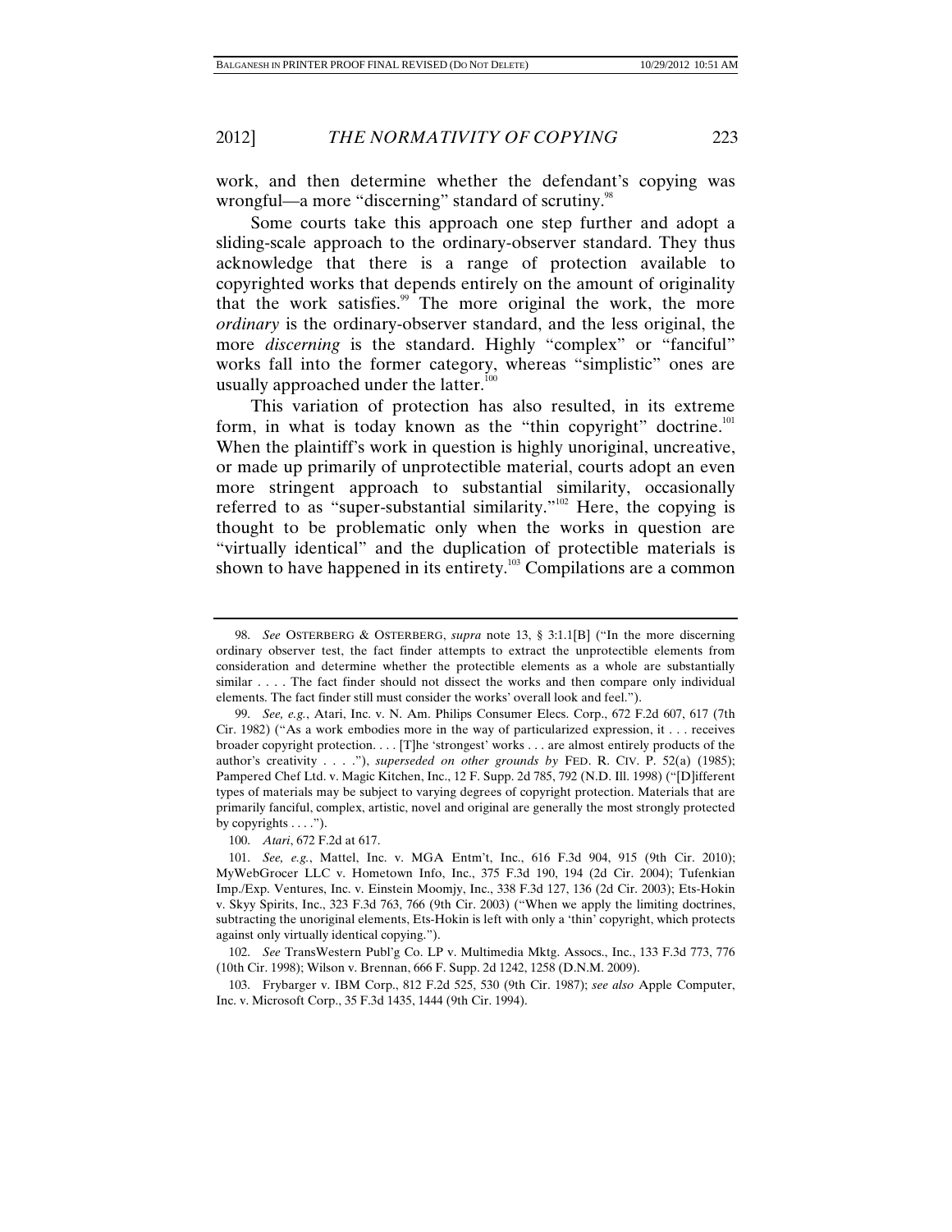work, and then determine whether the defendant's copying was wrongful—a more "discerning" standard of scrutiny.[98]

Some courts take this approach one step further and adopt a sliding-scale approach to the ordinary-observer standard. They thus acknowledge that there is a range of protection available to copyrighted works that depends entirely on the amount of originality that the work satisfies.[99] The more original the work, the more *ordinary* is the ordinary-observer standard, and the less original, the more *discerning* is the standard. Highly "complex" or "fanciful" works fall into the former category, whereas "simplistic" ones are usually approached under the latter.[100]

This variation of protection has also resulted, in its extreme form, in what is today known as the "thin copyright" doctrine.[101] When the plaintiff's work in question is highly unoriginal, uncreative, or made up primarily of unprotectible material, courts adopt an even more stringent approach to substantial similarity, occasionally referred to as "super-substantial similarity."[102] Here, the copying is thought to be problematic only when the works in question are "virtually identical" and the duplication of protectible materials is shown to have happened in its entirety.[103] Compilations are a common

---

98. *See* OSTERBERG & OSTERBERG, *supra* note 13, § 3:1.1[B] ("In the more discerning ordinary observer test, the fact finder attempts to extract the unprotectible elements from consideration and determine whether the protectible elements as a whole are substantially similar . . . . The fact finder should not dissect the works and then compare only individual elements. The fact finder still must consider the works' overall look and feel.").

99. *See, e.g.*, Atari, Inc. v. N. Am. Philips Consumer Elecs. Corp., 672 F.2d 607, 617 (7th Cir. 1982) ("As a work embodies more in the way of particularized expression, it . . . receives broader copyright protection. . . . [T]he 'strongest' works . . . are almost entirely products of the author's creativity . . . ."), *superseded on other grounds by* FED. R. CIV. P. 52(a) (1985); Pampered Chef Ltd. v. Magic Kitchen, Inc., 12 F. Supp. 2d 785, 792 (N.D. Ill. 1998) ("[D]ifferent types of materials may be subject to varying degrees of copyright protection. Materials that are primarily fanciful, complex, artistic, novel and original are generally the most strongly protected by copyrights . . . .").

100. *Atari*, 672 F.2d at 617.

101. *See, e.g.*, Mattel, Inc. v. MGA Entm't, Inc., 616 F.3d 904, 915 (9th Cir. 2010); MyWebGrocer LLC v. Hometown Info, Inc., 375 F.3d 190, 194 (2d Cir. 2004); Tufenkian Imp./Exp. Ventures, Inc. v. Einstein Moomjy, Inc., 338 F.3d 127, 136 (2d Cir. 2003); Ets-Hokin v. Skyy Spirits, Inc., 323 F.3d 763, 766 (9th Cir. 2003) ("When we apply the limiting doctrines, subtracting the unoriginal elements, Ets-Hokin is left with only a 'thin' copyright, which protects against only virtually identical copying.").

102. *See* TransWestern Publ'g Co. LP v. Multimedia Mktg. Assocs., Inc., 133 F.3d 773, 776 (10th Cir. 1998); Wilson v. Brennan, 666 F. Supp. 2d 1242, 1258 (D.N.M. 2009).

103. Frybarger v. IBM Corp., 812 F.2d 525, 530 (9th Cir. 1987); *see also* Apple Computer, Inc. v. Microsoft Corp., 35 F.3d 1435, 1444 (9th Cir. 1994).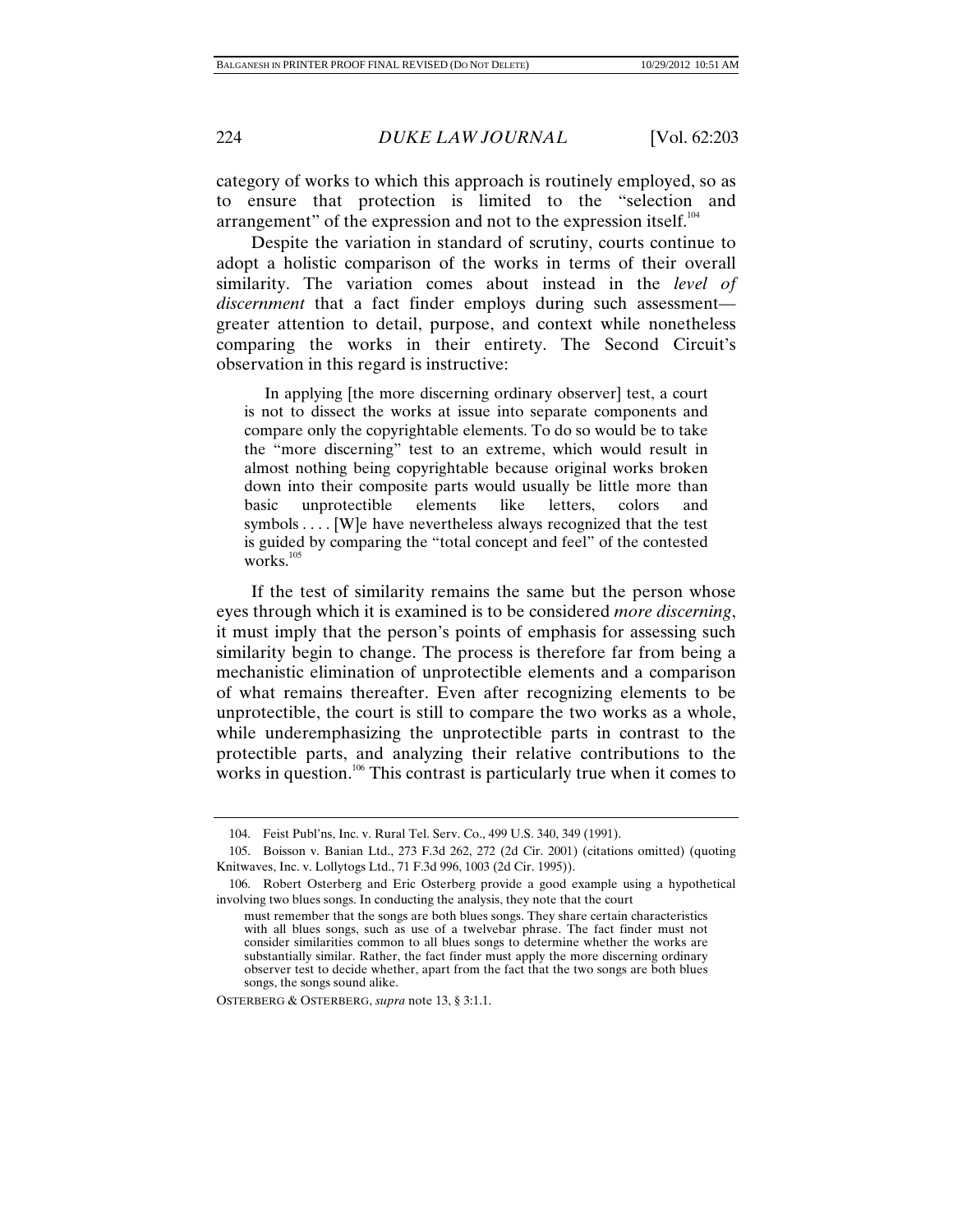category of works to which this approach is routinely employed, so as to ensure that protection is limited to the "selection and arrangement" of the expression and not to the expression itself.[104]

Despite the variation in standard of scrutiny, courts continue to adopt a holistic comparison of the works in terms of their overall similarity. The variation comes about instead in the *level of discernment* that a fact finder employs during such assessment—greater attention to detail, purpose, and context while nonetheless comparing the works in their entirety. The Second Circuit's observation in this regard is instructive:

> In applying [the more discerning ordinary observer] test, a court is not to dissect the works at issue into separate components and compare only the copyrightable elements. To do so would be to take the "more discerning" test to an extreme, which would result in almost nothing being copyrightable because original works broken down into their composite parts would usually be little more than basic unprotectible elements like letters, colors and symbols . . . . [W]e have nevertheless always recognized that the test is guided by comparing the "total concept and feel" of the contested works.[105]

If the test of similarity remains the same but the person whose eyes through which it is examined is to be considered *more discerning*, it must imply that the person's points of emphasis for assessing such similarity begin to change. The process is therefore far from being a mechanistic elimination of unprotectible elements and a comparison of what remains thereafter. Even after recognizing elements to be unprotectible, the court is still to compare the two works as a whole, while underemphasizing the unprotectible parts in contrast to the protectible parts, and analyzing their relative contributions to the works in question.[106] This contrast is particularly true when it comes to

---

104. Feist Publ'ns, Inc. v. Rural Tel. Serv. Co., 499 U.S. 340, 349 (1991).

105. Boisson v. Banian Ltd., 273 F.3d 262, 272 (2d Cir. 2001) (citations omitted) (quoting Knitwaves, Inc. v. Lollytogs Ltd., 71 F.3d 996, 1003 (2d Cir. 1995)).

106. Robert Osterberg and Eric Osterberg provide a good example using a hypothetical involving two blues songs. In conducting the analysis, they note that the court

> must remember that the songs are both blues songs. They share certain characteristics with all blues songs, such as use of a twelvebar phrase. The fact finder must not consider similarities common to all blues songs to determine whether the works are substantially similar. Rather, the fact finder must apply the more discerning ordinary observer test to decide whether, apart from the fact that the two songs are both blues songs, the songs sound alike.

OSTERBERG & OSTERBERG, *supra* note 13, § 3:1.1.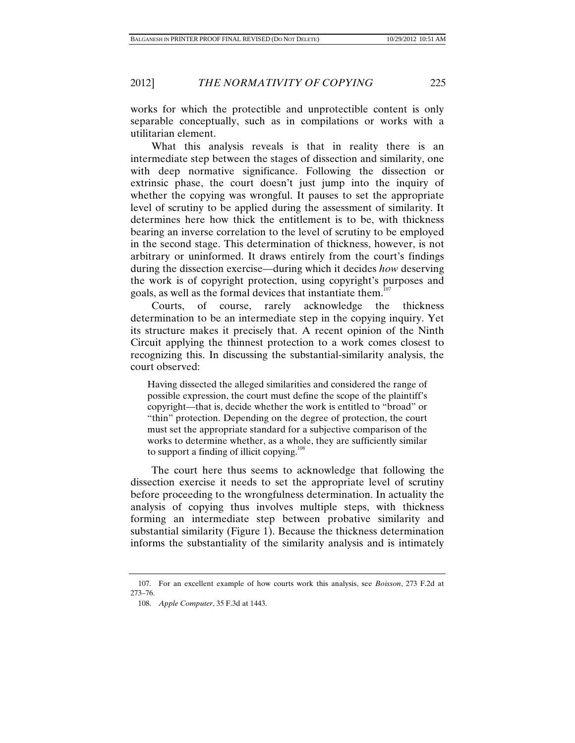works for which the protectible and unprotectible content is only separable conceptually, such as in compilations or works with a utilitarian element.

What this analysis reveals is that in reality there is an intermediate step between the stages of dissection and similarity, one with deep normative significance. Following the dissection or extrinsic phase, the court doesn't just jump into the inquiry of whether the copying was wrongful. It pauses to set the appropriate level of scrutiny to be applied during the assessment of similarity. It determines here how thick the entitlement is to be, with thickness bearing an inverse correlation to the level of scrutiny to be employed in the second stage. This determination of thickness, however, is not arbitrary or uninformed. It draws entirely from the court's findings during the dissection exercise—during which it decides *how* deserving the work is of copyright protection, using copyright's purposes and goals, as well as the formal devices that instantiate them.[107]

Courts, of course, rarely acknowledge the thickness determination to be an intermediate step in the copying inquiry. Yet its structure makes it precisely that. A recent opinion of the Ninth Circuit applying the thinnest protection to a work comes closest to recognizing this. In discussing the substantial-similarity analysis, the court observed:

> Having dissected the alleged similarities and considered the range of possible expression, the court must define the scope of the plaintiff's copyright—that is, decide whether the work is entitled to "broad" or "thin" protection. Depending on the degree of protection, the court must set the appropriate standard for a subjective comparison of the works to determine whether, as a whole, they are sufficiently similar to support a finding of illicit copying.[108]

The court here thus seems to acknowledge that following the dissection exercise it needs to set the appropriate level of scrutiny before proceeding to the wrongfulness determination. In actuality the analysis of copying thus involves multiple steps, with thickness forming an intermediate step between probative similarity and substantial similarity (Figure 1). Because the thickness determination informs the substantiality of the similarity analysis and is intimately

---

107. For an excellent example of how courts work this analysis, see *Boisson*, 273 F.2d at 273–76.

108. *Apple Computer*, 35 F.3d at 1443.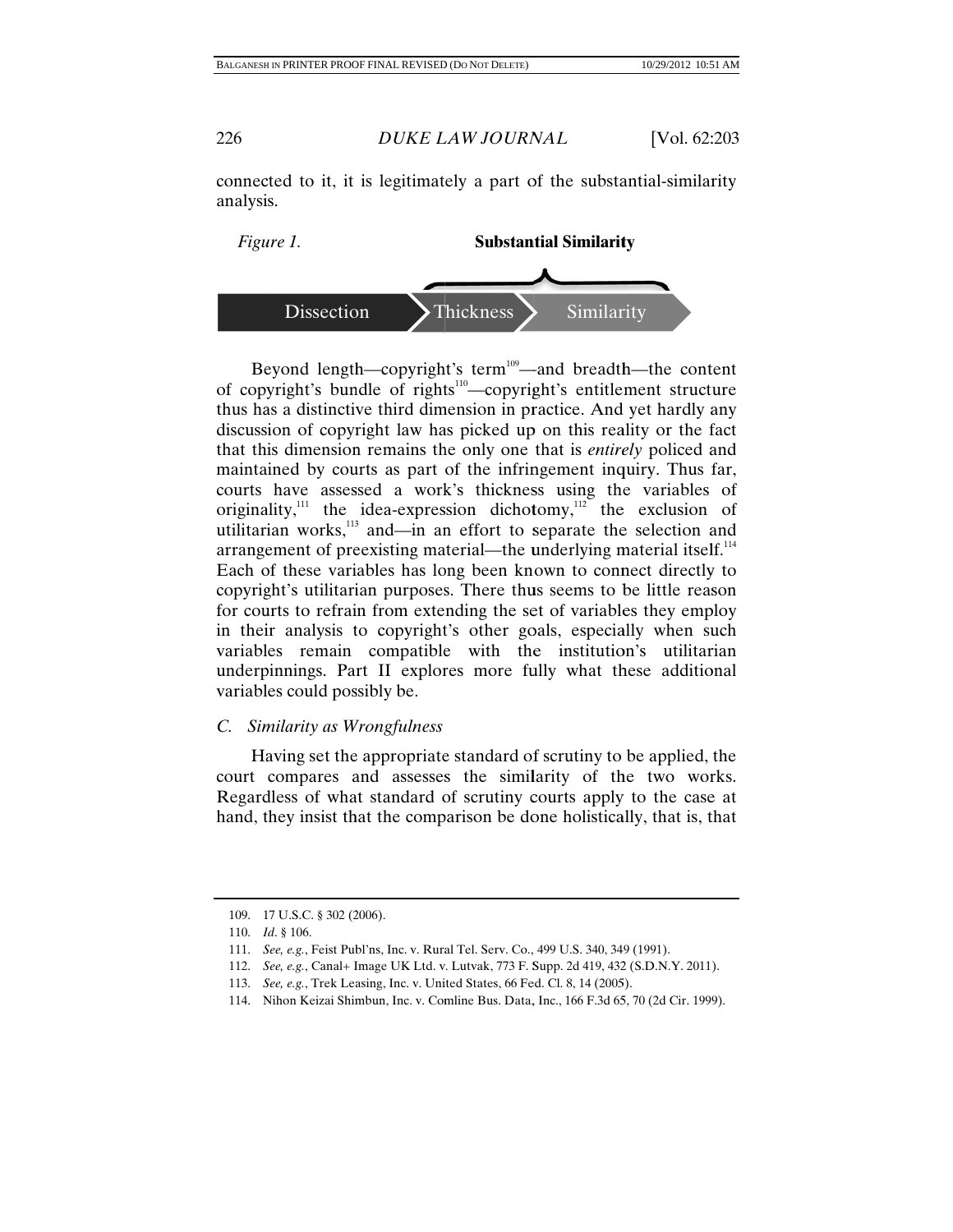connected to it, it is legitimately a part of the substantial-similarity analysis.

*Figure 1.* **Substantial Similarity**

Dissection → Thickness → Similarity

Beyond length—copyright's term[109]—and breadth—the content of copyright's bundle of rights[110]—copyright's entitlement structure thus has a distinctive third dimension in practice. And yet hardly any discussion of copyright law has picked up on this reality or the fact that this dimension remains the only one that is *entirely* policed and maintained by courts as part of the infringement inquiry. Thus far, courts have assessed a work's thickness using the variables of originality,[111] the idea-expression dichotomy,[112] the exclusion of utilitarian works,[113] and—in an effort to separate the selection and arrangement of preexisting material—the underlying material itself.[114] Each of these variables has long been known to connect directly to copyright's utilitarian purposes. There thus seems to be little reason for courts to refrain from extending the set of variables they employ in their analysis to copyright's other goals, especially when such variables remain compatible with the institution's utilitarian underpinnings. Part II explores more fully what these additional variables could possibly be.

### *C. Similarity as Wrongfulness*

Having set the appropriate standard of scrutiny to be applied, the court compares and assesses the similarity of the two works. Regardless of what standard of scrutiny courts apply to the case at hand, they insist that the comparison be done holistically, that is, that

---

109. 17 U.S.C. § 302 (2006).

110. *Id*. § 106.

111. *See, e.g.*, Feist Publ'ns, Inc. v. Rural Tel. Serv. Co., 499 U.S. 340, 349 (1991).

112. *See, e.g.*, Canal+ Image UK Ltd. v. Lutvak, 773 F. Supp. 2d 419, 432 (S.D.N.Y. 2011).

113. *See, e.g.*, Trek Leasing, Inc. v. United States, 66 Fed. Cl. 8, 14 (2005).

114. Nihon Keizai Shimbun, Inc. v. Comline Bus. Data, Inc., 166 F.3d 65, 70 (2d Cir. 1999).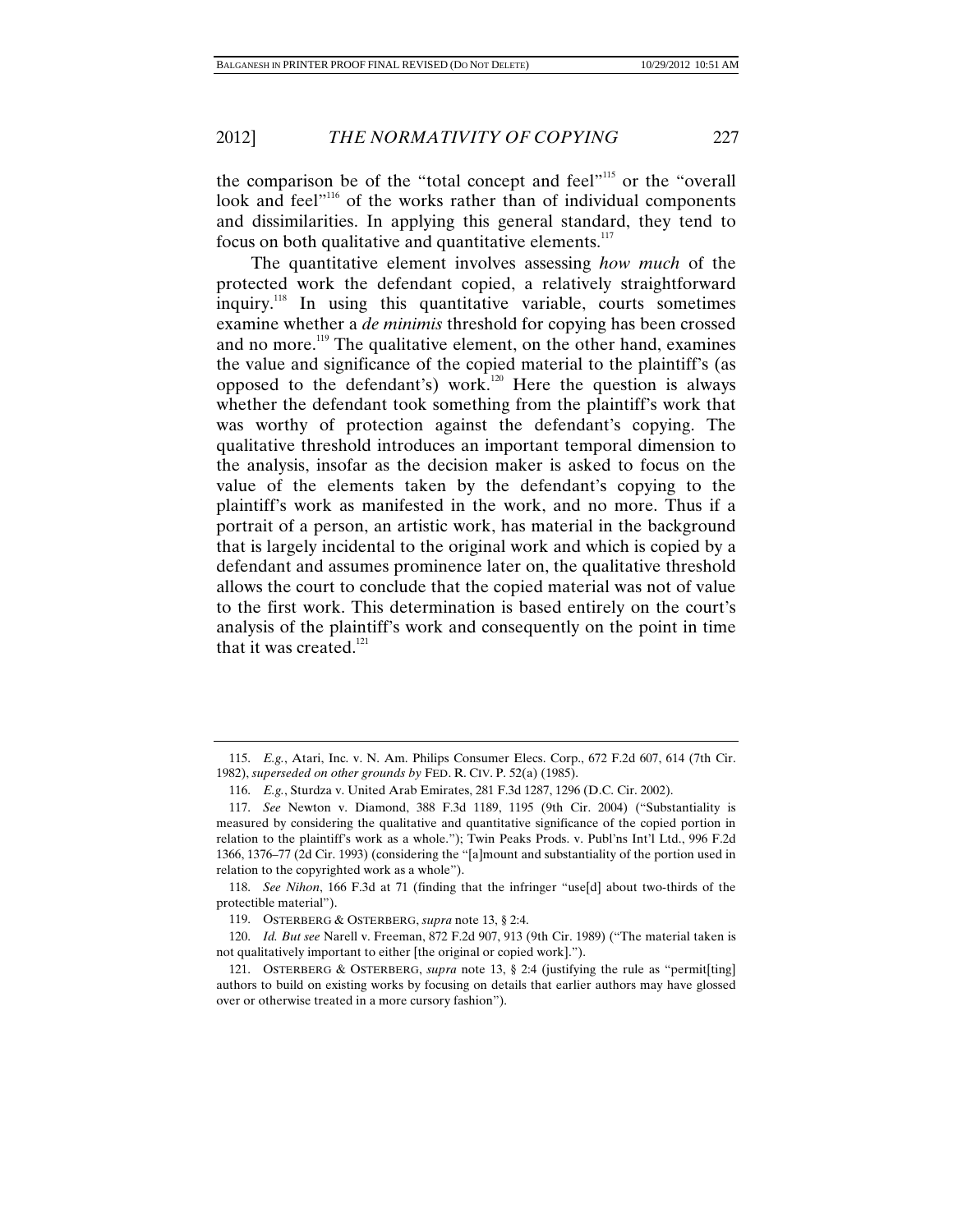the comparison be of the "total concept and feel"[115] or the "overall look and feel"[116] of the works rather than of individual components and dissimilarities. In applying this general standard, they tend to focus on both qualitative and quantitative elements.[117]

The quantitative element involves assessing *how much* of the protected work the defendant copied, a relatively straightforward inquiry.[118] In using this quantitative variable, courts sometimes examine whether a *de minimis* threshold for copying has been crossed and no more.[119] The qualitative element, on the other hand, examines the value and significance of the copied material to the plaintiff's (as opposed to the defendant's) work.[120] Here the question is always whether the defendant took something from the plaintiff's work that was worthy of protection against the defendant's copying. The qualitative threshold introduces an important temporal dimension to the analysis, insofar as the decision maker is asked to focus on the value of the elements taken by the defendant's copying to the plaintiff's work as manifested in the work, and no more. Thus if a portrait of a person, an artistic work, has material in the background that is largely incidental to the original work and which is copied by a defendant and assumes prominence later on, the qualitative threshold allows the court to conclude that the copied material was not of value to the first work. This determination is based entirely on the court's analysis of the plaintiff's work and consequently on the point in time that it was created.[121]

---

115. *E.g.*, Atari, Inc. v. N. Am. Philips Consumer Elecs. Corp., 672 F.2d 607, 614 (7th Cir. 1982), *superseded on other grounds by* FED. R. CIV. P. 52(a) (1985).

116. *E.g.*, Sturdza v. United Arab Emirates, 281 F.3d 1287, 1296 (D.C. Cir. 2002).

117. *See* Newton v. Diamond, 388 F.3d 1189, 1195 (9th Cir. 2004) ("Substantiality is measured by considering the qualitative and quantitative significance of the copied portion in relation to the plaintiff's work as a whole."); Twin Peaks Prods. v. Publ'ns Int'l Ltd., 996 F.2d 1366, 1376–77 (2d Cir. 1993) (considering the "[a]mount and substantiality of the portion used in relation to the copyrighted work as a whole").

118. *See Nihon*, 166 F.3d at 71 (finding that the infringer "use[d] about two-thirds of the protectible material").

119. OSTERBERG & OSTERBERG, *supra* note 13, § 2:4.

120. *Id. But see* Narell v. Freeman, 872 F.2d 907, 913 (9th Cir. 1989) ("The material taken is not qualitatively important to either [the original or copied work].").

121. OSTERBERG & OSTERBERG, *supra* note 13, § 2:4 (justifying the rule as "permit[ting] authors to build on existing works by focusing on details that earlier authors may have glossed over or otherwise treated in a more cursory fashion").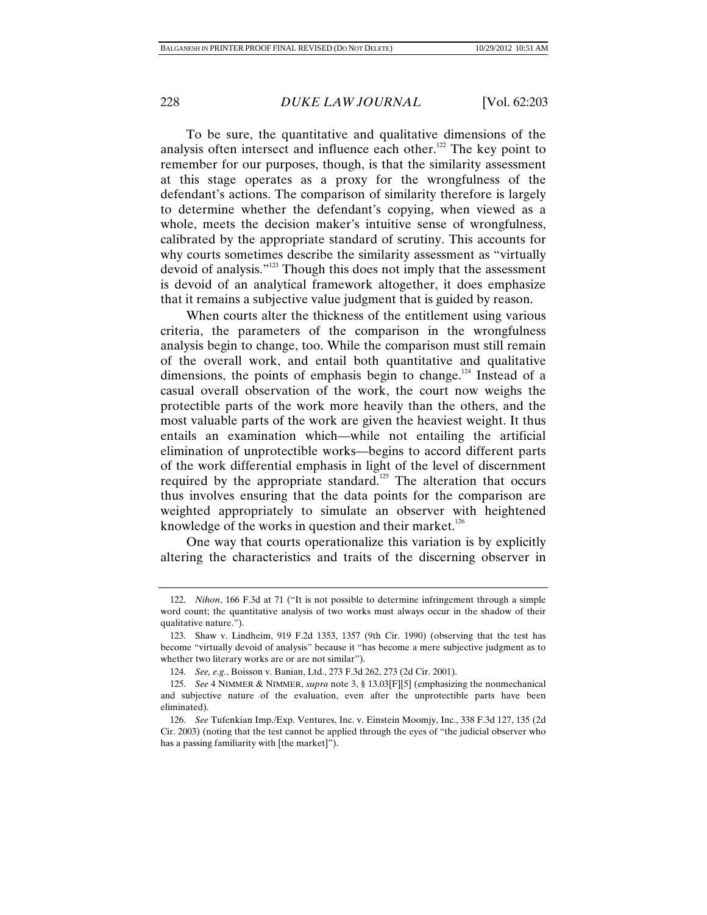To be sure, the quantitative and qualitative dimensions of the analysis often intersect and influence each other.[122] The key point to remember for our purposes, though, is that the similarity assessment at this stage operates as a proxy for the wrongfulness of the defendant's actions. The comparison of similarity therefore is largely to determine whether the defendant's copying, when viewed as a whole, meets the decision maker's intuitive sense of wrongfulness, calibrated by the appropriate standard of scrutiny. This accounts for why courts sometimes describe the similarity assessment as "virtually devoid of analysis."[123] Though this does not imply that the assessment is devoid of an analytical framework altogether, it does emphasize that it remains a subjective value judgment that is guided by reason.

When courts alter the thickness of the entitlement using various criteria, the parameters of the comparison in the wrongfulness analysis begin to change, too. While the comparison must still remain of the overall work, and entail both quantitative and qualitative dimensions, the points of emphasis begin to change.[124] Instead of a casual overall observation of the work, the court now weighs the protectible parts of the work more heavily than the others, and the most valuable parts of the work are given the heaviest weight. It thus entails an examination which—while not entailing the artificial elimination of unprotectible works—begins to accord different parts of the work differential emphasis in light of the level of discernment required by the appropriate standard.[125] The alteration that occurs thus involves ensuring that the data points for the comparison are weighted appropriately to simulate an observer with heightened knowledge of the works in question and their market.[126]

One way that courts operationalize this variation is by explicitly altering the characteristics and traits of the discerning observer in

---

122. *Nihon*, 166 F.3d at 71 ("It is not possible to determine infringement through a simple word count; the quantitative analysis of two works must always occur in the shadow of their qualitative nature.").

123. Shaw v. Lindheim, 919 F.2d 1353, 1357 (9th Cir. 1990) (observing that the test has become "virtually devoid of analysis" because it "has become a mere subjective judgment as to whether two literary works are or are not similar").

124. *See, e.g.*, Boisson v. Banian, Ltd., 273 F.3d 262, 273 (2d Cir. 2001).

125. *See* 4 NIMMER & NIMMER, *supra* note 3, § 13.03[F][5] (emphasizing the nonmechanical and subjective nature of the evaluation, even after the unprotectible parts have been eliminated).

126. *See* Tufenkian Imp./Exp. Ventures, Inc. v. Einstein Moomjy, Inc., 338 F.3d 127, 135 (2d Cir. 2003) (noting that the test cannot be applied through the eyes of "the judicial observer who has a passing familiarity with [the market]").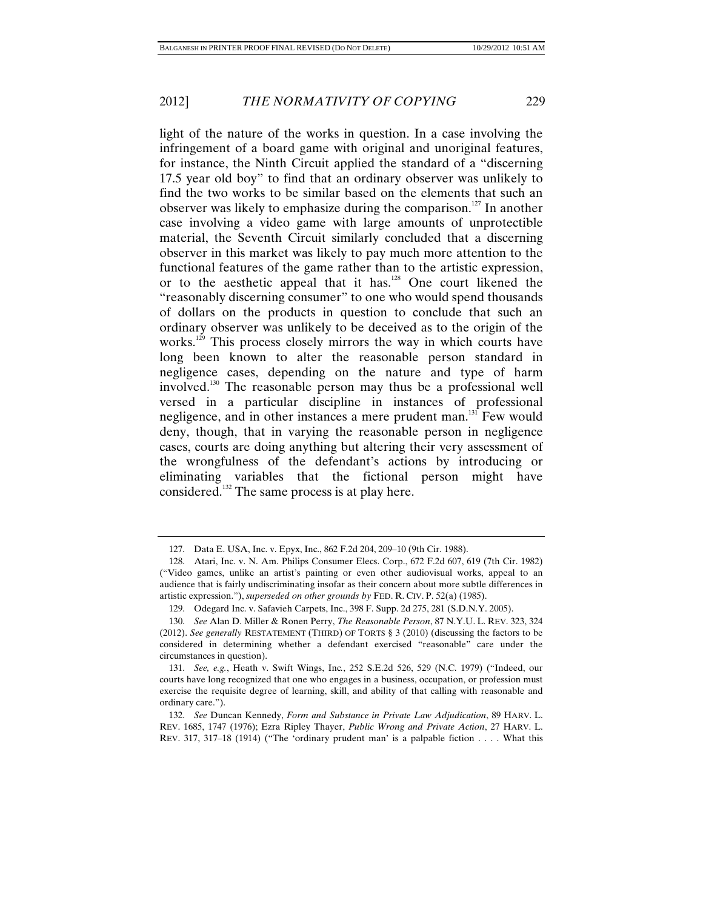light of the nature of the works in question. In a case involving the infringement of a board game with original and unoriginal features, for instance, the Ninth Circuit applied the standard of a "discerning 17.5 year old boy" to find that an ordinary observer was unlikely to find the two works to be similar based on the elements that such an observer was likely to emphasize during the comparison.[127] In another case involving a video game with large amounts of unprotectible material, the Seventh Circuit similarly concluded that a discerning observer in this market was likely to pay much more attention to the functional features of the game rather than to the artistic expression, or to the aesthetic appeal that it has.[128] One court likened the "reasonably discerning consumer" to one who would spend thousands of dollars on the products in question to conclude that such an ordinary observer was unlikely to be deceived as to the origin of the works.[129] This process closely mirrors the way in which courts have long been known to alter the reasonable person standard in negligence cases, depending on the nature and type of harm involved.[130] The reasonable person may thus be a professional well versed in a particular discipline in instances of professional negligence, and in other instances a mere prudent man.[131] Few would deny, though, that in varying the reasonable person in negligence cases, courts are doing anything but altering their very assessment of the wrongfulness of the defendant's actions by introducing or eliminating variables that the fictional person might have considered.[132] The same process is at play here.

---

127. Data E. USA, Inc. v. Epyx, Inc., 862 F.2d 204, 209–10 (9th Cir. 1988).

128. Atari, Inc. v. N. Am. Philips Consumer Elecs. Corp., 672 F.2d 607, 619 (7th Cir. 1982) ("Video games, unlike an artist's painting or even other audiovisual works, appeal to an audience that is fairly undiscriminating insofar as their concern about more subtle differences in artistic expression."), *superseded on other grounds by* FED. R. CIV. P. 52(a) (1985).

129. Odegard Inc. v. Safavieh Carpets, Inc., 398 F. Supp. 2d 275, 281 (S.D.N.Y. 2005).

130. *See* Alan D. Miller & Ronen Perry, *The Reasonable Person*, 87 N.Y.U. L. REV. 323, 324 (2012). *See generally* RESTATEMENT (THIRD) OF TORTS § 3 (2010) (discussing the factors to be considered in determining whether a defendant exercised "reasonable" care under the circumstances in question).

131. *See, e.g.*, Heath v. Swift Wings, Inc., 252 S.E.2d 526, 529 (N.C. 1979) ("Indeed, our courts have long recognized that one who engages in a business, occupation, or profession must exercise the requisite degree of learning, skill, and ability of that calling with reasonable and ordinary care.").

132. *See* Duncan Kennedy, *Form and Substance in Private Law Adjudication*, 89 HARV. L. REV. 1685, 1747 (1976); Ezra Ripley Thayer, *Public Wrong and Private Action*, 27 HARV. L. REV. 317, 317–18 (1914) ("The 'ordinary prudent man' is a palpable fiction . . . . What this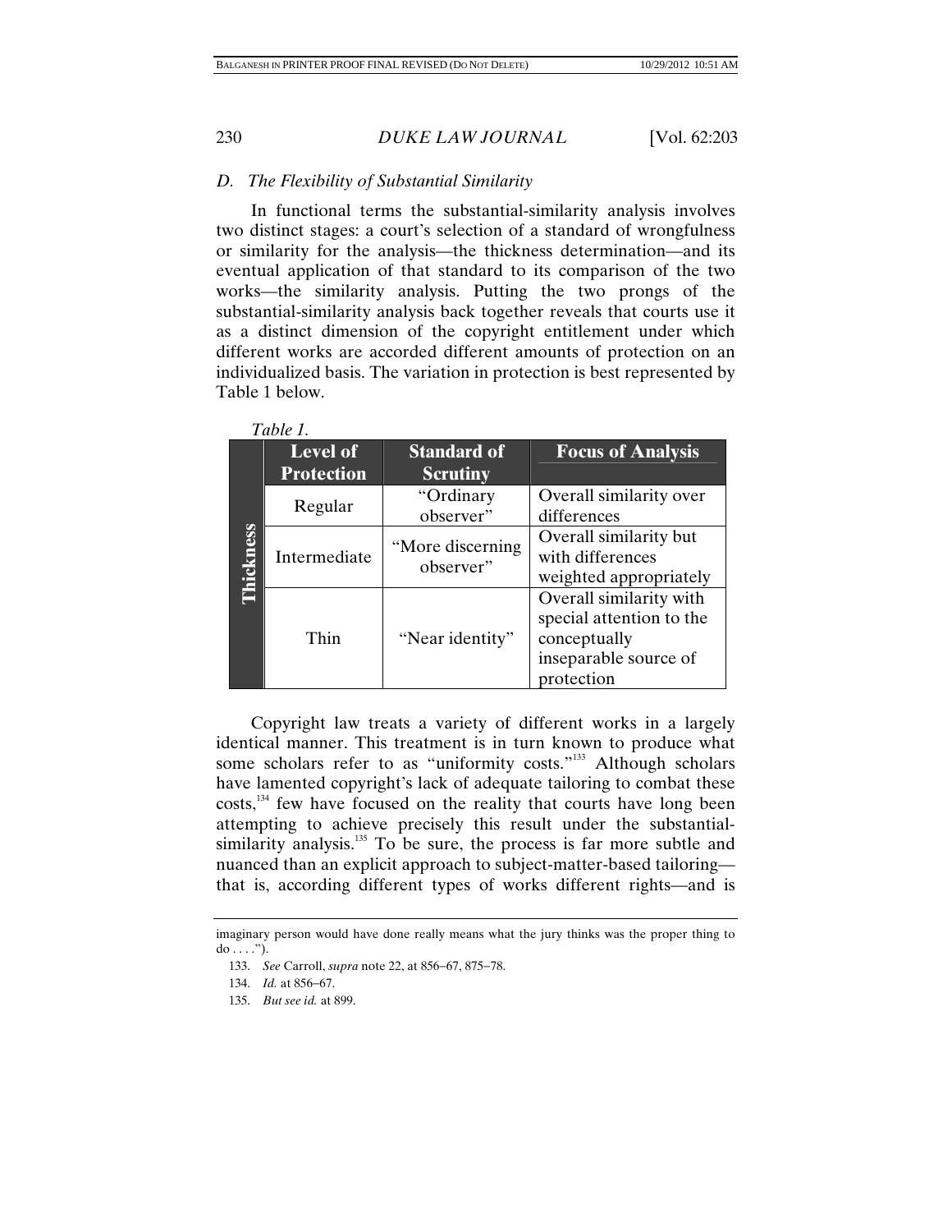### D. The Flexibility of Substantial Similarity

In functional terms the substantial-similarity analysis involves two distinct stages: a court's selection of a standard of wrongfulness or similarity for the analysis—the thickness determination—and its eventual application of that standard to its comparison of the two works—the similarity analysis. Putting the two prongs of the substantial-similarity analysis back together reveals that courts use it as a distinct dimension of the copyright entitlement under which different works are accorded different amounts of protection on an individualized basis. The variation in protection is best represented by Table 1 below.

*Table 1.*

| | Level of Protection | Standard of Scrutiny | Focus of Analysis |
|---|---|---|---|
| Thickness | Regular | "Ordinary observer" | Overall similarity over differences |
| | Intermediate | "More discerning observer" | Overall similarity but with differences weighted appropriately |
| | Thin | "Near identity" | Overall similarity with special attention to the conceptually inseparable source of protection |

Copyright law treats a variety of different works in a largely identical manner. This treatment is in turn known to produce what some scholars refer to as "uniformity costs."[133] Although scholars have lamented copyright's lack of adequate tailoring to combat these costs,[134] few have focused on the reality that courts have long been attempting to achieve precisely this result under the substantial-similarity analysis.[135] To be sure, the process is far more subtle and nuanced than an explicit approach to subject-matter-based tailoring—that is, according different types of works different rights—and is

---

imaginary person would have done really means what the jury thinks was the proper thing to do . . . .").

133. *See* Carroll, *supra* note 22, at 856–67, 875–78.

134. *Id.* at 856–67.

135. *But see id.* at 899.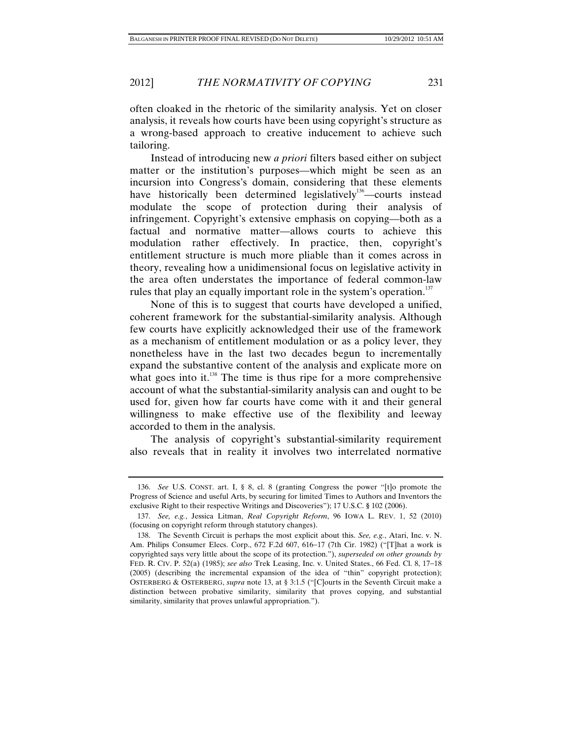often cloaked in the rhetoric of the similarity analysis. Yet on closer analysis, it reveals how courts have been using copyright's structure as a wrong-based approach to creative inducement to achieve such tailoring.

Instead of introducing new *a priori* filters based either on subject matter or the institution's purposes—which might be seen as an incursion into Congress's domain, considering that these elements have historically been determined legislatively[136]—courts instead modulate the scope of protection during their analysis of infringement. Copyright's extensive emphasis on copying—both as a factual and normative matter—allows courts to achieve this modulation rather effectively. In practice, then, copyright's entitlement structure is much more pliable than it comes across in theory, revealing how a unidimensional focus on legislative activity in the area often understates the importance of federal common-law rules that play an equally important role in the system's operation.[137]

None of this is to suggest that courts have developed a unified, coherent framework for the substantial-similarity analysis. Although few courts have explicitly acknowledged their use of the framework as a mechanism of entitlement modulation or as a policy lever, they nonetheless have in the last two decades begun to incrementally expand the substantive content of the analysis and explicate more on what goes into it.[138] The time is thus ripe for a more comprehensive account of what the substantial-similarity analysis can and ought to be used for, given how far courts have come with it and their general willingness to make effective use of the flexibility and leeway accorded to them in the analysis.

The analysis of copyright's substantial-similarity requirement also reveals that in reality it involves two interrelated normative

---

136. *See* U.S. CONST. art. I, § 8, cl. 8 (granting Congress the power "[t]o promote the Progress of Science and useful Arts, by securing for limited Times to Authors and Inventors the exclusive Right to their respective Writings and Discoveries"); 17 U.S.C. § 102 (2006).

137. *See, e.g.*, Jessica Litman, *Real Copyright Reform*, 96 IOWA L. REV. 1, 52 (2010) (focusing on copyright reform through statutory changes).

138. The Seventh Circuit is perhaps the most explicit about this. *See, e.g.*, Atari, Inc. v. N. Am. Philips Consumer Elecs. Corp., 672 F.2d 607, 616–17 (7th Cir. 1982) ("[T]hat a work is copyrighted says very little about the scope of its protection."), *superseded on other grounds by* FED. R. CIV. P. 52(a) (1985); *see also* Trek Leasing, Inc. v. United States., 66 Fed. Cl. 8, 17–18 (2005) (describing the incremental expansion of the idea of "thin" copyright protection); OSTERBERG & OSTERBERG, *supra* note 13, at § 3:1.5 ("[C]ourts in the Seventh Circuit make a distinction between probative similarity, similarity that proves copying, and substantial similarity, similarity that proves unlawful appropriation.").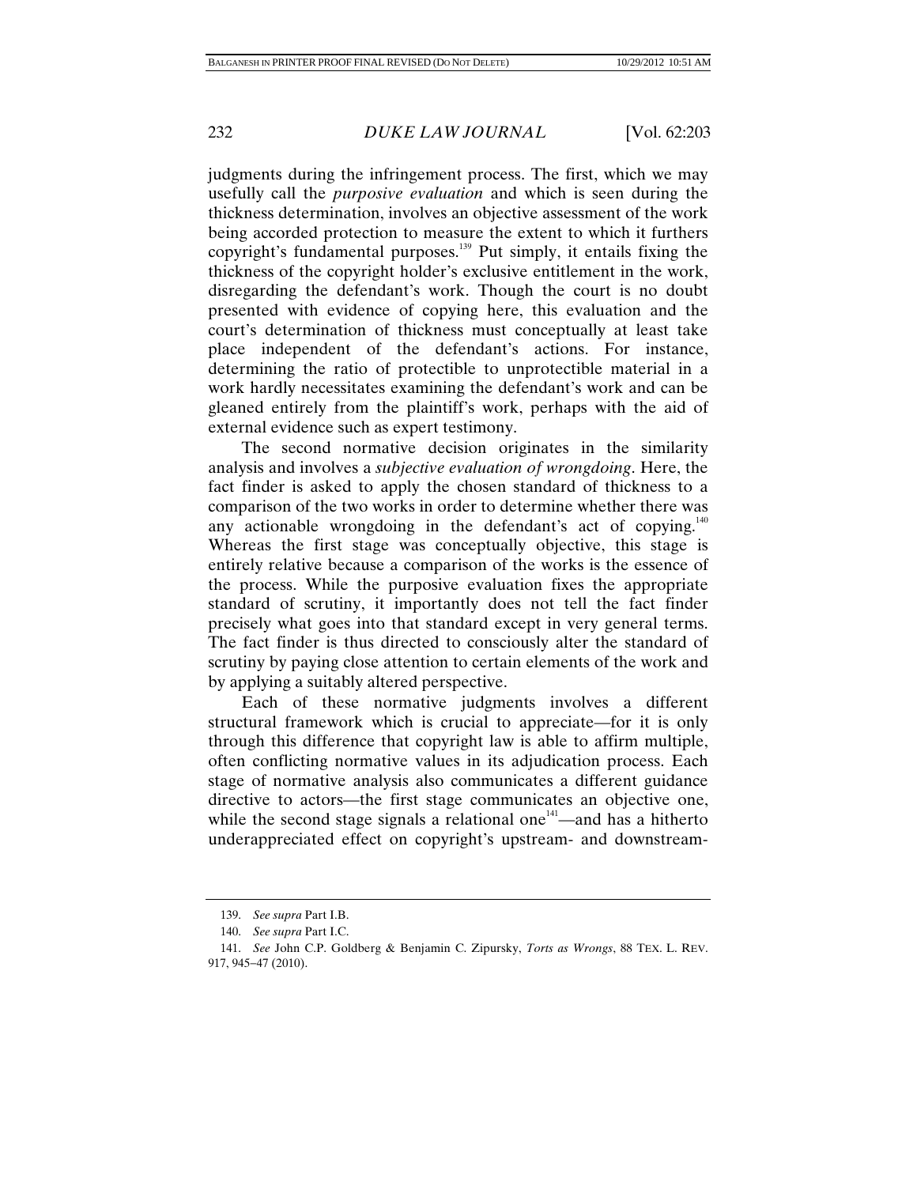judgments during the infringement process. The first, which we may usefully call the *purposive evaluation* and which is seen during the thickness determination, involves an objective assessment of the work being accorded protection to measure the extent to which it furthers copyright's fundamental purposes.[139] Put simply, it entails fixing the thickness of the copyright holder's exclusive entitlement in the work, disregarding the defendant's work. Though the court is no doubt presented with evidence of copying here, this evaluation and the court's determination of thickness must conceptually at least take place independent of the defendant's actions. For instance, determining the ratio of protectible to unprotectible material in a work hardly necessitates examining the defendant's work and can be gleaned entirely from the plaintiff's work, perhaps with the aid of external evidence such as expert testimony.

The second normative decision originates in the similarity analysis and involves a *subjective evaluation of wrongdoing*. Here, the fact finder is asked to apply the chosen standard of thickness to a comparison of the two works in order to determine whether there was any actionable wrongdoing in the defendant's act of copying.[140] Whereas the first stage was conceptually objective, this stage is entirely relative because a comparison of the works is the essence of the process. While the purposive evaluation fixes the appropriate standard of scrutiny, it importantly does not tell the fact finder precisely what goes into that standard except in very general terms. The fact finder is thus directed to consciously alter the standard of scrutiny by paying close attention to certain elements of the work and by applying a suitably altered perspective.

Each of these normative judgments involves a different structural framework which is crucial to appreciate—for it is only through this difference that copyright law is able to affirm multiple, often conflicting normative values in its adjudication process. Each stage of normative analysis also communicates a different guidance directive to actors—the first stage communicates an objective one, while the second stage signals a relational one[141]—and has a hitherto underappreciated effect on copyright's upstream- and downstream-

139. *See supra* Part I.B.

140. *See supra* Part I.C.

141. *See* John C.P. Goldberg & Benjamin C. Zipursky, *Torts as Wrongs*, 88 TEX. L. REV. 917, 945–47 (2010).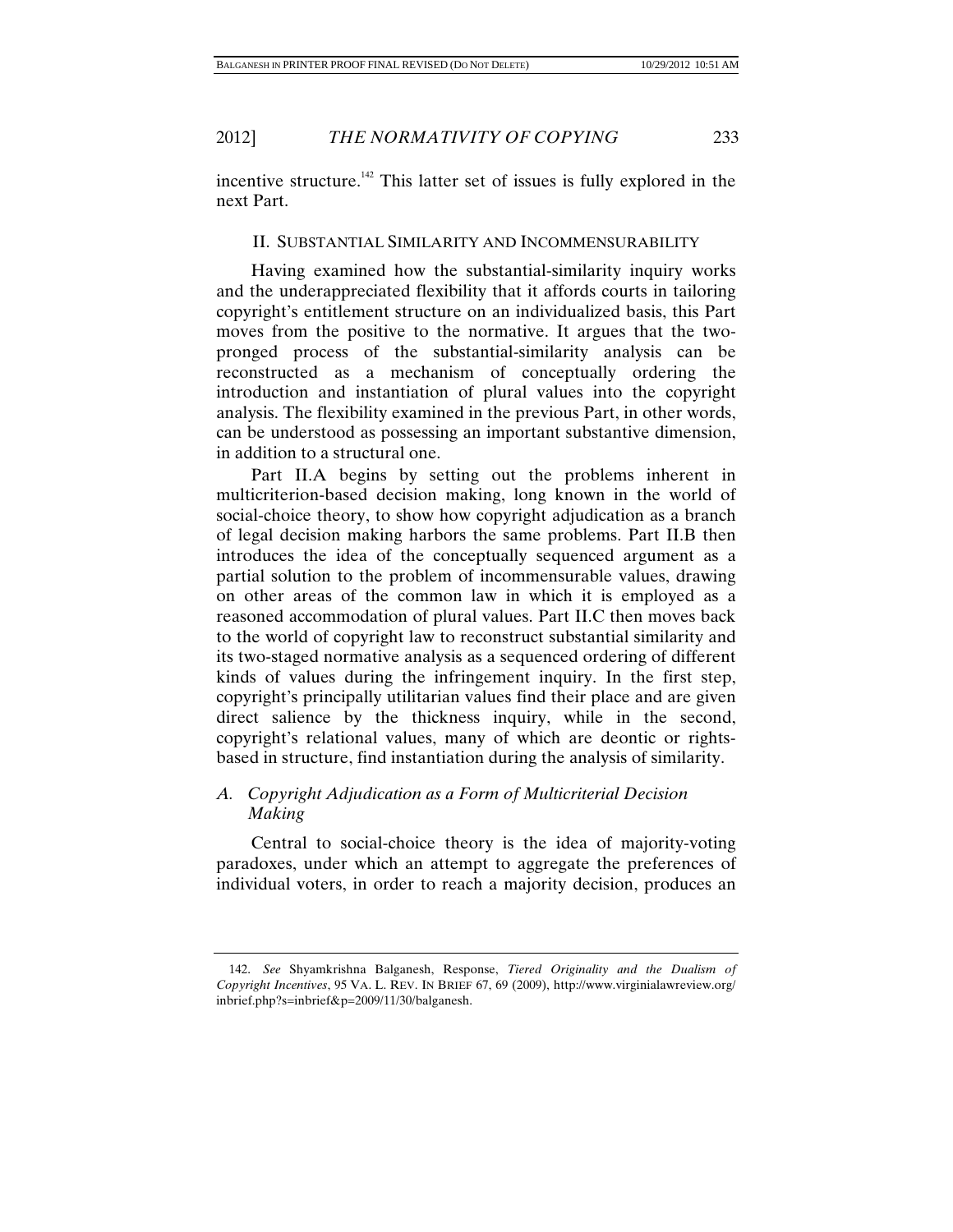incentive structure.[142] This latter set of issues is fully explored in the next Part.

## II. Substantial Similarity and Incommensurability

Having examined how the substantial-similarity inquiry works and the underappreciated flexibility that it affords courts in tailoring copyright's entitlement structure on an individualized basis, this Part moves from the positive to the normative. It argues that the two-pronged process of the substantial-similarity analysis can be reconstructed as a mechanism of conceptually ordering the introduction and instantiation of plural values into the copyright analysis. The flexibility examined in the previous Part, in other words, can be understood as possessing an important substantive dimension, in addition to a structural one.

Part II.A begins by setting out the problems inherent in multicriterion-based decision making, long known in the world of social-choice theory, to show how copyright adjudication as a branch of legal decision making harbors the same problems. Part II.B then introduces the idea of the conceptually sequenced argument as a partial solution to the problem of incommensurable values, drawing on other areas of the common law in which it is employed as a reasoned accommodation of plural values. Part II.C then moves back to the world of copyright law to reconstruct substantial similarity and its two-staged normative analysis as a sequenced ordering of different kinds of values during the infringement inquiry. In the first step, copyright's principally utilitarian values find their place and are given direct salience by the thickness inquiry, while in the second, copyright's relational values, many of which are deontic or rights-based in structure, find instantiation during the analysis of similarity.

### A. *Copyright Adjudication as a Form of Multicriterial Decision Making*

Central to social-choice theory is the idea of majority-voting paradoxes, under which an attempt to aggregate the preferences of individual voters, in order to reach a majority decision, produces an

---

142. *See* Shyamkrishna Balganesh, Response, *Tiered Originality and the Dualism of Copyright Incentives*, 95 Va. L. Rev. In Brief 67, 69 (2009), http://www.virginialawreview.org/inbrief.php?s=inbrief&p=2009/11/30/balganesh.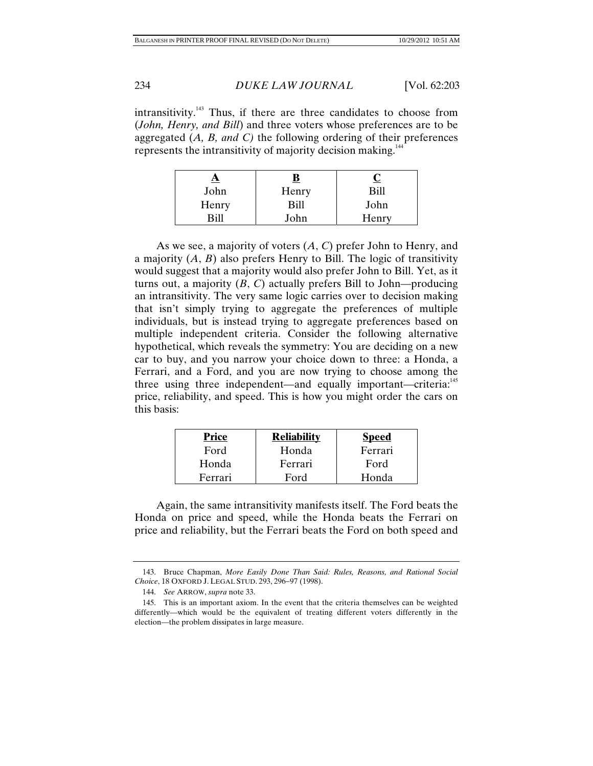intransitivity.[143] Thus, if there are three candidates to choose from (*John, Henry, and Bill*) and three voters whose preferences are to be aggregated (*A, B, and C)* the following ordering of their preferences represents the intransitivity of majority decision making.[144]

| **A** | **B** | **C** |
|---|---|---|
| John | Henry | Bill |
| Henry | Bill | John |
| Bill | John | Henry |

As we see, a majority of voters (*A*, *C*) prefer John to Henry, and a majority (*A*, *B*) also prefers Henry to Bill. The logic of transitivity would suggest that a majority would also prefer John to Bill. Yet, as it turns out, a majority (*B*, *C*) actually prefers Bill to John—producing an intransitivity. The very same logic carries over to decision making that isn't simply trying to aggregate the preferences of multiple individuals, but is instead trying to aggregate preferences based on multiple independent criteria. Consider the following alternative hypothetical, which reveals the symmetry: You are deciding on a new car to buy, and you narrow your choice down to three: a Honda, a Ferrari, and a Ford, and you are now trying to choose among the three using three independent—and equally important—criteria:[145] price, reliability, and speed. This is how you might order the cars on this basis:

| **Price** | **Reliability** | **Speed** |
|---|---|---|
| Ford | Honda | Ferrari |
| Honda | Ferrari | Ford |
| Ferrari | Ford | Honda |

Again, the same intransitivity manifests itself. The Ford beats the Honda on price and speed, while the Honda beats the Ferrari on price and reliability, but the Ferrari beats the Ford on both speed and

143. Bruce Chapman, *More Easily Done Than Said: Rules, Reasons, and Rational Social Choice*, 18 OXFORD J. LEGAL STUD. 293, 296–97 (1998).

144. *See* ARROW, *supra* note 33.

145. This is an important axiom. In the event that the criteria themselves can be weighted differently—which would be the equivalent of treating different voters differently in the election—the problem dissipates in large measure.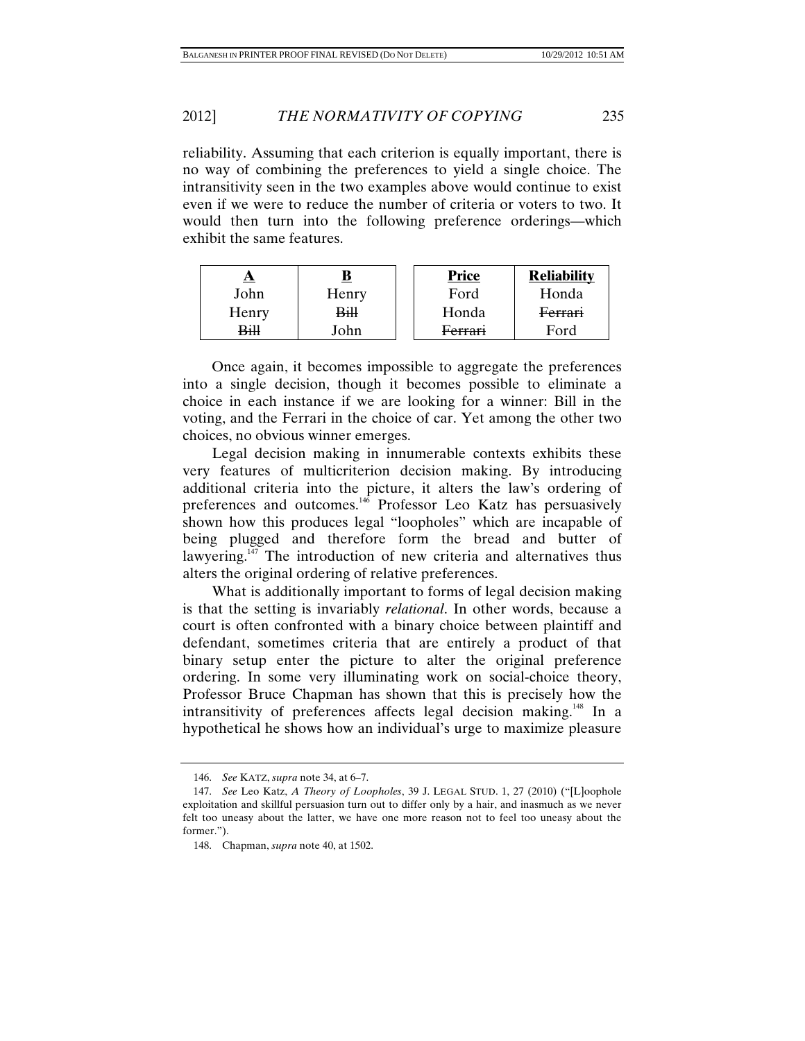reliability. Assuming that each criterion is equally important, there is no way of combining the preferences to yield a single choice. The intransitivity seen in the two examples above would continue to exist even if we were to reduce the number of criteria or voters to two. It would then turn into the following preference orderings—which exhibit the same features.

| **A** | **B** |
|---|---|
| John | Henry |
| Henry | ~~Bill~~ |
| ~~Bill~~ | John |

| **Price** | **Reliability** |
|---|---|
| Ford | Honda |
| Honda | ~~Ferrari~~ |
| ~~Ferrari~~ | Ford |

Once again, it becomes impossible to aggregate the preferences into a single decision, though it becomes possible to eliminate a choice in each instance if we are looking for a winner: Bill in the voting, and the Ferrari in the choice of car. Yet among the other two choices, no obvious winner emerges.

Legal decision making in innumerable contexts exhibits these very features of multicriterion decision making. By introducing additional criteria into the picture, it alters the law's ordering of preferences and outcomes.[146] Professor Leo Katz has persuasively shown how this produces legal "loopholes" which are incapable of being plugged and therefore form the bread and butter of lawyering.[147] The introduction of new criteria and alternatives thus alters the original ordering of relative preferences.

What is additionally important to forms of legal decision making is that the setting is invariably *relational*. In other words, because a court is often confronted with a binary choice between plaintiff and defendant, sometimes criteria that are entirely a product of that binary setup enter the picture to alter the original preference ordering. In some very illuminating work on social-choice theory, Professor Bruce Chapman has shown that this is precisely how the intransitivity of preferences affects legal decision making.[148] In a hypothetical he shows how an individual's urge to maximize pleasure

---

146. *See* KATZ, *supra* note 34, at 6–7.

147. *See* Leo Katz, *A Theory of Loopholes*, 39 J. LEGAL STUD. 1, 27 (2010) ("[L]oophole exploitation and skillful persuasion turn out to differ only by a hair, and inasmuch as we never felt too uneasy about the latter, we have one more reason not to feel too uneasy about the former.").

148. Chapman, *supra* note 40, at 1502.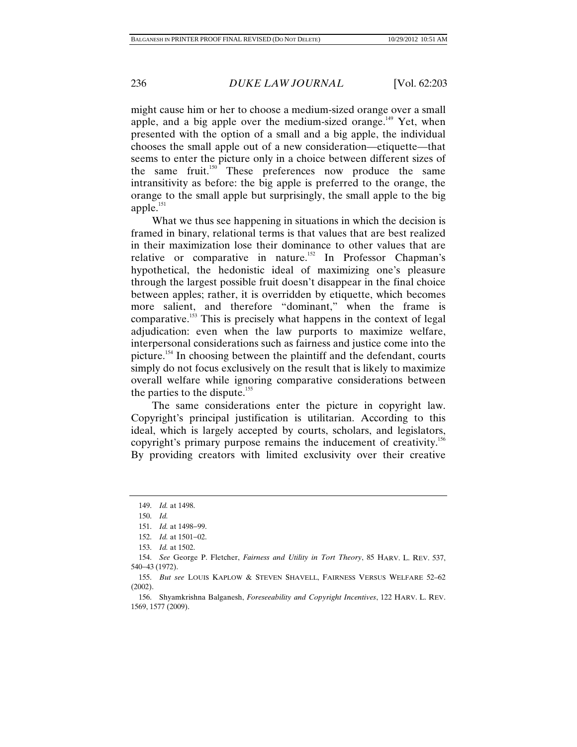might cause him or her to choose a medium-sized orange over a small apple, and a big apple over the medium-sized orange.[149] Yet, when presented with the option of a small and a big apple, the individual chooses the small apple out of a new consideration—etiquette—that seems to enter the picture only in a choice between different sizes of the same fruit.[150] These preferences now produce the same intransitivity as before: the big apple is preferred to the orange, the orange to the small apple but surprisingly, the small apple to the big apple.[151]

What we thus see happening in situations in which the decision is framed in binary, relational terms is that values that are best realized in their maximization lose their dominance to other values that are relative or comparative in nature.[152] In Professor Chapman's hypothetical, the hedonistic ideal of maximizing one's pleasure through the largest possible fruit doesn't disappear in the final choice between apples; rather, it is overridden by etiquette, which becomes more salient, and therefore "dominant," when the frame is comparative.[153] This is precisely what happens in the context of legal adjudication: even when the law purports to maximize welfare, interpersonal considerations such as fairness and justice come into the picture.[154] In choosing between the plaintiff and the defendant, courts simply do not focus exclusively on the result that is likely to maximize overall welfare while ignoring comparative considerations between the parties to the dispute.[155]

The same considerations enter the picture in copyright law. Copyright's principal justification is utilitarian. According to this ideal, which is largely accepted by courts, scholars, and legislators, copyright's primary purpose remains the inducement of creativity.[156] By providing creators with limited exclusivity over their creative

---

149. *Id.* at 1498.

150. *Id.*

151. *Id.* at 1498–99.

152. *Id.* at 1501–02.

153. *Id.* at 1502.

154. *See* George P. Fletcher, *Fairness and Utility in Tort Theory*, 85 HARV. L. REV. 537, 540–43 (1972).

155. *But see* LOUIS KAPLOW & STEVEN SHAVELL, FAIRNESS VERSUS WELFARE 52–62 (2002).

156. Shyamkrishna Balganesh, *Foreseeability and Copyright Incentives*, 122 HARV. L. REV. 1569, 1577 (2009).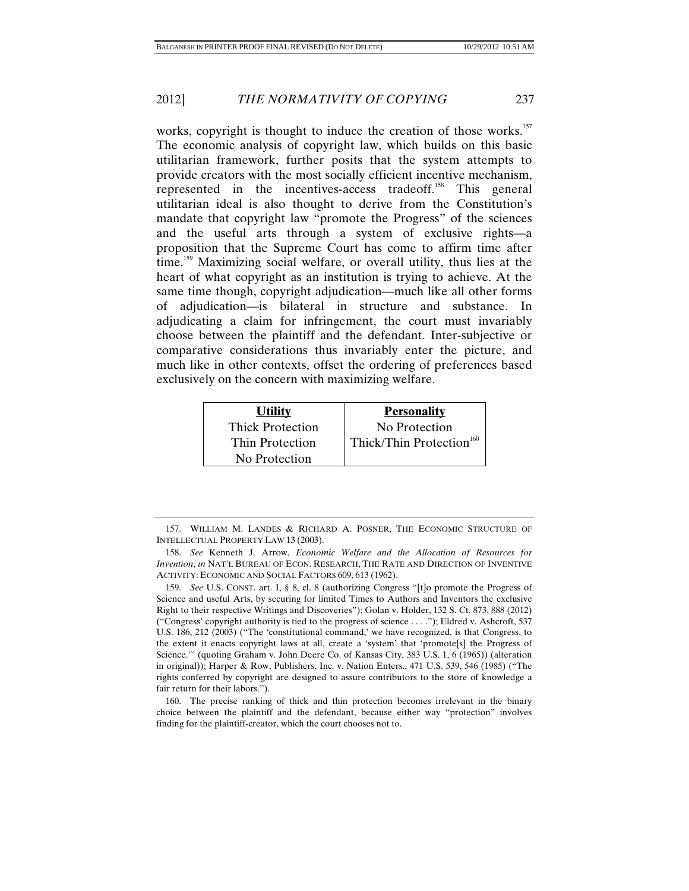works, copyright is thought to induce the creation of those works.[157] The economic analysis of copyright law, which builds on this basic utilitarian framework, further posits that the system attempts to provide creators with the most socially efficient incentive mechanism, represented in the incentives-access tradeoff.[158] This general utilitarian ideal is also thought to derive from the Constitution's mandate that copyright law "promote the Progress" of the sciences and the useful arts through a system of exclusive rights—a proposition that the Supreme Court has come to affirm time after time.[159] Maximizing social welfare, or overall utility, thus lies at the heart of what copyright as an institution is trying to achieve. At the same time though, copyright adjudication—much like all other forms of adjudication—is bilateral in structure and substance. In adjudicating a claim for infringement, the court must invariably choose between the plaintiff and the defendant. Inter-subjective or comparative considerations thus invariably enter the picture, and much like in other contexts, offset the ordering of preferences based exclusively on the concern with maximizing welfare.

| **Utility** | **Personality** |
|---|---|
| Thick Protection | No Protection |
| Thin Protection | Thick/Thin Protection[160] |
| No Protection | |

---

157. WILLIAM M. LANDES & RICHARD A. POSNER, THE ECONOMIC STRUCTURE OF INTELLECTUAL PROPERTY LAW 13 (2003).

158. *See* Kenneth J. Arrow, *Economic Welfare and the Allocation of Resources for Invention*, *in* NAT'L BUREAU OF ECON. RESEARCH, THE RATE AND DIRECTION OF INVENTIVE ACTIVITY: ECONOMIC AND SOCIAL FACTORS 609, 613 (1962).

159. *See* U.S. CONST. art. I, § 8, cl. 8 (authorizing Congress "[t]o promote the Progress of Science and useful Arts, by securing for limited Times to Authors and Inventors the exclusive Right to their respective Writings and Discoveries"); Golan v. Holder, 132 S. Ct. 873, 888 (2012) ("Congress' copyright authority is tied to the progress of science . . . ."); Eldred v. Ashcroft, 537 U.S. 186, 212 (2003) ("The 'constitutional command,' we have recognized, is that Congress, to the extent it enacts copyright laws at all, create a 'system' that 'promote[s] the Progress of Science.'" (quoting Graham v. John Deere Co. of Kansas City, 383 U.S. 1, 6 (1965)) (alteration in original)); Harper & Row, Publishers, Inc. v. Nation Enters., 471 U.S. 539, 546 (1985) ("The rights conferred by copyright are designed to assure contributors to the store of knowledge a fair return for their labors.").

160. The precise ranking of thick and thin protection becomes irrelevant in the binary choice between the plaintiff and the defendant, because either way "protection" involves finding for the plaintiff-creator, which the court chooses not to.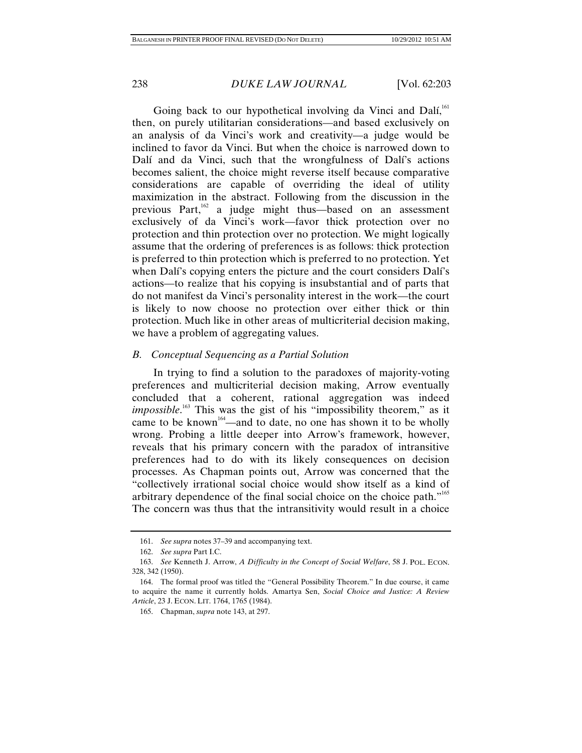Going back to our hypothetical involving da Vinci and Dalí,[161] then, on purely utilitarian considerations—and based exclusively on an analysis of da Vinci's work and creativity—a judge would be inclined to favor da Vinci. But when the choice is narrowed down to Dalí and da Vinci, such that the wrongfulness of Dalí's actions becomes salient, the choice might reverse itself because comparative considerations are capable of overriding the ideal of utility maximization in the abstract. Following from the discussion in the previous Part,[162] a judge might thus—based on an assessment exclusively of da Vinci's work—favor thick protection over no protection and thin protection over no protection. We might logically assume that the ordering of preferences is as follows: thick protection is preferred to thin protection which is preferred to no protection. Yet when Dalí's copying enters the picture and the court considers Dalí's actions—to realize that his copying is insubstantial and of parts that do not manifest da Vinci's personality interest in the work—the court is likely to now choose no protection over either thick or thin protection. Much like in other areas of multicriterial decision making, we have a problem of aggregating values.

### *B. Conceptual Sequencing as a Partial Solution*

In trying to find a solution to the paradoxes of majority-voting preferences and multicriterial decision making, Arrow eventually concluded that a coherent, rational aggregation was indeed *impossible*.[163] This was the gist of his "impossibility theorem," as it came to be known[164]—and to date, no one has shown it to be wholly wrong. Probing a little deeper into Arrow's framework, however, reveals that his primary concern with the paradox of intransitive preferences had to do with its likely consequences on decision processes. As Chapman points out, Arrow was concerned that the "collectively irrational social choice would show itself as a kind of arbitrary dependence of the final social choice on the choice path."[165] The concern was thus that the intransitivity would result in a choice

---

161. *See supra* notes 37–39 and accompanying text.

162. *See supra* Part I.C.

163. *See* Kenneth J. Arrow, *A Difficulty in the Concept of Social Welfare*, 58 J. POL. ECON. 328, 342 (1950).

164. The formal proof was titled the "General Possibility Theorem." In due course, it came to acquire the name it currently holds. Amartya Sen, *Social Choice and Justice: A Review Article*, 23 J. ECON. LIT. 1764, 1765 (1984).

165. Chapman, *supra* note 143, at 297.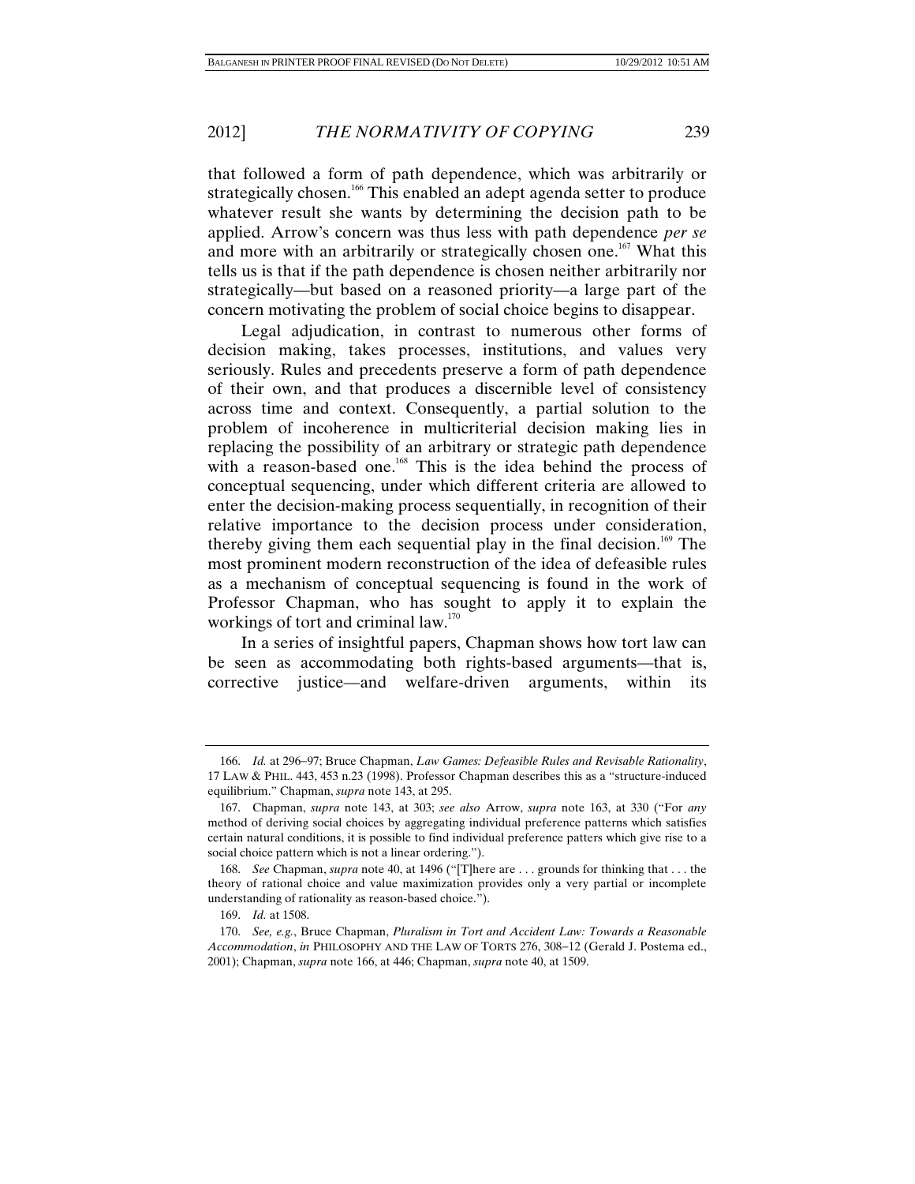that followed a form of path dependence, which was arbitrarily or strategically chosen.[166] This enabled an adept agenda setter to produce whatever result she wants by determining the decision path to be applied. Arrow's concern was thus less with path dependence *per se* and more with an arbitrarily or strategically chosen one.[167] What this tells us is that if the path dependence is chosen neither arbitrarily nor strategically—but based on a reasoned priority—a large part of the concern motivating the problem of social choice begins to disappear.

Legal adjudication, in contrast to numerous other forms of decision making, takes processes, institutions, and values very seriously. Rules and precedents preserve a form of path dependence of their own, and that produces a discernible level of consistency across time and context. Consequently, a partial solution to the problem of incoherence in multicriterial decision making lies in replacing the possibility of an arbitrary or strategic path dependence with a reason-based one.[168] This is the idea behind the process of conceptual sequencing, under which different criteria are allowed to enter the decision-making process sequentially, in recognition of their relative importance to the decision process under consideration, thereby giving them each sequential play in the final decision.[169] The most prominent modern reconstruction of the idea of defeasible rules as a mechanism of conceptual sequencing is found in the work of Professor Chapman, who has sought to apply it to explain the workings of tort and criminal law.[170]

In a series of insightful papers, Chapman shows how tort law can be seen as accommodating both rights-based arguments—that is, corrective justice—and welfare-driven arguments, within its

---

166. *Id.* at 296–97; Bruce Chapman, *Law Games: Defeasible Rules and Revisable Rationality*, 17 LAW & PHIL. 443, 453 n.23 (1998). Professor Chapman describes this as a "structure-induced equilibrium." Chapman, *supra* note 143, at 295.

167. Chapman, *supra* note 143, at 303; *see also* Arrow, *supra* note 163, at 330 ("For *any* method of deriving social choices by aggregating individual preference patterns which satisfies certain natural conditions, it is possible to find individual preference patters which give rise to a social choice pattern which is not a linear ordering.").

168. *See* Chapman, *supra* note 40, at 1496 ("[T]here are . . . grounds for thinking that . . . the theory of rational choice and value maximization provides only a very partial or incomplete understanding of rationality as reason-based choice.").

169. *Id.* at 1508.

170. *See, e.g.*, Bruce Chapman, *Pluralism in Tort and Accident Law: Towards a Reasonable Accommodation*, *in* PHILOSOPHY AND THE LAW OF TORTS 276, 308–12 (Gerald J. Postema ed., 2001); Chapman, *supra* note 166, at 446; Chapman, *supra* note 40, at 1509.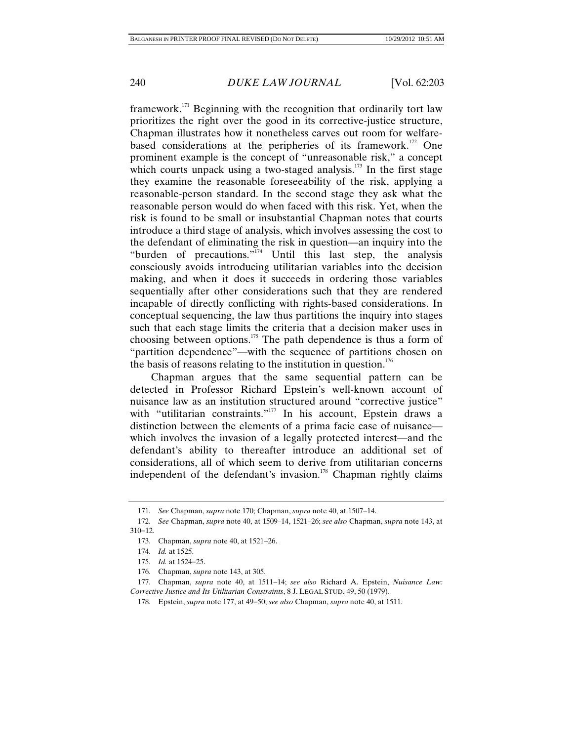framework.[171] Beginning with the recognition that ordinarily tort law prioritizes the right over the good in its corrective-justice structure, Chapman illustrates how it nonetheless carves out room for welfare-based considerations at the peripheries of its framework.[172] One prominent example is the concept of "unreasonable risk," a concept which courts unpack using a two-staged analysis.[173] In the first stage they examine the reasonable foreseeability of the risk, applying a reasonable-person standard. In the second stage they ask what the reasonable person would do when faced with this risk. Yet, when the risk is found to be small or insubstantial Chapman notes that courts introduce a third stage of analysis, which involves assessing the cost to the defendant of eliminating the risk in question—an inquiry into the "burden of precautions."[174] Until this last step, the analysis consciously avoids introducing utilitarian variables into the decision making, and when it does it succeeds in ordering those variables sequentially after other considerations such that they are rendered incapable of directly conflicting with rights-based considerations. In conceptual sequencing, the law thus partitions the inquiry into stages such that each stage limits the criteria that a decision maker uses in choosing between options.[175] The path dependence is thus a form of "partition dependence"—with the sequence of partitions chosen on the basis of reasons relating to the institution in question.[176]

Chapman argues that the same sequential pattern can be detected in Professor Richard Epstein's well-known account of nuisance law as an institution structured around "corrective justice" with "utilitarian constraints."[177] In his account, Epstein draws a distinction between the elements of a prima facie case of nuisance—which involves the invasion of a legally protected interest—and the defendant's ability to thereafter introduce an additional set of considerations, all of which seem to derive from utilitarian concerns independent of the defendant's invasion.[178] Chapman rightly claims

171. *See* Chapman, *supra* note 170; Chapman, *supra* note 40, at 1507–14.

172. *See* Chapman, *supra* note 40, at 1509–14, 1521–26; *see also* Chapman, *supra* note 143, at 310–12.

173. Chapman, *supra* note 40, at 1521–26.

174. *Id.* at 1525.

175. *Id.* at 1524–25.

176. Chapman, *supra* note 143, at 305.

177. Chapman, *supra* note 40, at 1511–14; *see also* Richard A. Epstein, *Nuisance Law: Corrective Justice and Its Utilitarian Constraints*, 8 J. LEGAL STUD. 49, 50 (1979).

178. Epstein, *supra* note 177, at 49–50; *see also* Chapman, *supra* note 40, at 1511.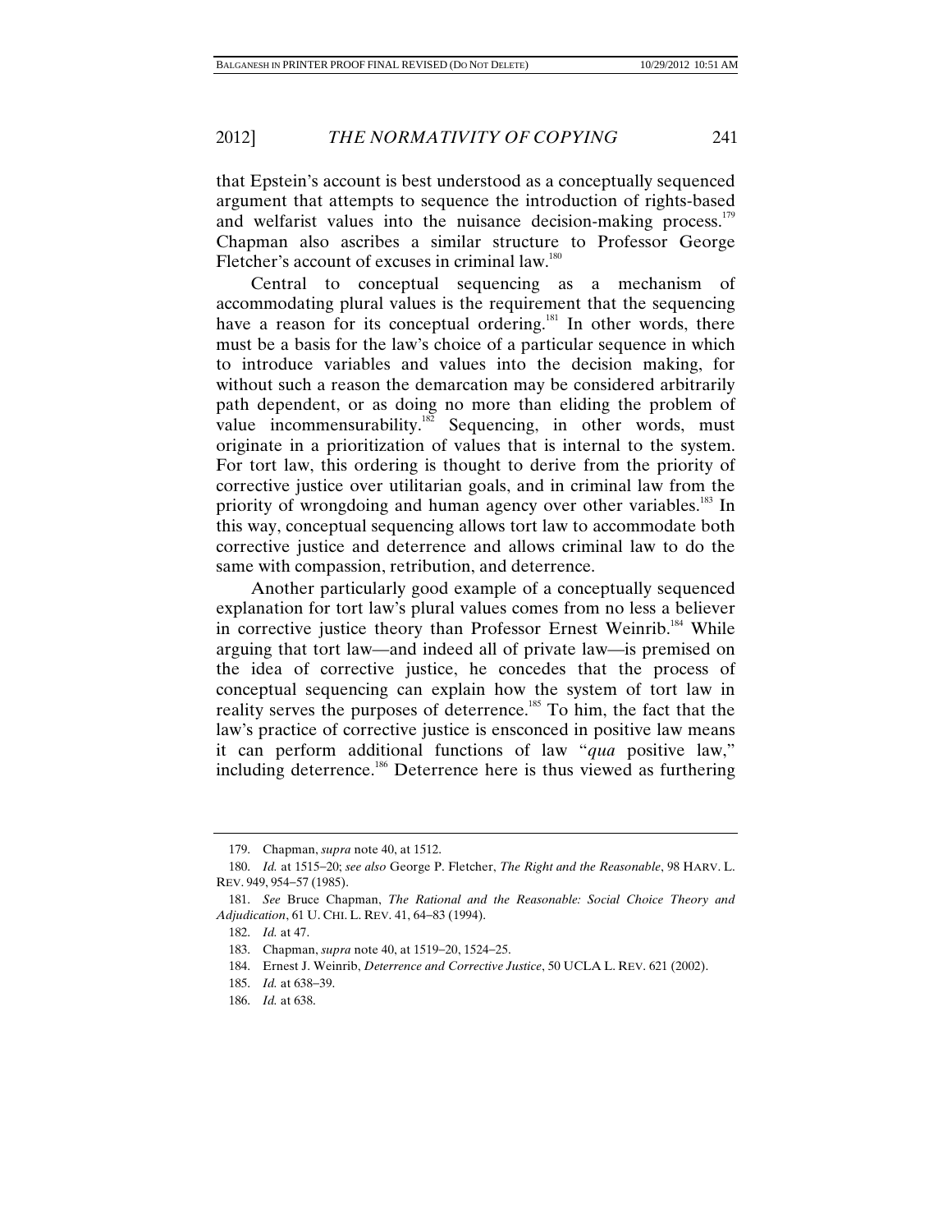that Epstein's account is best understood as a conceptually sequenced argument that attempts to sequence the introduction of rights-based and welfarist values into the nuisance decision-making process.[179] Chapman also ascribes a similar structure to Professor George Fletcher's account of excuses in criminal law.[180]

Central to conceptual sequencing as a mechanism of accommodating plural values is the requirement that the sequencing have a reason for its conceptual ordering.[181] In other words, there must be a basis for the law's choice of a particular sequence in which to introduce variables and values into the decision making, for without such a reason the demarcation may be considered arbitrarily path dependent, or as doing no more than eliding the problem of value incommensurability.[182] Sequencing, in other words, must originate in a prioritization of values that is internal to the system. For tort law, this ordering is thought to derive from the priority of corrective justice over utilitarian goals, and in criminal law from the priority of wrongdoing and human agency over other variables.[183] In this way, conceptual sequencing allows tort law to accommodate both corrective justice and deterrence and allows criminal law to do the same with compassion, retribution, and deterrence.

Another particularly good example of a conceptually sequenced explanation for tort law's plural values comes from no less a believer in corrective justice theory than Professor Ernest Weinrib.[184] While arguing that tort law—and indeed all of private law—is premised on the idea of corrective justice, he concedes that the process of conceptual sequencing can explain how the system of tort law in reality serves the purposes of deterrence.[185] To him, the fact that the law's practice of corrective justice is ensconced in positive law means it can perform additional functions of law "*qua* positive law," including deterrence.[186] Deterrence here is thus viewed as furthering

---

179. Chapman, *supra* note 40, at 1512.

180. *Id.* at 1515–20; *see also* George P. Fletcher, *The Right and the Reasonable*, 98 HARV. L. REV. 949, 954–57 (1985).

181. *See* Bruce Chapman, *The Rational and the Reasonable: Social Choice Theory and Adjudication*, 61 U. CHI. L. REV. 41, 64–83 (1994).

182. *Id.* at 47.

183. Chapman, *supra* note 40, at 1519–20, 1524–25.

184. Ernest J. Weinrib, *Deterrence and Corrective Justice*, 50 UCLA L. REV. 621 (2002).

185. *Id.* at 638–39.

186. *Id.* at 638.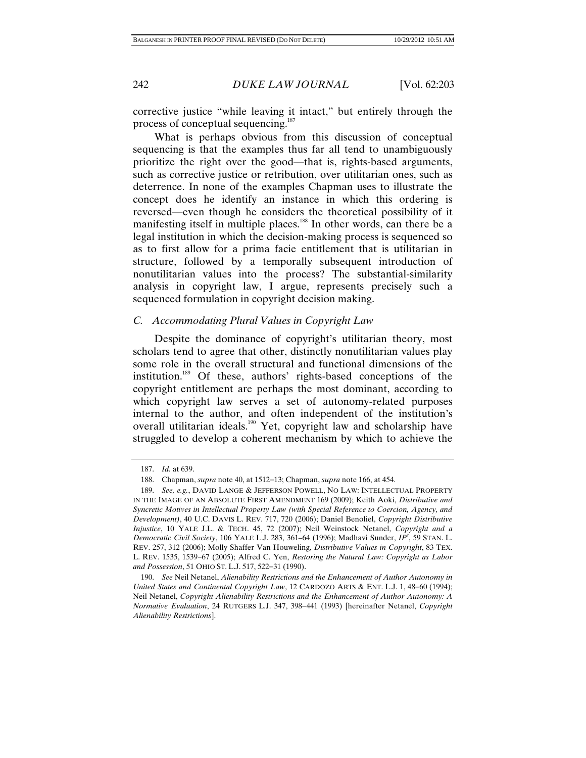corrective justice "while leaving it intact," but entirely through the process of conceptual sequencing.[187]

What is perhaps obvious from this discussion of conceptual sequencing is that the examples thus far all tend to unambiguously prioritize the right over the good—that is, rights-based arguments, such as corrective justice or retribution, over utilitarian ones, such as deterrence. In none of the examples Chapman uses to illustrate the concept does he identify an instance in which this ordering is reversed—even though he considers the theoretical possibility of it manifesting itself in multiple places.[188] In other words, can there be a legal institution in which the decision-making process is sequenced so as to first allow for a prima facie entitlement that is utilitarian in structure, followed by a temporally subsequent introduction of nonutilitarian values into the process? The substantial-similarity analysis in copyright law, I argue, represents precisely such a sequenced formulation in copyright decision making.

### *C. Accommodating Plural Values in Copyright Law*

Despite the dominance of copyright's utilitarian theory, most scholars tend to agree that other, distinctly nonutilitarian values play some role in the overall structural and functional dimensions of the institution.[189] Of these, authors' rights-based conceptions of the copyright entitlement are perhaps the most dominant, according to which copyright law serves a set of autonomy-related purposes internal to the author, and often independent of the institution's overall utilitarian ideals.[190] Yet, copyright law and scholarship have struggled to develop a coherent mechanism by which to achieve the

---

187. *Id.* at 639.

188. Chapman, *supra* note 40, at 1512–13; Chapman, *supra* note 166, at 454.

189. *See, e.g.*, DAVID LANGE & JEFFERSON POWELL, NO LAW: INTELLECTUAL PROPERTY IN THE IMAGE OF AN ABSOLUTE FIRST AMENDMENT 169 (2009); Keith Aoki, *Distributive and Syncretic Motives in Intellectual Property Law (with Special Reference to Coercion, Agency, and Development)*, 40 U.C. DAVIS L. REV. 717, 720 (2006); Daniel Benoliel, *Copyright Distributive Injustice*, 10 YALE J.L. & TECH. 45, 72 (2007); Neil Weinstock Netanel, *Copyright and a Democratic Civil Society*, 106 YALE L.J. 283, 361–64 (1996); Madhavi Sunder, *IP³*, 59 STAN. L. REV. 257, 312 (2006); Molly Shaffer Van Houweling, *Distributive Values in Copyright*, 83 TEX. L. REV. 1535, 1539–67 (2005); Alfred C. Yen, *Restoring the Natural Law: Copyright as Labor and Possession*, 51 OHIO ST. L.J. 517, 522–31 (1990).

190. *See* Neil Netanel, *Alienability Restrictions and the Enhancement of Author Autonomy in United States and Continental Copyright Law*, 12 CARDOZO ARTS & ENT. L.J. 1, 48–60 (1994); Neil Netanel, *Copyright Alienability Restrictions and the Enhancement of Author Autonomy: A Normative Evaluation*, 24 RUTGERS L.J. 347, 398–441 (1993) [hereinafter Netanel, *Copyright Alienability Restrictions*].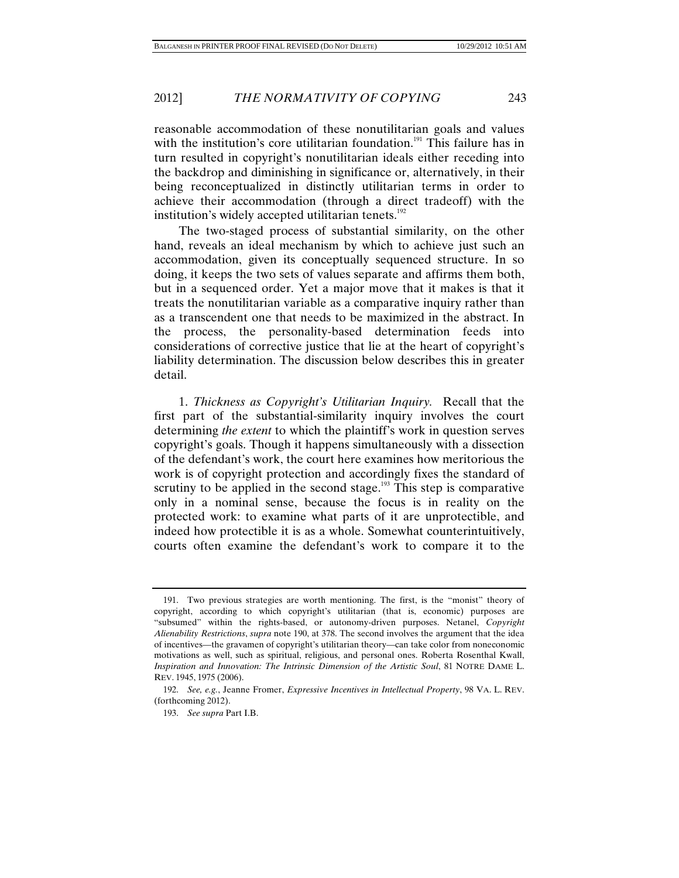reasonable accommodation of these nonutilitarian goals and values with the institution's core utilitarian foundation.[191] This failure has in turn resulted in copyright's nonutilitarian ideals either receding into the backdrop and diminishing in significance or, alternatively, in their being reconceptualized in distinctly utilitarian terms in order to achieve their accommodation (through a direct tradeoff) with the institution's widely accepted utilitarian tenets.[192]

The two-staged process of substantial similarity, on the other hand, reveals an ideal mechanism by which to achieve just such an accommodation, given its conceptually sequenced structure. In so doing, it keeps the two sets of values separate and affirms them both, but in a sequenced order. Yet a major move that it makes is that it treats the nonutilitarian variable as a comparative inquiry rather than as a transcendent one that needs to be maximized in the abstract. In the process, the personality-based determination feeds into considerations of corrective justice that lie at the heart of copyright's liability determination. The discussion below describes this in greater detail.

1. *Thickness as Copyright's Utilitarian Inquiry.* Recall that the first part of the substantial-similarity inquiry involves the court determining *the extent* to which the plaintiff's work in question serves copyright's goals. Though it happens simultaneously with a dissection of the defendant's work, the court here examines how meritorious the work is of copyright protection and accordingly fixes the standard of scrutiny to be applied in the second stage.[193] This step is comparative only in a nominal sense, because the focus is in reality on the protected work: to examine what parts of it are unprotectible, and indeed how protectible it is as a whole. Somewhat counterintuitively, courts often examine the defendant's work to compare it to the

---

191. Two previous strategies are worth mentioning. The first, is the "monist" theory of copyright, according to which copyright's utilitarian (that is, economic) purposes are "subsumed" within the rights-based, or autonomy-driven purposes. Netanel, *Copyright Alienability Restrictions*, *supra* note 190, at 378. The second involves the argument that the idea of incentives—the gravamen of copyright's utilitarian theory—can take color from noneconomic motivations as well, such as spiritual, religious, and personal ones. Roberta Rosenthal Kwall, *Inspiration and Innovation: The Intrinsic Dimension of the Artistic Soul*, 81 NOTRE DAME L. REV. 1945, 1975 (2006).

192. *See, e.g.*, Jeanne Fromer, *Expressive Incentives in Intellectual Property*, 98 VA. L. REV. (forthcoming 2012).

193. *See supra* Part I.B.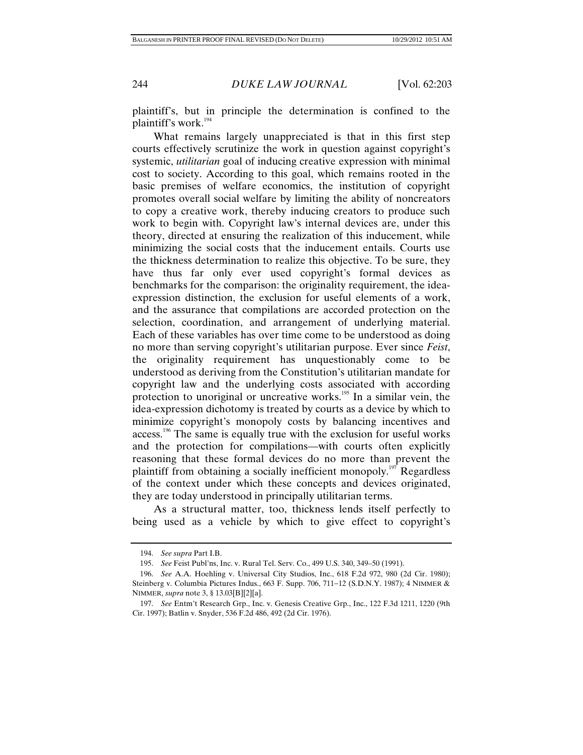plaintiff's, but in principle the determination is confined to the plaintiff's work.[194]

What remains largely unappreciated is that in this first step courts effectively scrutinize the work in question against copyright's systemic, *utilitarian* goal of inducing creative expression with minimal cost to society. According to this goal, which remains rooted in the basic premises of welfare economics, the institution of copyright promotes overall social welfare by limiting the ability of noncreators to copy a creative work, thereby inducing creators to produce such work to begin with. Copyright law's internal devices are, under this theory, directed at ensuring the realization of this inducement, while minimizing the social costs that the inducement entails. Courts use the thickness determination to realize this objective. To be sure, they have thus far only ever used copyright's formal devices as benchmarks for the comparison: the originality requirement, the idea-expression distinction, the exclusion for useful elements of a work, and the assurance that compilations are accorded protection on the selection, coordination, and arrangement of underlying material. Each of these variables has over time come to be understood as doing no more than serving copyright's utilitarian purpose. Ever since *Feist*, the originality requirement has unquestionably come to be understood as deriving from the Constitution's utilitarian mandate for copyright law and the underlying costs associated with according protection to unoriginal or uncreative works.[195] In a similar vein, the idea-expression dichotomy is treated by courts as a device by which to minimize copyright's monopoly costs by balancing incentives and access.[196] The same is equally true with the exclusion for useful works and the protection for compilations—with courts often explicitly reasoning that these formal devices do no more than prevent the plaintiff from obtaining a socially inefficient monopoly.[197] Regardless of the context under which these concepts and devices originated, they are today understood in principally utilitarian terms.

As a structural matter, too, thickness lends itself perfectly to being used as a vehicle by which to give effect to copyright's

---

194. *See supra* Part I.B.

195. *See* Feist Publ'ns, Inc. v. Rural Tel. Serv. Co., 499 U.S. 340, 349–50 (1991).

196. *See* A.A. Hoehling v. Universal City Studios, Inc., 618 F.2d 972, 980 (2d Cir. 1980); Steinberg v. Columbia Pictures Indus., 663 F. Supp. 706, 711–12 (S.D.N.Y. 1987); 4 NIMMER & NIMMER, *supra* note 3, § 13.03[B][2][a].

197. *See* Entm't Research Grp., Inc. v. Genesis Creative Grp., Inc., 122 F.3d 1211, 1220 (9th Cir. 1997); Batlin v. Snyder, 536 F.2d 486, 492 (2d Cir. 1976).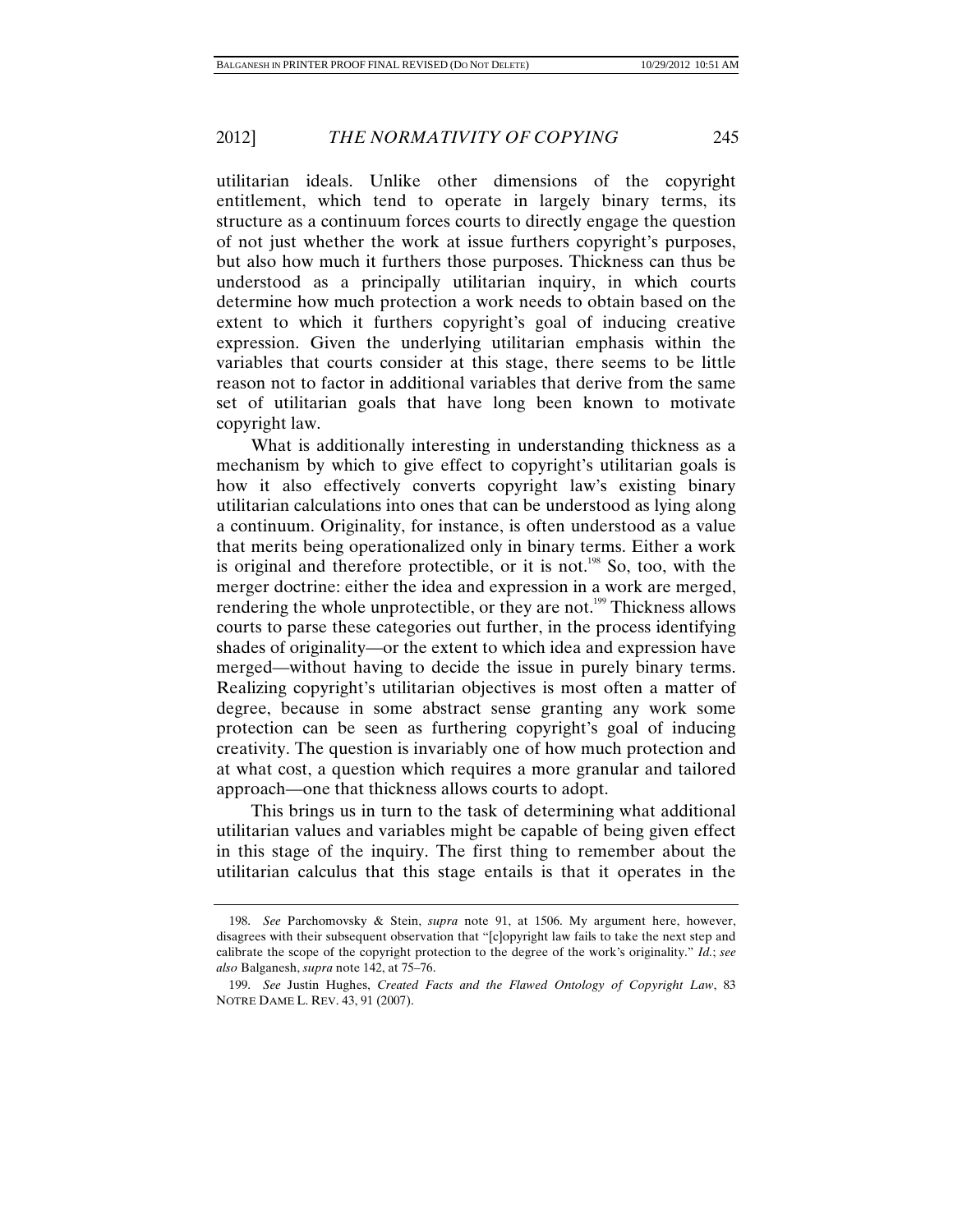utilitarian ideals. Unlike other dimensions of the copyright entitlement, which tend to operate in largely binary terms, its structure as a continuum forces courts to directly engage the question of not just whether the work at issue furthers copyright's purposes, but also how much it furthers those purposes. Thickness can thus be understood as a principally utilitarian inquiry, in which courts determine how much protection a work needs to obtain based on the extent to which it furthers copyright's goal of inducing creative expression. Given the underlying utilitarian emphasis within the variables that courts consider at this stage, there seems to be little reason not to factor in additional variables that derive from the same set of utilitarian goals that have long been known to motivate copyright law.

What is additionally interesting in understanding thickness as a mechanism by which to give effect to copyright's utilitarian goals is how it also effectively converts copyright law's existing binary utilitarian calculations into ones that can be understood as lying along a continuum. Originality, for instance, is often understood as a value that merits being operationalized only in binary terms. Either a work is original and therefore protectible, or it is not.[198] So, too, with the merger doctrine: either the idea and expression in a work are merged, rendering the whole unprotectible, or they are not.[199] Thickness allows courts to parse these categories out further, in the process identifying shades of originality—or the extent to which idea and expression have merged—without having to decide the issue in purely binary terms. Realizing copyright's utilitarian objectives is most often a matter of degree, because in some abstract sense granting any work some protection can be seen as furthering copyright's goal of inducing creativity. The question is invariably one of how much protection and at what cost, a question which requires a more granular and tailored approach—one that thickness allows courts to adopt.

This brings us in turn to the task of determining what additional utilitarian values and variables might be capable of being given effect in this stage of the inquiry. The first thing to remember about the utilitarian calculus that this stage entails is that it operates in the

---

198. *See* Parchomovsky & Stein, *supra* note 91, at 1506. My argument here, however, disagrees with their subsequent observation that "[c]opyright law fails to take the next step and calibrate the scope of the copyright protection to the degree of the work's originality." *Id.*; *see also* Balganesh, *supra* note 142, at 75–76.

199. *See* Justin Hughes, *Created Facts and the Flawed Ontology of Copyright Law*, 83 NOTRE DAME L. REV. 43, 91 (2007).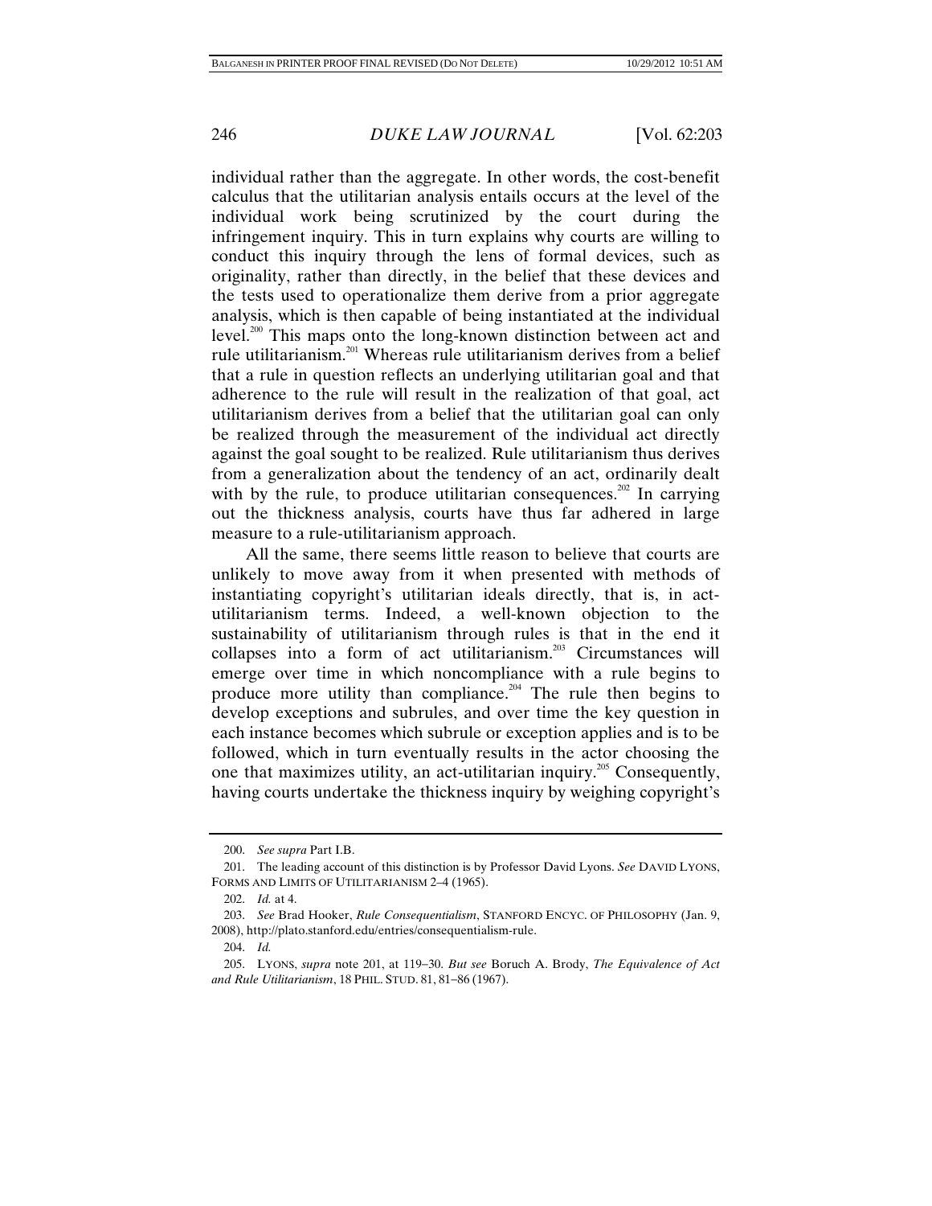individual rather than the aggregate. In other words, the cost-benefit calculus that the utilitarian analysis entails occurs at the level of the individual work being scrutinized by the court during the infringement inquiry. This in turn explains why courts are willing to conduct this inquiry through the lens of formal devices, such as originality, rather than directly, in the belief that these devices and the tests used to operationalize them derive from a prior aggregate analysis, which is then capable of being instantiated at the individual level.[200] This maps onto the long-known distinction between act and rule utilitarianism.[201] Whereas rule utilitarianism derives from a belief that a rule in question reflects an underlying utilitarian goal and that adherence to the rule will result in the realization of that goal, act utilitarianism derives from a belief that the utilitarian goal can only be realized through the measurement of the individual act directly against the goal sought to be realized. Rule utilitarianism thus derives from a generalization about the tendency of an act, ordinarily dealt with by the rule, to produce utilitarian consequences.[202] In carrying out the thickness analysis, courts have thus far adhered in large measure to a rule-utilitarianism approach.

All the same, there seems little reason to believe that courts are unlikely to move away from it when presented with methods of instantiating copyright's utilitarian ideals directly, that is, in act-utilitarianism terms. Indeed, a well-known objection to the sustainability of utilitarianism through rules is that in the end it collapses into a form of act utilitarianism.[203] Circumstances will emerge over time in which noncompliance with a rule begins to produce more utility than compliance.[204] The rule then begins to develop exceptions and subrules, and over time the key question in each instance becomes which subrule or exception applies and is to be followed, which in turn eventually results in the actor choosing the one that maximizes utility, an act-utilitarian inquiry.[205] Consequently, having courts undertake the thickness inquiry by weighing copyright's

---

200. *See supra* Part I.B.

201. The leading account of this distinction is by Professor David Lyons. *See* DAVID LYONS, FORMS AND LIMITS OF UTILITARIANISM 2–4 (1965).

202. *Id.* at 4.

203. *See* Brad Hooker, *Rule Consequentialism*, STANFORD ENCYC. OF PHILOSOPHY (Jan. 9, 2008), http://plato.stanford.edu/entries/consequentialism-rule.

204. *Id.*

205. LYONS, *supra* note 201, at 119–30. *But see* Boruch A. Brody, *The Equivalence of Act and Rule Utilitarianism*, 18 PHIL. STUD. 81, 81–86 (1967).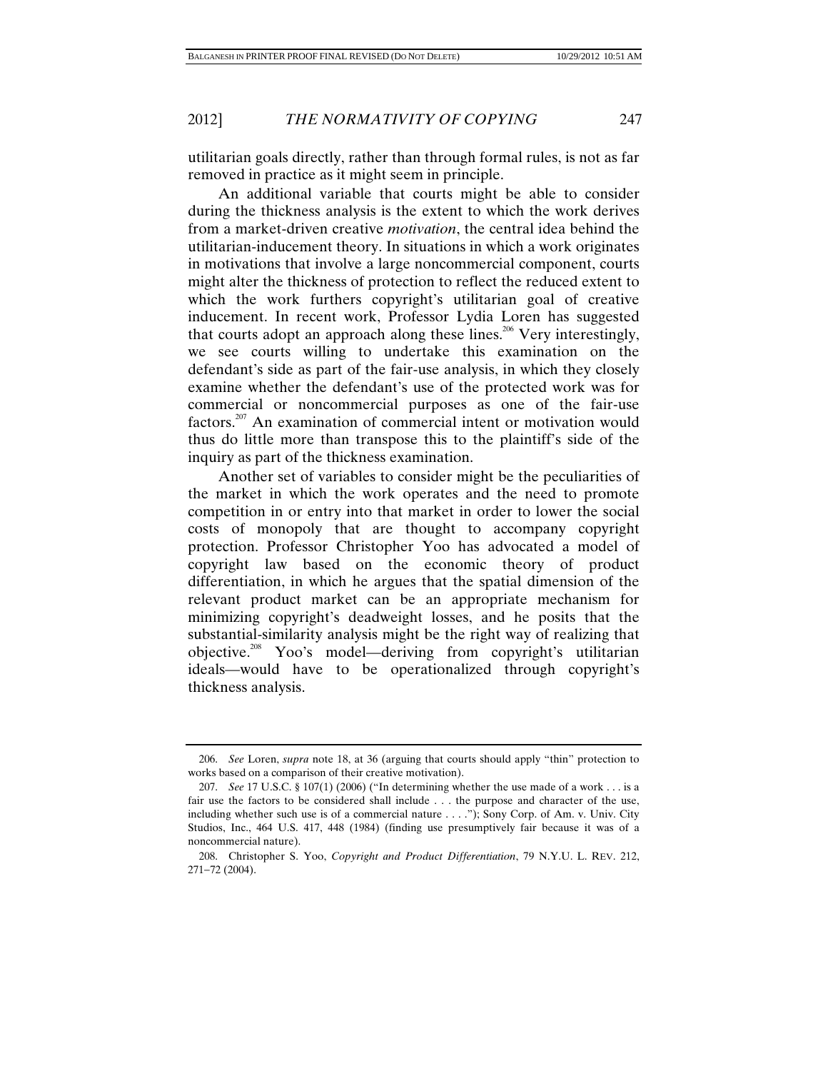utilitarian goals directly, rather than through formal rules, is not as far removed in practice as it might seem in principle.

An additional variable that courts might be able to consider during the thickness analysis is the extent to which the work derives from a market-driven creative *motivation*, the central idea behind the utilitarian-inducement theory. In situations in which a work originates in motivations that involve a large noncommercial component, courts might alter the thickness of protection to reflect the reduced extent to which the work furthers copyright's utilitarian goal of creative inducement. In recent work, Professor Lydia Loren has suggested that courts adopt an approach along these lines.[206] Very interestingly, we see courts willing to undertake this examination on the defendant's side as part of the fair-use analysis, in which they closely examine whether the defendant's use of the protected work was for commercial or noncommercial purposes as one of the fair-use factors.[207] An examination of commercial intent or motivation would thus do little more than transpose this to the plaintiff's side of the inquiry as part of the thickness examination.

Another set of variables to consider might be the peculiarities of the market in which the work operates and the need to promote competition in or entry into that market in order to lower the social costs of monopoly that are thought to accompany copyright protection. Professor Christopher Yoo has advocated a model of copyright law based on the economic theory of product differentiation, in which he argues that the spatial dimension of the relevant product market can be an appropriate mechanism for minimizing copyright's deadweight losses, and he posits that the substantial-similarity analysis might be the right way of realizing that objective.[208] Yoo's model—deriving from copyright's utilitarian ideals—would have to be operationalized through copyright's thickness analysis.

---

206. *See* Loren, *supra* note 18, at 36 (arguing that courts should apply "thin" protection to works based on a comparison of their creative motivation).

207. *See* 17 U.S.C. § 107(1) (2006) ("In determining whether the use made of a work . . . is a fair use the factors to be considered shall include . . . the purpose and character of the use, including whether such use is of a commercial nature . . . ."); Sony Corp. of Am. v. Univ. City Studios, Inc., 464 U.S. 417, 448 (1984) (finding use presumptively fair because it was of a noncommercial nature).

208. Christopher S. Yoo, *Copyright and Product Differentiation*, 79 N.Y.U. L. REV. 212, 271–72 (2004).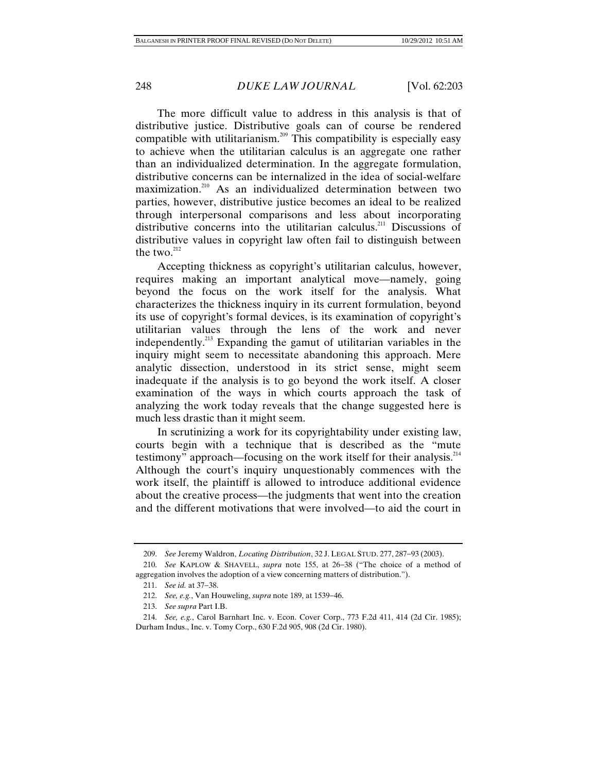The more difficult value to address in this analysis is that of distributive justice. Distributive goals can of course be rendered compatible with utilitarianism.[209] This compatibility is especially easy to achieve when the utilitarian calculus is an aggregate one rather than an individualized determination. In the aggregate formulation, distributive concerns can be internalized in the idea of social-welfare maximization.[210] As an individualized determination between two parties, however, distributive justice becomes an ideal to be realized through interpersonal comparisons and less about incorporating distributive concerns into the utilitarian calculus.[211] Discussions of distributive values in copyright law often fail to distinguish between the two.[212]

Accepting thickness as copyright's utilitarian calculus, however, requires making an important analytical move—namely, going beyond the focus on the work itself for the analysis. What characterizes the thickness inquiry in its current formulation, beyond its use of copyright's formal devices, is its examination of copyright's utilitarian values through the lens of the work and never independently.[213] Expanding the gamut of utilitarian variables in the inquiry might seem to necessitate abandoning this approach. Mere analytic dissection, understood in its strict sense, might seem inadequate if the analysis is to go beyond the work itself. A closer examination of the ways in which courts approach the task of analyzing the work today reveals that the change suggested here is much less drastic than it might seem.

In scrutinizing a work for its copyrightability under existing law, courts begin with a technique that is described as the "mute testimony" approach—focusing on the work itself for their analysis.[214] Although the court's inquiry unquestionably commences with the work itself, the plaintiff is allowed to introduce additional evidence about the creative process—the judgments that went into the creation and the different motivations that were involved—to aid the court in

---

209. *See* Jeremy Waldron, *Locating Distribution*, 32 J. LEGAL STUD. 277, 287–93 (2003).

210. *See* KAPLOW & SHAVELL, *supra* note 155, at 26–38 ("The choice of a method of aggregation involves the adoption of a view concerning matters of distribution.").

211. *See id.* at 37–38.

212. *See, e.g.*, Van Houweling, *supra* note 189, at 1539–46.

213. *See supra* Part I.B.

214. *See, e.g.*, Carol Barnhart Inc. v. Econ. Cover Corp., 773 F.2d 411, 414 (2d Cir. 1985); Durham Indus., Inc. v. Tomy Corp., 630 F.2d 905, 908 (2d Cir. 1980).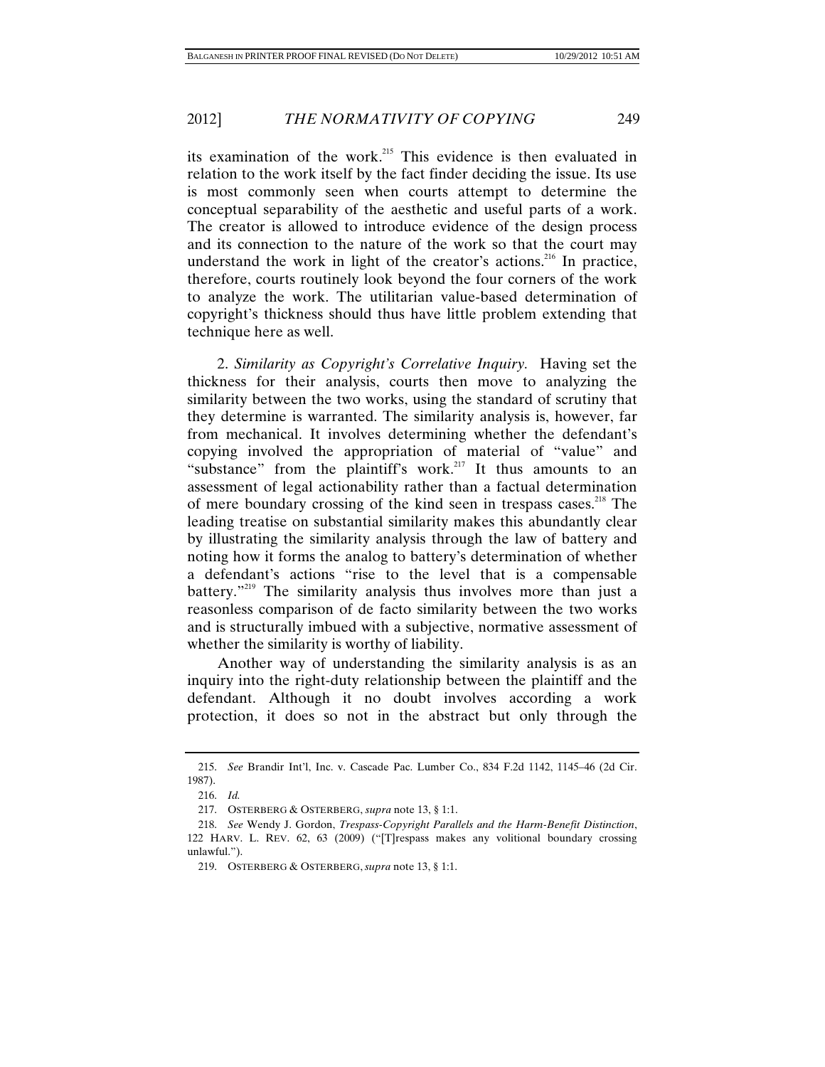its examination of the work.[215] This evidence is then evaluated in relation to the work itself by the fact finder deciding the issue. Its use is most commonly seen when courts attempt to determine the conceptual separability of the aesthetic and useful parts of a work. The creator is allowed to introduce evidence of the design process and its connection to the nature of the work so that the court may understand the work in light of the creator's actions.[216] In practice, therefore, courts routinely look beyond the four corners of the work to analyze the work. The utilitarian value-based determination of copyright's thickness should thus have little problem extending that technique here as well.

2. *Similarity as Copyright's Correlative Inquiry.* Having set the thickness for their analysis, courts then move to analyzing the similarity between the two works, using the standard of scrutiny that they determine is warranted. The similarity analysis is, however, far from mechanical. It involves determining whether the defendant's copying involved the appropriation of material of "value" and "substance" from the plaintiff's work.[217] It thus amounts to an assessment of legal actionability rather than a factual determination of mere boundary crossing of the kind seen in trespass cases.[218] The leading treatise on substantial similarity makes this abundantly clear by illustrating the similarity analysis through the law of battery and noting how it forms the analog to battery's determination of whether a defendant's actions "rise to the level that is a compensable battery."[219] The similarity analysis thus involves more than just a reasonless comparison of de facto similarity between the two works and is structurally imbued with a subjective, normative assessment of whether the similarity is worthy of liability.

Another way of understanding the similarity analysis is as an inquiry into the right-duty relationship between the plaintiff and the defendant. Although it no doubt involves according a work protection, it does so not in the abstract but only through the

---

215. *See* Brandir Int'l, Inc. v. Cascade Pac. Lumber Co., 834 F.2d 1142, 1145–46 (2d Cir. 1987).

216. *Id.*

217. OSTERBERG & OSTERBERG, *supra* note 13, § 1:1.

218. *See* Wendy J. Gordon, *Trespass-Copyright Parallels and the Harm-Benefit Distinction*, 122 HARV. L. REV. 62, 63 (2009) ("[T]respass makes any volitional boundary crossing unlawful.").

219. OSTERBERG & OSTERBERG, *supra* note 13, § 1:1.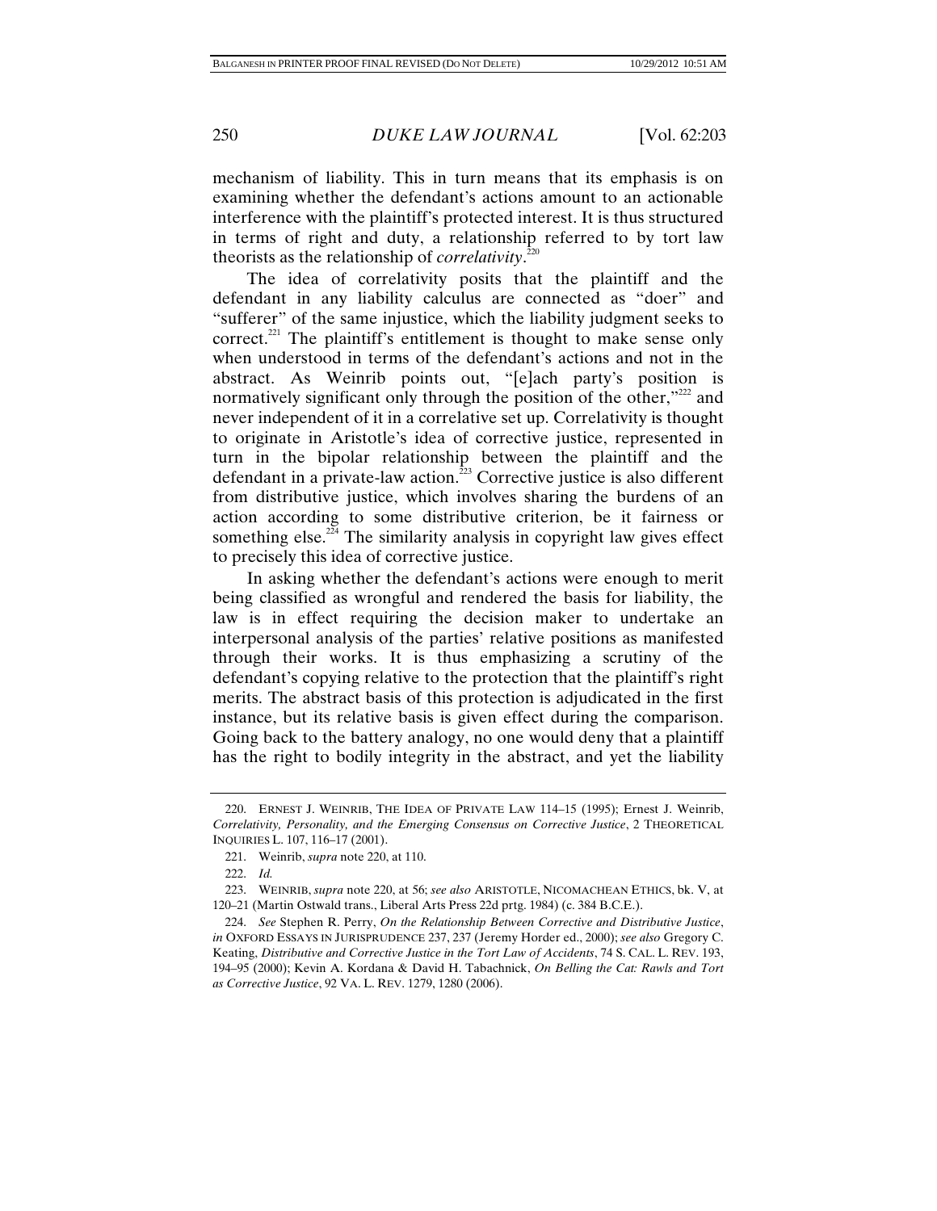mechanism of liability. This in turn means that its emphasis is on examining whether the defendant's actions amount to an actionable interference with the plaintiff's protected interest. It is thus structured in terms of right and duty, a relationship referred to by tort law theorists as the relationship of *correlativity*.[220]

The idea of correlativity posits that the plaintiff and the defendant in any liability calculus are connected as "doer" and "sufferer" of the same injustice, which the liability judgment seeks to correct.[221] The plaintiff's entitlement is thought to make sense only when understood in terms of the defendant's actions and not in the abstract. As Weinrib points out, "[e]ach party's position is normatively significant only through the position of the other,"[222] and never independent of it in a correlative set up. Correlativity is thought to originate in Aristotle's idea of corrective justice, represented in turn in the bipolar relationship between the plaintiff and the defendant in a private-law action.[223] Corrective justice is also different from distributive justice, which involves sharing the burdens of an action according to some distributive criterion, be it fairness or something else.[224] The similarity analysis in copyright law gives effect to precisely this idea of corrective justice.

In asking whether the defendant's actions were enough to merit being classified as wrongful and rendered the basis for liability, the law is in effect requiring the decision maker to undertake an interpersonal analysis of the parties' relative positions as manifested through their works. It is thus emphasizing a scrutiny of the defendant's copying relative to the protection that the plaintiff's right merits. The abstract basis of this protection is adjudicated in the first instance, but its relative basis is given effect during the comparison. Going back to the battery analogy, no one would deny that a plaintiff has the right to bodily integrity in the abstract, and yet the liability

---

220. ERNEST J. WEINRIB, THE IDEA OF PRIVATE LAW 114–15 (1995); Ernest J. Weinrib, *Correlativity, Personality, and the Emerging Consensus on Corrective Justice*, 2 THEORETICAL INQUIRIES L. 107, 116–17 (2001).

221. Weinrib, *supra* note 220, at 110.

222. *Id.*

223. WEINRIB, *supra* note 220, at 56; *see also* ARISTOTLE, NICOMACHEAN ETHICS, bk. V, at 120–21 (Martin Ostwald trans., Liberal Arts Press 22d prtg. 1984) (c. 384 B.C.E.).

224. *See* Stephen R. Perry, *On the Relationship Between Corrective and Distributive Justice*, *in* OXFORD ESSAYS IN JURISPRUDENCE 237, 237 (Jeremy Horder ed., 2000); *see also* Gregory C. Keating, *Distributive and Corrective Justice in the Tort Law of Accidents*, 74 S. CAL. L. REV. 193, 194–95 (2000); Kevin A. Kordana & David H. Tabachnick, *On Belling the Cat: Rawls and Tort as Corrective Justice*, 92 VA. L. REV. 1279, 1280 (2006).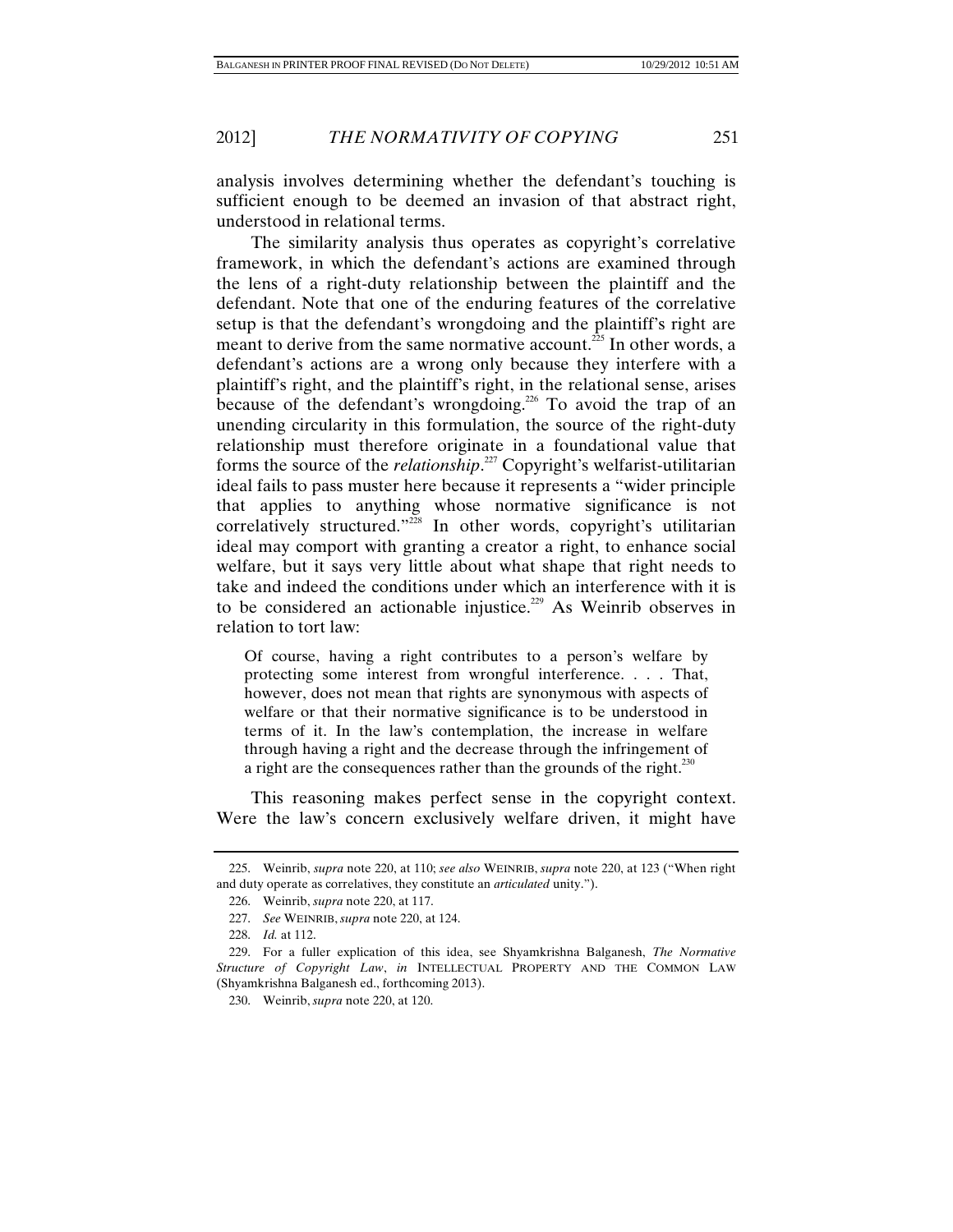analysis involves determining whether the defendant's touching is sufficient enough to be deemed an invasion of that abstract right, understood in relational terms.

The similarity analysis thus operates as copyright's correlative framework, in which the defendant's actions are examined through the lens of a right-duty relationship between the plaintiff and the defendant. Note that one of the enduring features of the correlative setup is that the defendant's wrongdoing and the plaintiff's right are meant to derive from the same normative account.[225] In other words, a defendant's actions are a wrong only because they interfere with a plaintiff's right, and the plaintiff's right, in the relational sense, arises because of the defendant's wrongdoing.[226] To avoid the trap of an unending circularity in this formulation, the source of the right-duty relationship must therefore originate in a foundational value that forms the source of the *relationship*.[227] Copyright's welfarist-utilitarian ideal fails to pass muster here because it represents a "wider principle that applies to anything whose normative significance is not correlatively structured."[228] In other words, copyright's utilitarian ideal may comport with granting a creator a right, to enhance social welfare, but it says very little about what shape that right needs to take and indeed the conditions under which an interference with it is to be considered an actionable injustice.[229] As Weinrib observes in relation to tort law:

> Of course, having a right contributes to a person's welfare by protecting some interest from wrongful interference. . . . That, however, does not mean that rights are synonymous with aspects of welfare or that their normative significance is to be understood in terms of it. In the law's contemplation, the increase in welfare through having a right and the decrease through the infringement of a right are the consequences rather than the grounds of the right.[230]

This reasoning makes perfect sense in the copyright context. Were the law's concern exclusively welfare driven, it might have

---

225. Weinrib, *supra* note 220, at 110; *see also* WEINRIB, *supra* note 220, at 123 ("When right and duty operate as correlatives, they constitute an *articulated* unity.").

226. Weinrib, *supra* note 220, at 117.

227. *See* WEINRIB, *supra* note 220, at 124.

228. *Id.* at 112.

229. For a fuller explication of this idea, see Shyamkrishna Balganesh, *The Normative Structure of Copyright Law*, *in* INTELLECTUAL PROPERTY AND THE COMMON LAW (Shyamkrishna Balganesh ed., forthcoming 2013).

230. Weinrib, *supra* note 220, at 120.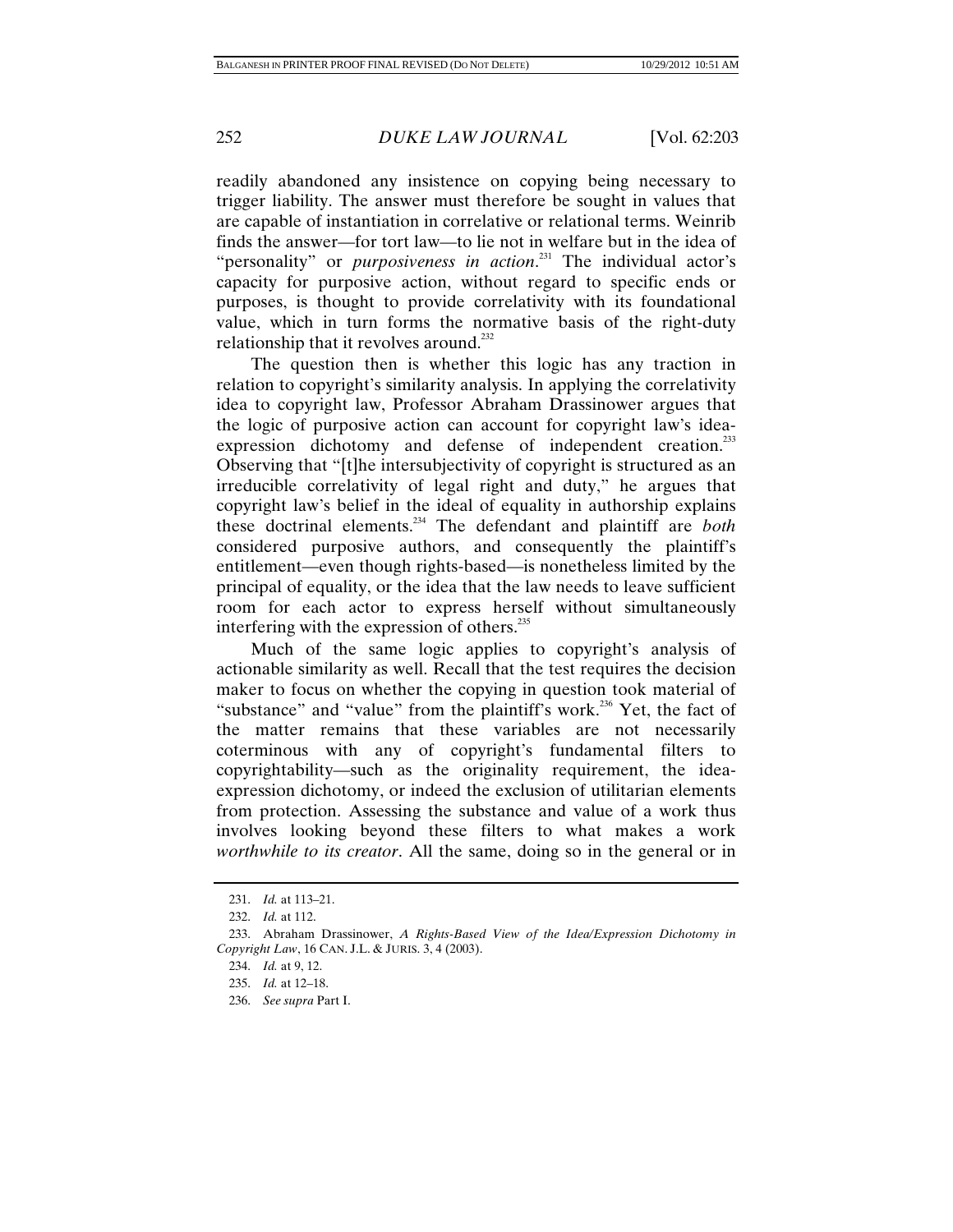readily abandoned any insistence on copying being necessary to trigger liability. The answer must therefore be sought in values that are capable of instantiation in correlative or relational terms. Weinrib finds the answer—for tort law—to lie not in welfare but in the idea of "personality" or *purposiveness in action*.[231] The individual actor's capacity for purposive action, without regard to specific ends or purposes, is thought to provide correlativity with its foundational value, which in turn forms the normative basis of the right-duty relationship that it revolves around.[232]

The question then is whether this logic has any traction in relation to copyright's similarity analysis. In applying the correlativity idea to copyright law, Professor Abraham Drassinower argues that the logic of purposive action can account for copyright law's idea-expression dichotomy and defense of independent creation.[233] Observing that "[t]he intersubjectivity of copyright is structured as an irreducible correlativity of legal right and duty," he argues that copyright law's belief in the ideal of equality in authorship explains these doctrinal elements.[234] The defendant and plaintiff are *both* considered purposive authors, and consequently the plaintiff's entitlement—even though rights-based—is nonetheless limited by the principal of equality, or the idea that the law needs to leave sufficient room for each actor to express herself without simultaneously interfering with the expression of others.[235]

Much of the same logic applies to copyright's analysis of actionable similarity as well. Recall that the test requires the decision maker to focus on whether the copying in question took material of "substance" and "value" from the plaintiff's work.[236] Yet, the fact of the matter remains that these variables are not necessarily coterminous with any of copyright's fundamental filters to copyrightability—such as the originality requirement, the idea-expression dichotomy, or indeed the exclusion of utilitarian elements from protection. Assessing the substance and value of a work thus involves looking beyond these filters to what makes a work *worthwhile to its creator*. All the same, doing so in the general or in

---

231. *Id.* at 113–21.

232. *Id.* at 112.

233. Abraham Drassinower, *A Rights-Based View of the Idea/Expression Dichotomy in Copyright Law*, 16 CAN. J.L. & JURIS. 3, 4 (2003).

234. *Id.* at 9, 12.

235. *Id.* at 12–18.

236. *See supra* Part I.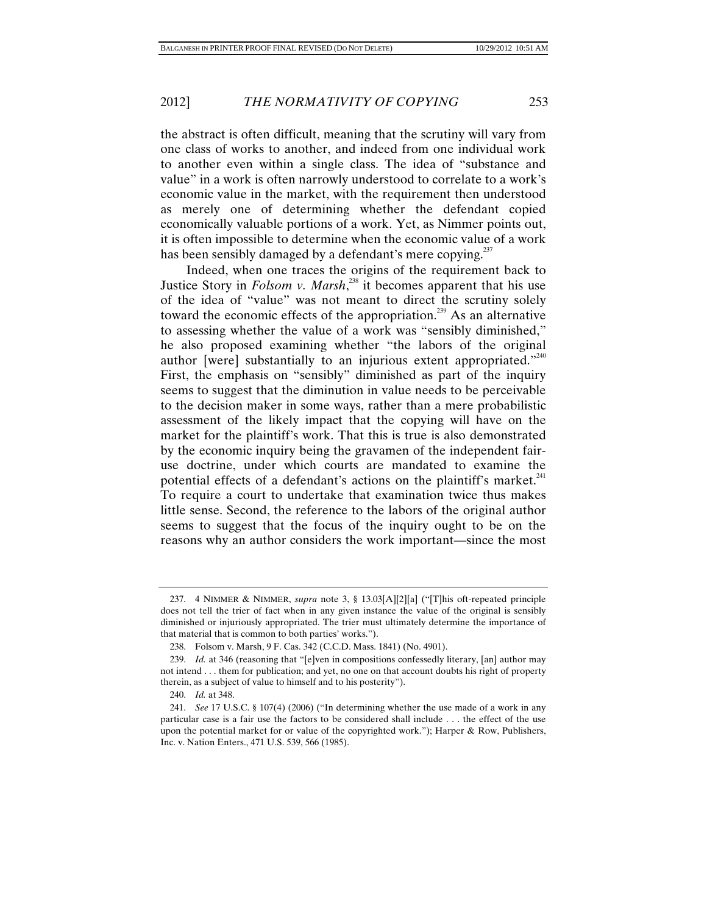the abstract is often difficult, meaning that the scrutiny will vary from one class of works to another, and indeed from one individual work to another even within a single class. The idea of "substance and value" in a work is often narrowly understood to correlate to a work's economic value in the market, with the requirement then understood as merely one of determining whether the defendant copied economically valuable portions of a work. Yet, as Nimmer points out, it is often impossible to determine when the economic value of a work has been sensibly damaged by a defendant's mere copying.[237]

Indeed, when one traces the origins of the requirement back to Justice Story in *Folsom v. Marsh*,[238] it becomes apparent that his use of the idea of "value" was not meant to direct the scrutiny solely toward the economic effects of the appropriation.[239] As an alternative to assessing whether the value of a work was "sensibly diminished," he also proposed examining whether "the labors of the original author [were] substantially to an injurious extent appropriated."[240] First, the emphasis on "sensibly" diminished as part of the inquiry seems to suggest that the diminution in value needs to be perceivable to the decision maker in some ways, rather than a mere probabilistic assessment of the likely impact that the copying will have on the market for the plaintiff's work. That this is true is also demonstrated by the economic inquiry being the gravamen of the independent fair-use doctrine, under which courts are mandated to examine the potential effects of a defendant's actions on the plaintiff's market.[241] To require a court to undertake that examination twice thus makes little sense. Second, the reference to the labors of the original author seems to suggest that the focus of the inquiry ought to be on the reasons why an author considers the work important—since the most

---

237. 4 NIMMER & NIMMER, *supra* note 3, § 13.03[A][2][a] ("[T]his oft-repeated principle does not tell the trier of fact when in any given instance the value of the original is sensibly diminished or injuriously appropriated. The trier must ultimately determine the importance of that material that is common to both parties' works.").

238. Folsom v. Marsh, 9 F. Cas. 342 (C.C.D. Mass. 1841) (No. 4901).

239. *Id.* at 346 (reasoning that "[e]ven in compositions confessedly literary, [an] author may not intend . . . them for publication; and yet, no one on that account doubts his right of property therein, as a subject of value to himself and to his posterity").

240. *Id.* at 348.

241. *See* 17 U.S.C. § 107(4) (2006) ("In determining whether the use made of a work in any particular case is a fair use the factors to be considered shall include . . . the effect of the use upon the potential market for or value of the copyrighted work."); Harper & Row, Publishers, Inc. v. Nation Enters., 471 U.S. 539, 566 (1985).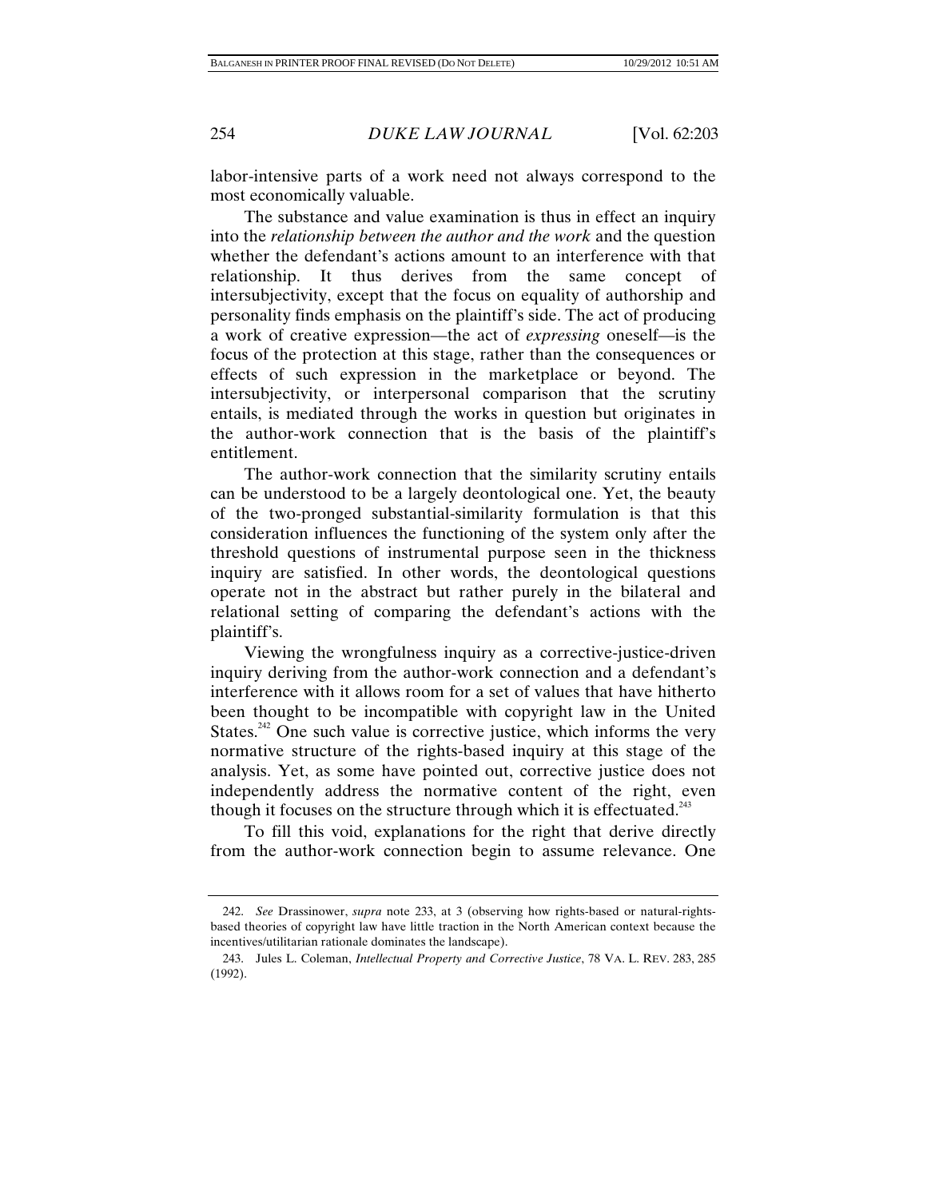labor-intensive parts of a work need not always correspond to the most economically valuable.

The substance and value examination is thus in effect an inquiry into the *relationship between the author and the work* and the question whether the defendant's actions amount to an interference with that relationship. It thus derives from the same concept of intersubjectivity, except that the focus on equality of authorship and personality finds emphasis on the plaintiff's side. The act of producing a work of creative expression—the act of *expressing* oneself—is the focus of the protection at this stage, rather than the consequences or effects of such expression in the marketplace or beyond. The intersubjectivity, or interpersonal comparison that the scrutiny entails, is mediated through the works in question but originates in the author-work connection that is the basis of the plaintiff's entitlement.

The author-work connection that the similarity scrutiny entails can be understood to be a largely deontological one. Yet, the beauty of the two-pronged substantial-similarity formulation is that this consideration influences the functioning of the system only after the threshold questions of instrumental purpose seen in the thickness inquiry are satisfied. In other words, the deontological questions operate not in the abstract but rather purely in the bilateral and relational setting of comparing the defendant's actions with the plaintiff's.

Viewing the wrongfulness inquiry as a corrective-justice-driven inquiry deriving from the author-work connection and a defendant's interference with it allows room for a set of values that have hitherto been thought to be incompatible with copyright law in the United States.[242] One such value is corrective justice, which informs the very normative structure of the rights-based inquiry at this stage of the analysis. Yet, as some have pointed out, corrective justice does not independently address the normative content of the right, even though it focuses on the structure through which it is effectuated.[243]

To fill this void, explanations for the right that derive directly from the author-work connection begin to assume relevance. One

242. *See* Drassinower, *supra* note 233, at 3 (observing how rights-based or natural-rights-based theories of copyright law have little traction in the North American context because the incentives/utilitarian rationale dominates the landscape).

243. Jules L. Coleman, *Intellectual Property and Corrective Justice*, 78 VA. L. REV. 283, 285 (1992).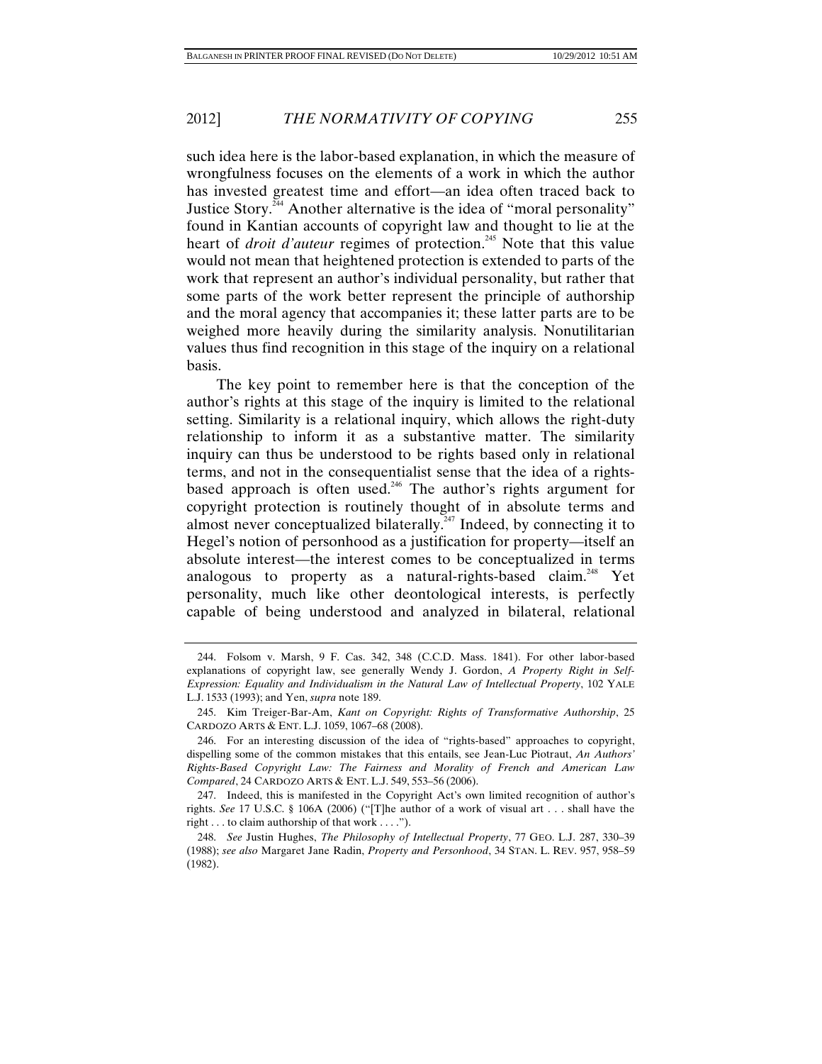such idea here is the labor-based explanation, in which the measure of wrongfulness focuses on the elements of a work in which the author has invested greatest time and effort—an idea often traced back to Justice Story.[244] Another alternative is the idea of "moral personality" found in Kantian accounts of copyright law and thought to lie at the heart of *droit d'auteur* regimes of protection.[245] Note that this value would not mean that heightened protection is extended to parts of the work that represent an author's individual personality, but rather that some parts of the work better represent the principle of authorship and the moral agency that accompanies it; these latter parts are to be weighed more heavily during the similarity analysis. Nonutilitarian values thus find recognition in this stage of the inquiry on a relational basis.

The key point to remember here is that the conception of the author's rights at this stage of the inquiry is limited to the relational setting. Similarity is a relational inquiry, which allows the right-duty relationship to inform it as a substantive matter. The similarity inquiry can thus be understood to be rights based only in relational terms, and not in the consequentialist sense that the idea of a rights-based approach is often used.[246] The author's rights argument for copyright protection is routinely thought of in absolute terms and almost never conceptualized bilaterally.[247] Indeed, by connecting it to Hegel's notion of personhood as a justification for property—itself an absolute interest—the interest comes to be conceptualized in terms analogous to property as a natural-rights-based claim.[248] Yet personality, much like other deontological interests, is perfectly capable of being understood and analyzed in bilateral, relational

---

244. Folsom v. Marsh, 9 F. Cas. 342, 348 (C.C.D. Mass. 1841). For other labor-based explanations of copyright law, see generally Wendy J. Gordon, *A Property Right in Self-Expression: Equality and Individualism in the Natural Law of Intellectual Property*, 102 YALE L.J. 1533 (1993); and Yen, *supra* note 189.

245. Kim Treiger-Bar-Am, *Kant on Copyright: Rights of Transformative Authorship*, 25 CARDOZO ARTS & ENT. L.J. 1059, 1067–68 (2008).

246. For an interesting discussion of the idea of "rights-based" approaches to copyright, dispelling some of the common mistakes that this entails, see Jean-Luc Piotraut, *An Authors' Rights-Based Copyright Law: The Fairness and Morality of French and American Law Compared*, 24 CARDOZO ARTS & ENT. L.J. 549, 553–56 (2006).

247. Indeed, this is manifested in the Copyright Act's own limited recognition of author's rights. *See* 17 U.S.C. § 106A (2006) ("[T]he author of a work of visual art . . . shall have the right . . . to claim authorship of that work . . . .").

248. *See* Justin Hughes, *The Philosophy of Intellectual Property*, 77 GEO. L.J. 287, 330–39 (1988); *see also* Margaret Jane Radin, *Property and Personhood*, 34 STAN. L. REV. 957, 958–59 (1982).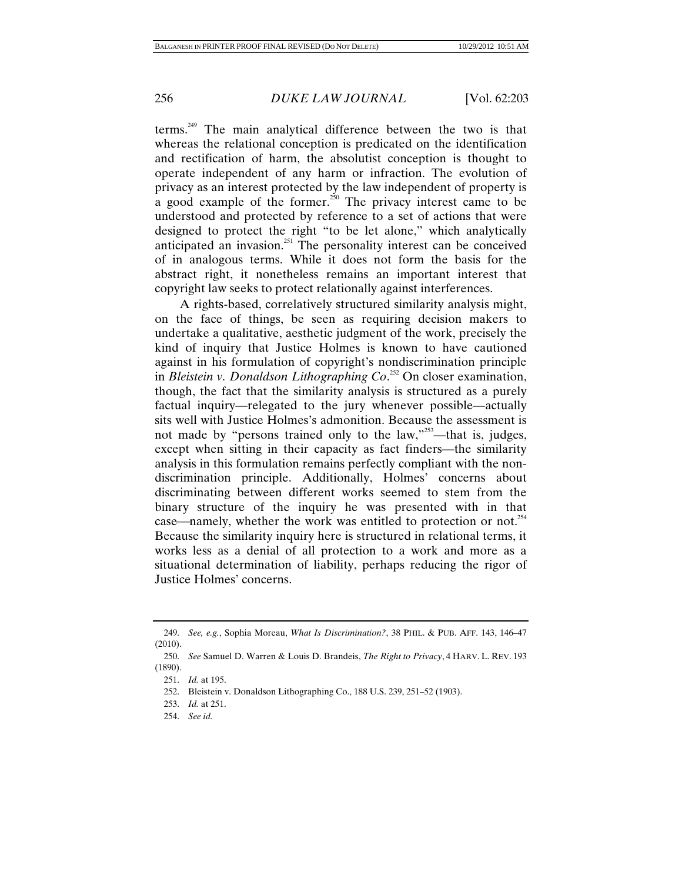terms.[249] The main analytical difference between the two is that whereas the relational conception is predicated on the identification and rectification of harm, the absolutist conception is thought to operate independent of any harm or infraction. The evolution of privacy as an interest protected by the law independent of property is a good example of the former.[250] The privacy interest came to be understood and protected by reference to a set of actions that were designed to protect the right "to be let alone," which analytically anticipated an invasion.[251] The personality interest can be conceived of in analogous terms. While it does not form the basis for the abstract right, it nonetheless remains an important interest that copyright law seeks to protect relationally against interferences.

A rights-based, correlatively structured similarity analysis might, on the face of things, be seen as requiring decision makers to undertake a qualitative, aesthetic judgment of the work, precisely the kind of inquiry that Justice Holmes is known to have cautioned against in his formulation of copyright's nondiscrimination principle in *Bleistein v. Donaldson Lithographing Co*.[252] On closer examination, though, the fact that the similarity analysis is structured as a purely factual inquiry—relegated to the jury whenever possible—actually sits well with Justice Holmes's admonition. Because the assessment is not made by "persons trained only to the law,"[253]—that is, judges, except when sitting in their capacity as fact finders—the similarity analysis in this formulation remains perfectly compliant with the non-discrimination principle. Additionally, Holmes' concerns about discriminating between different works seemed to stem from the binary structure of the inquiry he was presented with in that case—namely, whether the work was entitled to protection or not.[254] Because the similarity inquiry here is structured in relational terms, it works less as a denial of all protection to a work and more as a situational determination of liability, perhaps reducing the rigor of Justice Holmes' concerns.

---

249. *See, e.g.*, Sophia Moreau, *What Is Discrimination?*, 38 PHIL. & PUB. AFF. 143, 146–47 (2010).

250. *See* Samuel D. Warren & Louis D. Brandeis, *The Right to Privacy*, 4 HARV. L. REV. 193 (1890).

251. *Id.* at 195.

252. Bleistein v. Donaldson Lithographing Co., 188 U.S. 239, 251–52 (1903).

253. *Id.* at 251.

254. *See id.*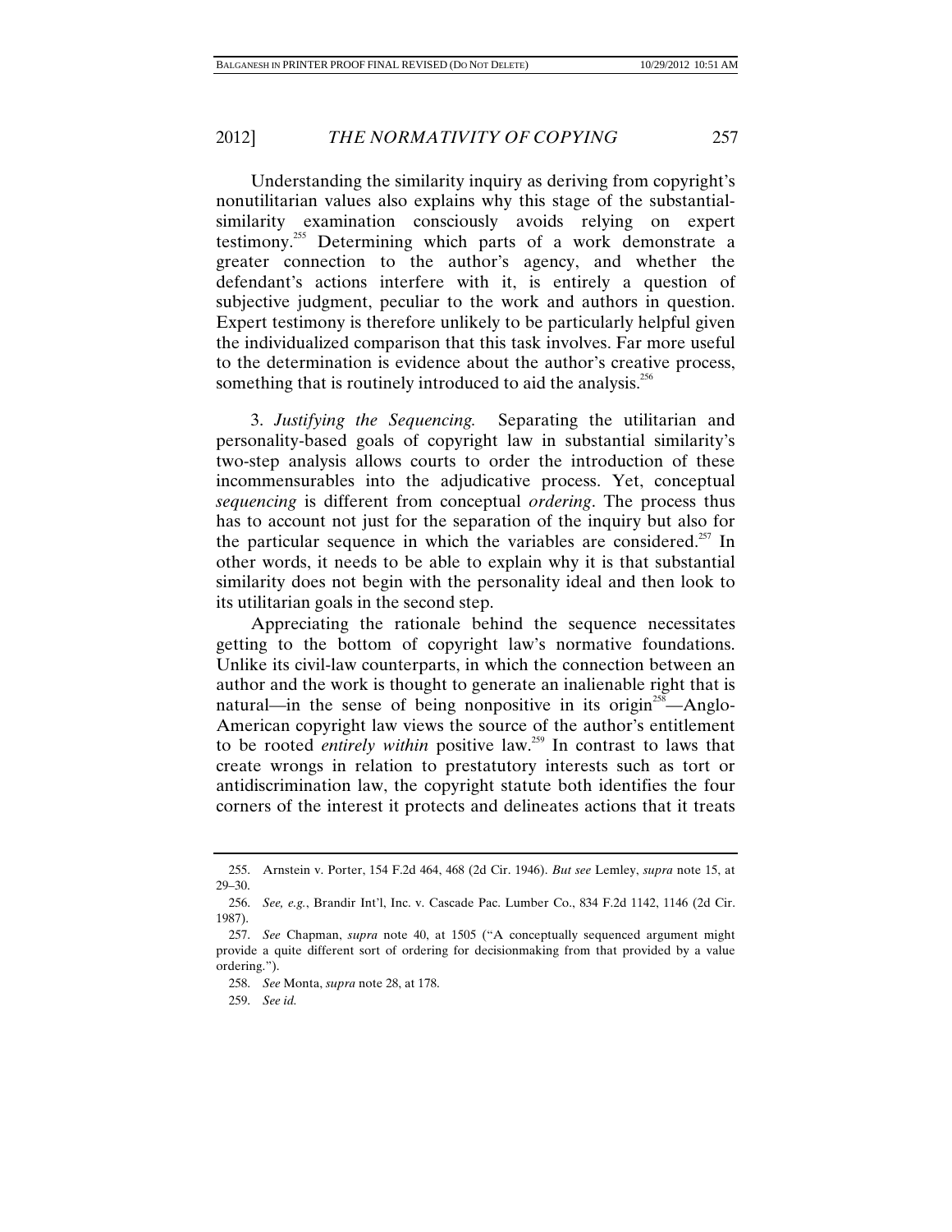Understanding the similarity inquiry as deriving from copyright's nonutilitarian values also explains why this stage of the substantial-similarity examination consciously avoids relying on expert testimony.[255] Determining which parts of a work demonstrate a greater connection to the author's agency, and whether the defendant's actions interfere with it, is entirely a question of subjective judgment, peculiar to the work and authors in question. Expert testimony is therefore unlikely to be particularly helpful given the individualized comparison that this task involves. Far more useful to the determination is evidence about the author's creative process, something that is routinely introduced to aid the analysis.[256]

3. *Justifying the Sequencing.* Separating the utilitarian and personality-based goals of copyright law in substantial similarity's two-step analysis allows courts to order the introduction of these incommensurables into the adjudicative process. Yet, conceptual *sequencing* is different from conceptual *ordering*. The process thus has to account not just for the separation of the inquiry but also for the particular sequence in which the variables are considered.[257] In other words, it needs to be able to explain why it is that substantial similarity does not begin with the personality ideal and then look to its utilitarian goals in the second step.

Appreciating the rationale behind the sequence necessitates getting to the bottom of copyright law's normative foundations. Unlike its civil-law counterparts, in which the connection between an author and the work is thought to generate an inalienable right that is natural—in the sense of being nonpositive in its origin[258]—Anglo-American copyright law views the source of the author's entitlement to be rooted *entirely within* positive law.[259] In contrast to laws that create wrongs in relation to prestatutory interests such as tort or antidiscrimination law, the copyright statute both identifies the four corners of the interest it protects and delineates actions that it treats

---

255. Arnstein v. Porter, 154 F.2d 464, 468 (2d Cir. 1946). *But see* Lemley, *supra* note 15, at 29–30.

256. *See, e.g.*, Brandir Int'l, Inc. v. Cascade Pac. Lumber Co., 834 F.2d 1142, 1146 (2d Cir. 1987).

257. *See* Chapman, *supra* note 40, at 1505 ("A conceptually sequenced argument might provide a quite different sort of ordering for decisionmaking from that provided by a value ordering.").

258. *See* Monta, *supra* note 28, at 178.

259. *See id.*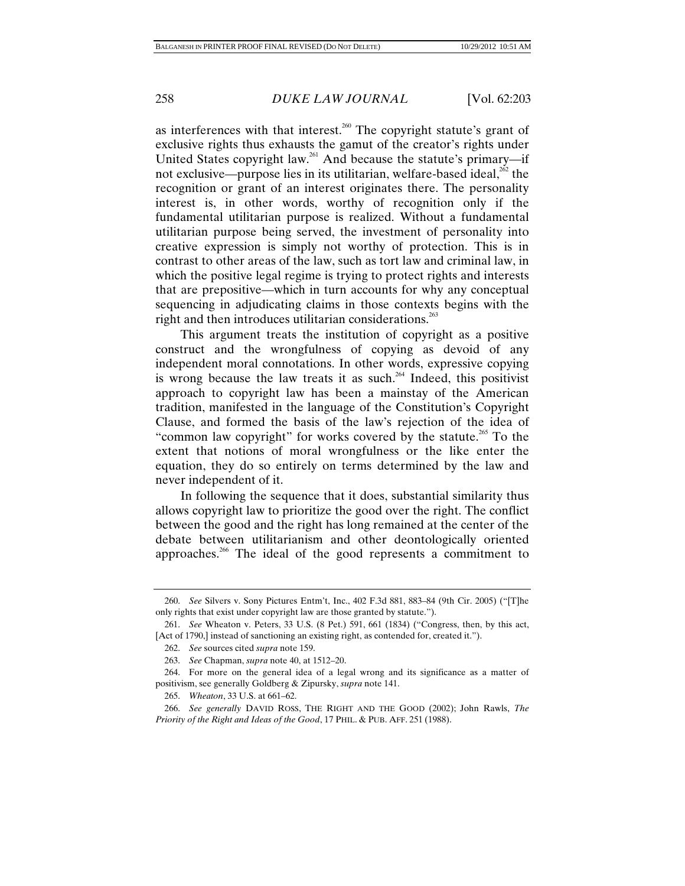as interferences with that interest.[260] The copyright statute's grant of exclusive rights thus exhausts the gamut of the creator's rights under United States copyright law.[261] And because the statute's primary—if not exclusive—purpose lies in its utilitarian, welfare-based ideal,[262] the recognition or grant of an interest originates there. The personality interest is, in other words, worthy of recognition only if the fundamental utilitarian purpose is realized. Without a fundamental utilitarian purpose being served, the investment of personality into creative expression is simply not worthy of protection. This is in contrast to other areas of the law, such as tort law and criminal law, in which the positive legal regime is trying to protect rights and interests that are prepositive—which in turn accounts for why any conceptual sequencing in adjudicating claims in those contexts begins with the right and then introduces utilitarian considerations.[263]

This argument treats the institution of copyright as a positive construct and the wrongfulness of copying as devoid of any independent moral connotations. In other words, expressive copying is wrong because the law treats it as such.[264] Indeed, this positivist approach to copyright law has been a mainstay of the American tradition, manifested in the language of the Constitution's Copyright Clause, and formed the basis of the law's rejection of the idea of "common law copyright" for works covered by the statute.[265] To the extent that notions of moral wrongfulness or the like enter the equation, they do so entirely on terms determined by the law and never independent of it.

In following the sequence that it does, substantial similarity thus allows copyright law to prioritize the good over the right. The conflict between the good and the right has long remained at the center of the debate between utilitarianism and other deontologically oriented approaches.[266] The ideal of the good represents a commitment to

---

260. *See* Silvers v. Sony Pictures Entm't, Inc., 402 F.3d 881, 883–84 (9th Cir. 2005) ("[T]he only rights that exist under copyright law are those granted by statute.").

261. *See* Wheaton v. Peters, 33 U.S. (8 Pet.) 591, 661 (1834) ("Congress, then, by this act, [Act of 1790,] instead of sanctioning an existing right, as contended for, created it.").

262. *See* sources cited *supra* note 159.

263. *See* Chapman, *supra* note 40, at 1512–20.

264. For more on the general idea of a legal wrong and its significance as a matter of positivism, see generally Goldberg & Zipursky, *supra* note 141.

265. *Wheaton*, 33 U.S. at 661–62.

266. *See generally* DAVID ROSS, THE RIGHT AND THE GOOD (2002); John Rawls, *The Priority of the Right and Ideas of the Good*, 17 PHIL. & PUB. AFF. 251 (1988).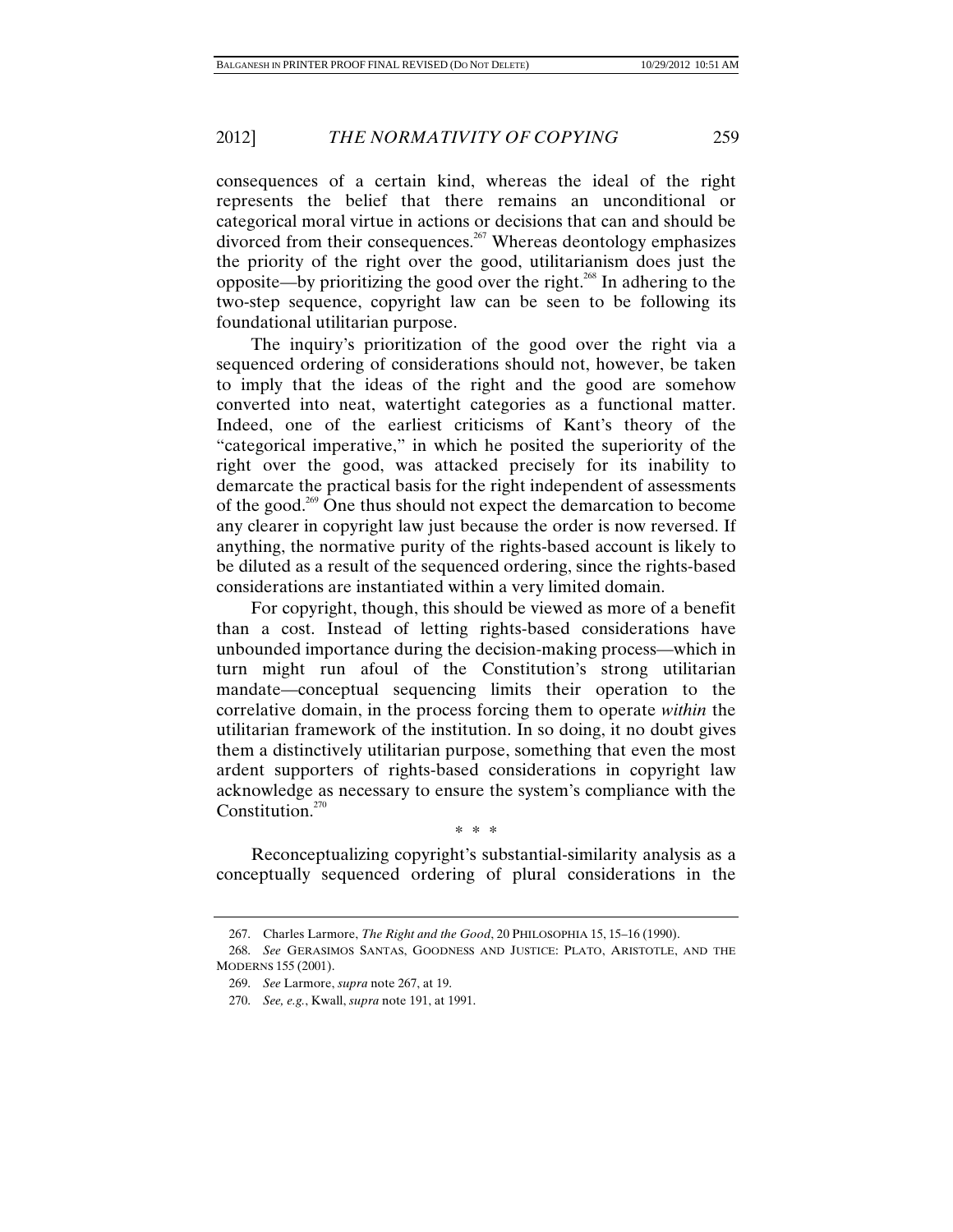consequences of a certain kind, whereas the ideal of the right represents the belief that there remains an unconditional or categorical moral virtue in actions or decisions that can and should be divorced from their consequences.[267] Whereas deontology emphasizes the priority of the right over the good, utilitarianism does just the opposite—by prioritizing the good over the right.[268] In adhering to the two-step sequence, copyright law can be seen to be following its foundational utilitarian purpose.

The inquiry's prioritization of the good over the right via a sequenced ordering of considerations should not, however, be taken to imply that the ideas of the right and the good are somehow converted into neat, watertight categories as a functional matter. Indeed, one of the earliest criticisms of Kant's theory of the "categorical imperative," in which he posited the superiority of the right over the good, was attacked precisely for its inability to demarcate the practical basis for the right independent of assessments of the good.[269] One thus should not expect the demarcation to become any clearer in copyright law just because the order is now reversed. If anything, the normative purity of the rights-based account is likely to be diluted as a result of the sequenced ordering, since the rights-based considerations are instantiated within a very limited domain.

For copyright, though, this should be viewed as more of a benefit than a cost. Instead of letting rights-based considerations have unbounded importance during the decision-making process—which in turn might run afoul of the Constitution's strong utilitarian mandate—conceptual sequencing limits their operation to the correlative domain, in the process forcing them to operate *within* the utilitarian framework of the institution. In so doing, it no doubt gives them a distinctively utilitarian purpose, something that even the most ardent supporters of rights-based considerations in copyright law acknowledge as necessary to ensure the system's compliance with the Constitution.[270]

\* \* \*

Reconceptualizing copyright's substantial-similarity analysis as a conceptually sequenced ordering of plural considerations in the

---

267. Charles Larmore, *The Right and the Good*, 20 PHILOSOPHIA 15, 15–16 (1990).

268. *See* GERASIMOS SANTAS, GOODNESS AND JUSTICE: PLATO, ARISTOTLE, AND THE MODERNS 155 (2001).

269. *See* Larmore, *supra* note 267, at 19.

270. *See, e.g.*, Kwall, *supra* note 191, at 1991.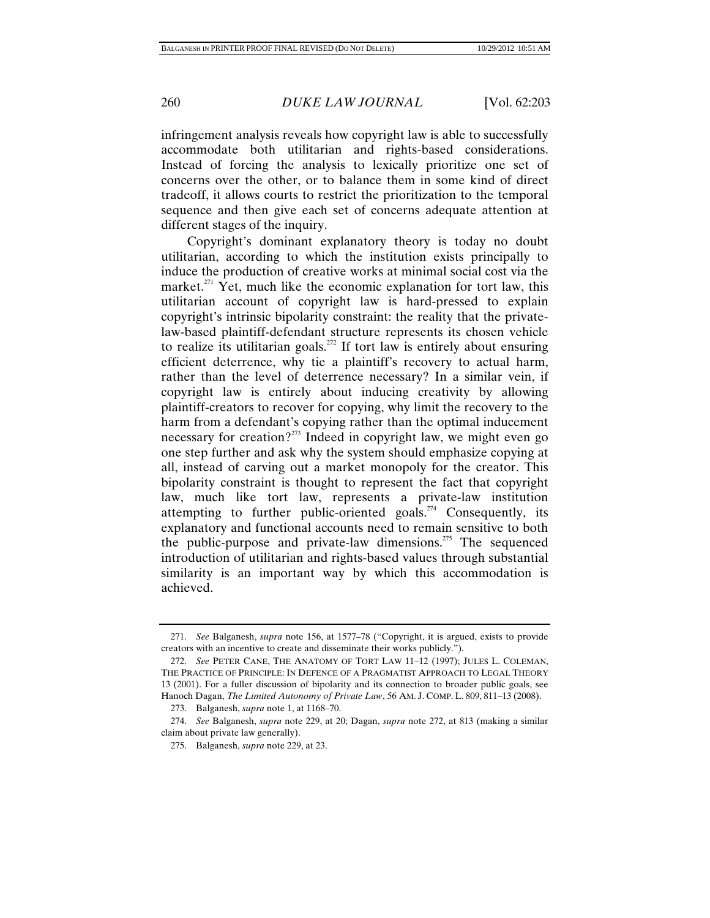infringement analysis reveals how copyright law is able to successfully accommodate both utilitarian and rights-based considerations. Instead of forcing the analysis to lexically prioritize one set of concerns over the other, or to balance them in some kind of direct tradeoff, it allows courts to restrict the prioritization to the temporal sequence and then give each set of concerns adequate attention at different stages of the inquiry.

Copyright's dominant explanatory theory is today no doubt utilitarian, according to which the institution exists principally to induce the production of creative works at minimal social cost via the market.[271] Yet, much like the economic explanation for tort law, this utilitarian account of copyright law is hard-pressed to explain copyright's intrinsic bipolarity constraint: the reality that the private-law-based plaintiff-defendant structure represents its chosen vehicle to realize its utilitarian goals.[272] If tort law is entirely about ensuring efficient deterrence, why tie a plaintiff's recovery to actual harm, rather than the level of deterrence necessary? In a similar vein, if copyright law is entirely about inducing creativity by allowing plaintiff-creators to recover for copying, why limit the recovery to the harm from a defendant's copying rather than the optimal inducement necessary for creation?[273] Indeed in copyright law, we might even go one step further and ask why the system should emphasize copying at all, instead of carving out a market monopoly for the creator. This bipolarity constraint is thought to represent the fact that copyright law, much like tort law, represents a private-law institution attempting to further public-oriented goals.[274] Consequently, its explanatory and functional accounts need to remain sensitive to both the public-purpose and private-law dimensions.[275] The sequenced introduction of utilitarian and rights-based values through substantial similarity is an important way by which this accommodation is achieved.

---

271. *See* Balganesh, *supra* note 156, at 1577–78 ("Copyright, it is argued, exists to provide creators with an incentive to create and disseminate their works publicly.").

272. *See* PETER CANE, THE ANATOMY OF TORT LAW 11–12 (1997); JULES L. COLEMAN, THE PRACTICE OF PRINCIPLE: IN DEFENCE OF A PRAGMATIST APPROACH TO LEGAL THEORY 13 (2001). For a fuller discussion of bipolarity and its connection to broader public goals, see Hanoch Dagan, *The Limited Autonomy of Private Law*, 56 AM. J. COMP. L. 809, 811–13 (2008).

273. Balganesh, *supra* note 1, at 1168–70.

274. *See* Balganesh, *supra* note 229, at 20; Dagan, *supra* note 272, at 813 (making a similar claim about private law generally).

275. Balganesh, *supra* note 229, at 23.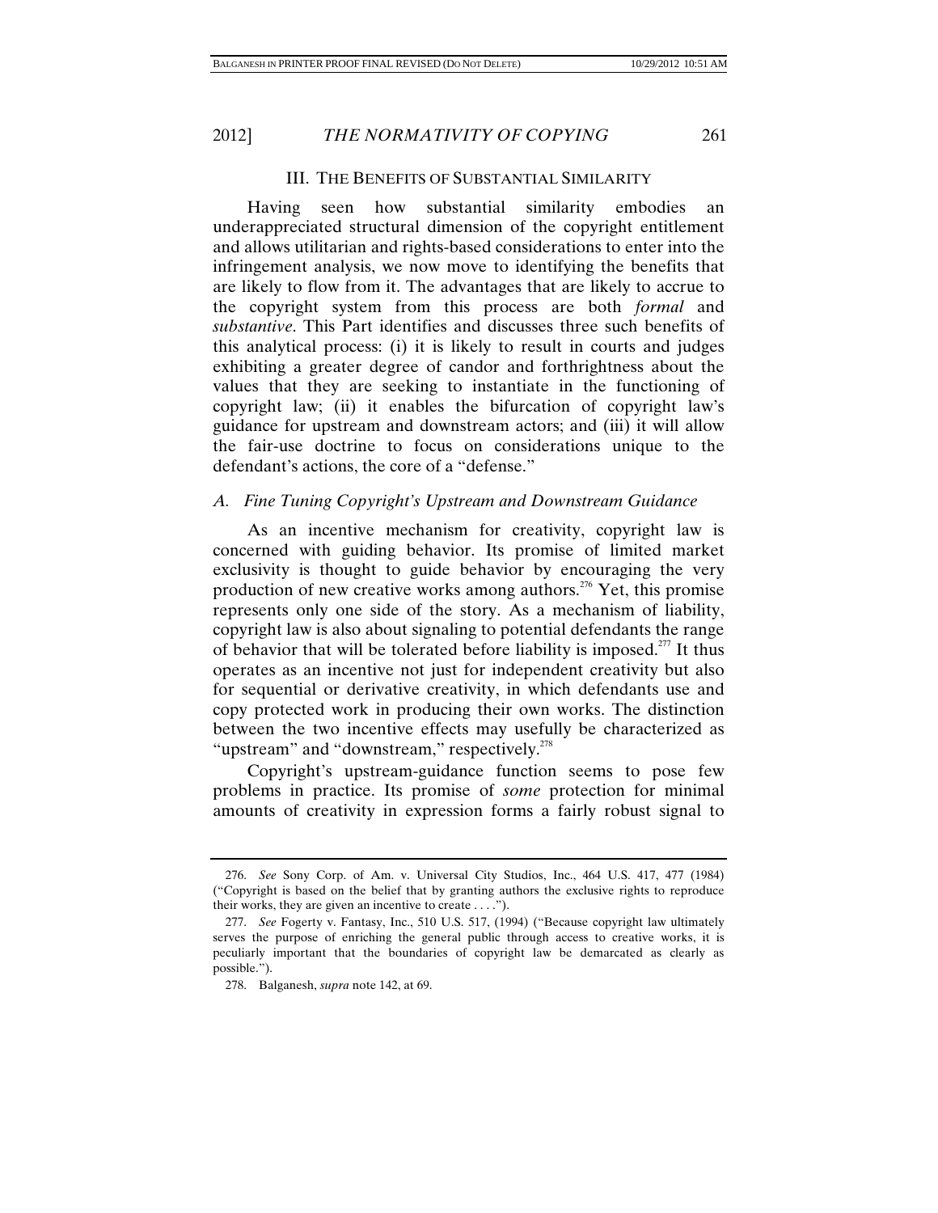## III. THE BENEFITS OF SUBSTANTIAL SIMILARITY

Having seen how substantial similarity embodies an underappreciated structural dimension of the copyright entitlement and allows utilitarian and rights-based considerations to enter into the infringement analysis, we now move to identifying the benefits that are likely to flow from it. The advantages that are likely to accrue to the copyright system from this process are both *formal* and *substantive*. This Part identifies and discusses three such benefits of this analytical process: (i) it is likely to result in courts and judges exhibiting a greater degree of candor and forthrightness about the values that they are seeking to instantiate in the functioning of copyright law; (ii) it enables the bifurcation of copyright law's guidance for upstream and downstream actors; and (iii) it will allow the fair-use doctrine to focus on considerations unique to the defendant's actions, the core of a "defense."

### *A. Fine Tuning Copyright's Upstream and Downstream Guidance*

As an incentive mechanism for creativity, copyright law is concerned with guiding behavior. Its promise of limited market exclusivity is thought to guide behavior by encouraging the very production of new creative works among authors.[276] Yet, this promise represents only one side of the story. As a mechanism of liability, copyright law is also about signaling to potential defendants the range of behavior that will be tolerated before liability is imposed.[277] It thus operates as an incentive not just for independent creativity but also for sequential or derivative creativity, in which defendants use and copy protected work in producing their own works. The distinction between the two incentive effects may usefully be characterized as "upstream" and "downstream," respectively.[278]

Copyright's upstream-guidance function seems to pose few problems in practice. Its promise of *some* protection for minimal amounts of creativity in expression forms a fairly robust signal to

---

276. *See* Sony Corp. of Am. v. Universal City Studios, Inc., 464 U.S. 417, 477 (1984) ("Copyright is based on the belief that by granting authors the exclusive rights to reproduce their works, they are given an incentive to create . . . .").

277. *See* Fogerty v. Fantasy, Inc., 510 U.S. 517, (1994) ("Because copyright law ultimately serves the purpose of enriching the general public through access to creative works, it is peculiarly important that the boundaries of copyright law be demarcated as clearly as possible.").

278. Balganesh, *supra* note 142, at 69.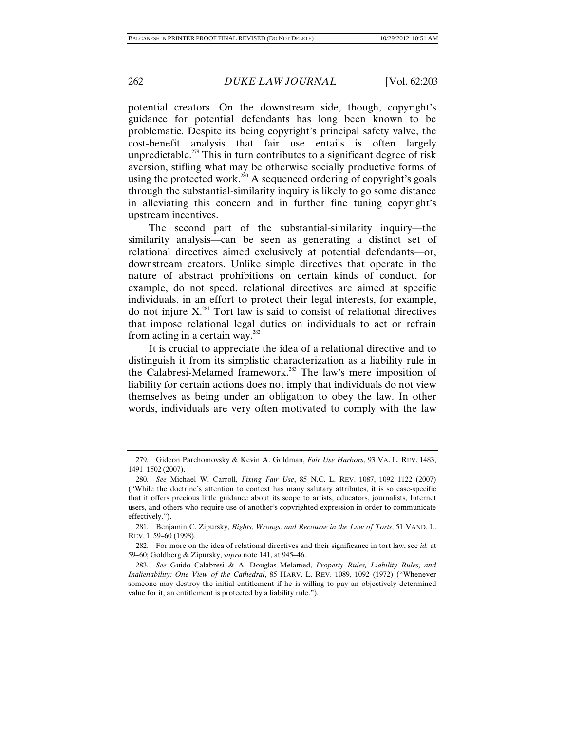potential creators. On the downstream side, though, copyright's guidance for potential defendants has long been known to be problematic. Despite its being copyright's principal safety valve, the cost-benefit analysis that fair use entails is often largely unpredictable.[279] This in turn contributes to a significant degree of risk aversion, stifling what may be otherwise socially productive forms of using the protected work.[280] A sequenced ordering of copyright's goals through the substantial-similarity inquiry is likely to go some distance in alleviating this concern and in further fine tuning copyright's upstream incentives.

The second part of the substantial-similarity inquiry—the similarity analysis—can be seen as generating a distinct set of relational directives aimed exclusively at potential defendants—or, downstream creators. Unlike simple directives that operate in the nature of abstract prohibitions on certain kinds of conduct, for example, do not speed, relational directives are aimed at specific individuals, in an effort to protect their legal interests, for example, do not injure X.[281] Tort law is said to consist of relational directives that impose relational legal duties on individuals to act or refrain from acting in a certain way.[282]

It is crucial to appreciate the idea of a relational directive and to distinguish it from its simplistic characterization as a liability rule in the Calabresi-Melamed framework.[283] The law's mere imposition of liability for certain actions does not imply that individuals do not view themselves as being under an obligation to obey the law. In other words, individuals are very often motivated to comply with the law

---

279. Gideon Parchomovsky & Kevin A. Goldman, *Fair Use Harbors*, 93 VA. L. REV. 1483, 1491–1502 (2007).

280. *See* Michael W. Carroll, *Fixing Fair Use*, 85 N.C. L. REV. 1087, 1092–1122 (2007) ("While the doctrine's attention to context has many salutary attributes, it is so case-specific that it offers precious little guidance about its scope to artists, educators, journalists, Internet users, and others who require use of another's copyrighted expression in order to communicate effectively.").

281. Benjamin C. Zipursky, *Rights, Wrongs, and Recourse in the Law of Torts*, 51 VAND. L. REV. 1, 59–60 (1998).

282. For more on the idea of relational directives and their significance in tort law, see *id.* at 59–60; Goldberg & Zipursky, *supra* note 141, at 945–46.

283. *See* Guido Calabresi & A. Douglas Melamed, *Property Rules, Liability Rules, and Inalienability: One View of the Cathedral*, 85 HARV. L. REV. 1089, 1092 (1972) ("Whenever someone may destroy the initial entitlement if he is willing to pay an objectively determined value for it, an entitlement is protected by a liability rule.").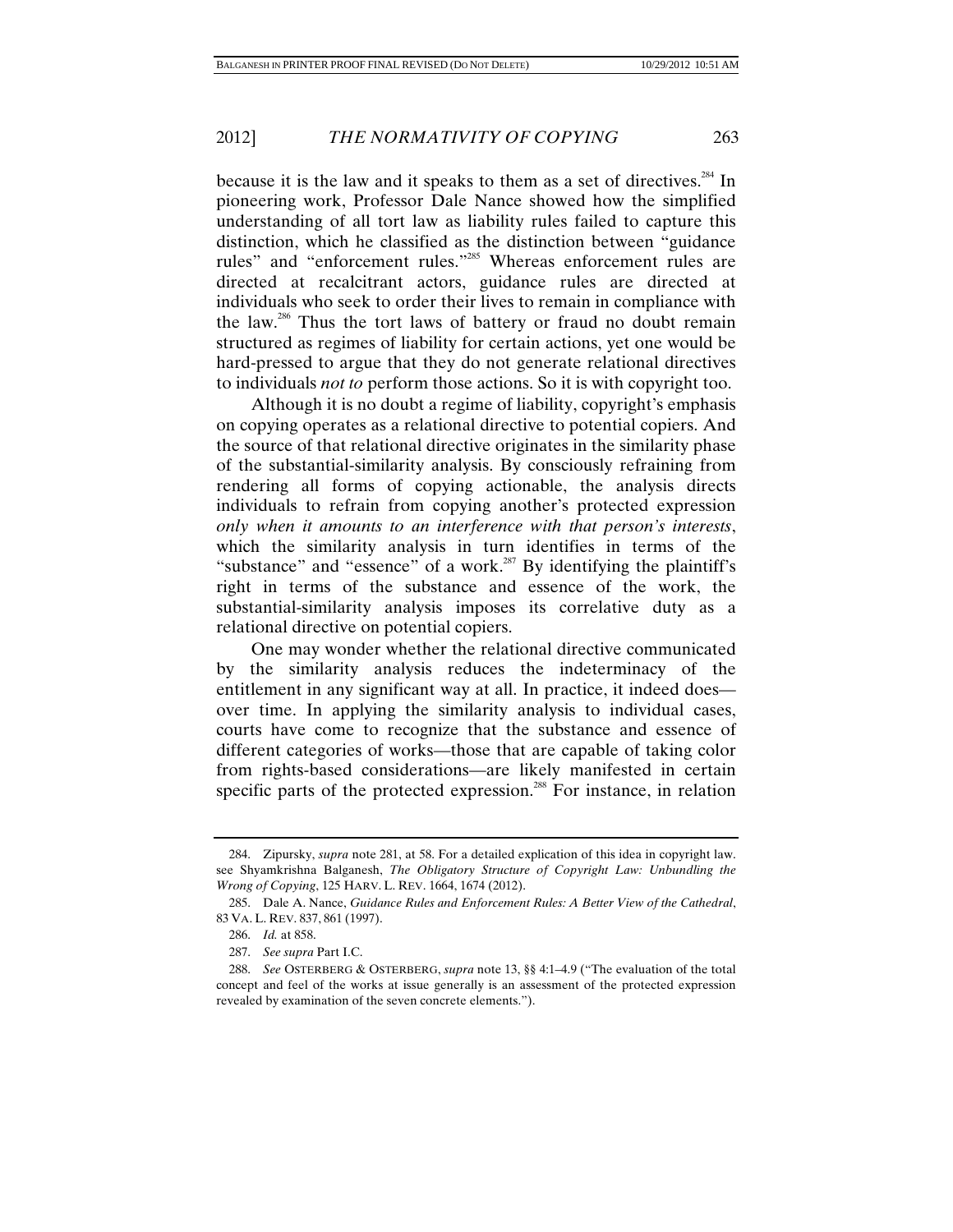because it is the law and it speaks to them as a set of directives.[284] In pioneering work, Professor Dale Nance showed how the simplified understanding of all tort law as liability rules failed to capture this distinction, which he classified as the distinction between "guidance rules" and "enforcement rules."[285] Whereas enforcement rules are directed at recalcitrant actors, guidance rules are directed at individuals who seek to order their lives to remain in compliance with the law.[286] Thus the tort laws of battery or fraud no doubt remain structured as regimes of liability for certain actions, yet one would be hard-pressed to argue that they do not generate relational directives to individuals *not to* perform those actions. So it is with copyright too.

Although it is no doubt a regime of liability, copyright's emphasis on copying operates as a relational directive to potential copiers. And the source of that relational directive originates in the similarity phase of the substantial-similarity analysis. By consciously refraining from rendering all forms of copying actionable, the analysis directs individuals to refrain from copying another's protected expression *only when it amounts to an interference with that person's interests*, which the similarity analysis in turn identifies in terms of the "substance" and "essence" of a work.[287] By identifying the plaintiff's right in terms of the substance and essence of the work, the substantial-similarity analysis imposes its correlative duty as a relational directive on potential copiers.

One may wonder whether the relational directive communicated by the similarity analysis reduces the indeterminacy of the entitlement in any significant way at all. In practice, it indeed does—over time. In applying the similarity analysis to individual cases, courts have come to recognize that the substance and essence of different categories of works—those that are capable of taking color from rights-based considerations—are likely manifested in certain specific parts of the protected expression.[288] For instance, in relation

---

284. Zipursky, *supra* note 281, at 58. For a detailed explication of this idea in copyright law. see Shyamkrishna Balganesh, *The Obligatory Structure of Copyright Law: Unbundling the Wrong of Copying*, 125 HARV. L. REV. 1664, 1674 (2012).

285. Dale A. Nance, *Guidance Rules and Enforcement Rules: A Better View of the Cathedral*, 83 VA. L. REV. 837, 861 (1997).

286. *Id.* at 858.

287. *See supra* Part I.C.

288. *See* OSTERBERG & OSTERBERG, *supra* note 13, §§ 4:1–4.9 ("The evaluation of the total concept and feel of the works at issue generally is an assessment of the protected expression revealed by examination of the seven concrete elements.").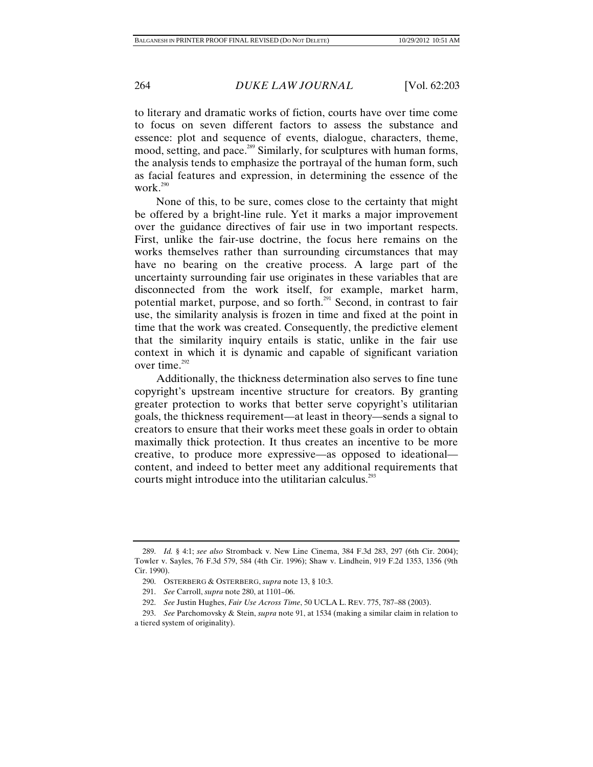to literary and dramatic works of fiction, courts have over time come to focus on seven different factors to assess the substance and essence: plot and sequence of events, dialogue, characters, theme, mood, setting, and pace.[289] Similarly, for sculptures with human forms, the analysis tends to emphasize the portrayal of the human form, such as facial features and expression, in determining the essence of the work.[290]

None of this, to be sure, comes close to the certainty that might be offered by a bright-line rule. Yet it marks a major improvement over the guidance directives of fair use in two important respects. First, unlike the fair-use doctrine, the focus here remains on the works themselves rather than surrounding circumstances that may have no bearing on the creative process. A large part of the uncertainty surrounding fair use originates in these variables that are disconnected from the work itself, for example, market harm, potential market, purpose, and so forth.[291] Second, in contrast to fair use, the similarity analysis is frozen in time and fixed at the point in time that the work was created. Consequently, the predictive element that the similarity inquiry entails is static, unlike in the fair use context in which it is dynamic and capable of significant variation over time.[292]

Additionally, the thickness determination also serves to fine tune copyright's upstream incentive structure for creators. By granting greater protection to works that better serve copyright's utilitarian goals, the thickness requirement—at least in theory—sends a signal to creators to ensure that their works meet these goals in order to obtain maximally thick protection. It thus creates an incentive to be more creative, to produce more expressive—as opposed to ideational—content, and indeed to better meet any additional requirements that courts might introduce into the utilitarian calculus.[293]

---

289. *Id.* § 4:1; *see also* Stromback v. New Line Cinema, 384 F.3d 283, 297 (6th Cir. 2004); Towler v. Sayles, 76 F.3d 579, 584 (4th Cir. 1996); Shaw v. Lindhein, 919 F.2d 1353, 1356 (9th Cir. 1990).

290. OSTERBERG & OSTERBERG, *supra* note 13, § 10:3.

291. *See* Carroll, *supra* note 280, at 1101–06.

292. *See* Justin Hughes, *Fair Use Across Time*, 50 UCLA L. REV. 775, 787–88 (2003).

293. *See* Parchomovsky & Stein, *supra* note 91, at 1534 (making a similar claim in relation to a tiered system of originality).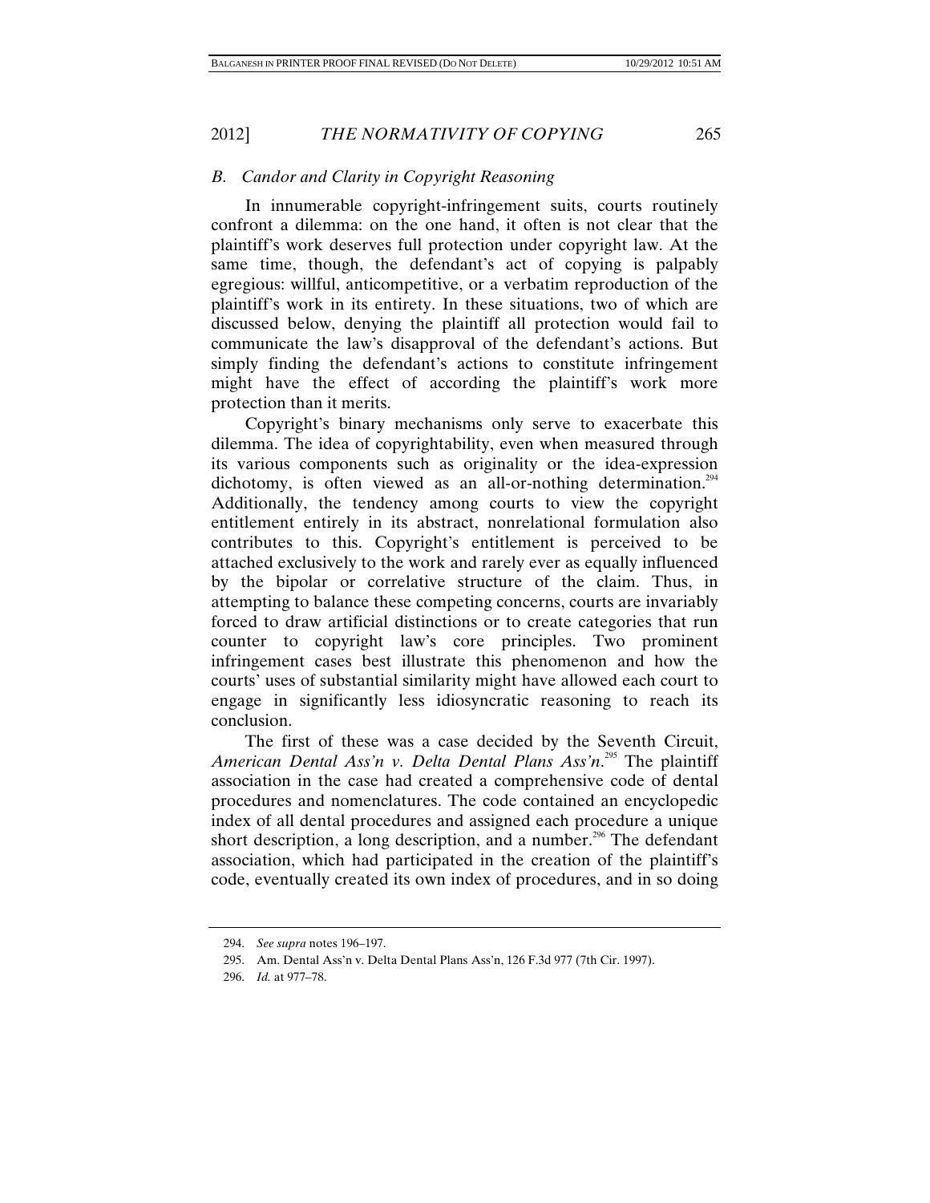### *B. Candor and Clarity in Copyright Reasoning*

In innumerable copyright-infringement suits, courts routinely confront a dilemma: on the one hand, it often is not clear that the plaintiff's work deserves full protection under copyright law. At the same time, though, the defendant's act of copying is palpably egregious: willful, anticompetitive, or a verbatim reproduction of the plaintiff's work in its entirety. In these situations, two of which are discussed below, denying the plaintiff all protection would fail to communicate the law's disapproval of the defendant's actions. But simply finding the defendant's actions to constitute infringement might have the effect of according the plaintiff's work more protection than it merits.

Copyright's binary mechanisms only serve to exacerbate this dilemma. The idea of copyrightability, even when measured through its various components such as originality or the idea-expression dichotomy, is often viewed as an all-or-nothing determination.[294] Additionally, the tendency among courts to view the copyright entitlement entirely in its abstract, nonrelational formulation also contributes to this. Copyright's entitlement is perceived to be attached exclusively to the work and rarely ever as equally influenced by the bipolar or correlative structure of the claim. Thus, in attempting to balance these competing concerns, courts are invariably forced to draw artificial distinctions or to create categories that run counter to copyright law's core principles. Two prominent infringement cases best illustrate this phenomenon and how the courts' uses of substantial similarity might have allowed each court to engage in significantly less idiosyncratic reasoning to reach its conclusion.

The first of these was a case decided by the Seventh Circuit, *American Dental Ass'n v. Delta Dental Plans Ass'n*.[295] The plaintiff association in the case had created a comprehensive code of dental procedures and nomenclatures. The code contained an encyclopedic index of all dental procedures and assigned each procedure a unique short description, a long description, and a number.[296] The defendant association, which had participated in the creation of the plaintiff's code, eventually created its own index of procedures, and in so doing

---

294. *See supra* notes 196–197.

295. Am. Dental Ass'n v. Delta Dental Plans Ass'n, 126 F.3d 977 (7th Cir. 1997).

296. *Id.* at 977–78.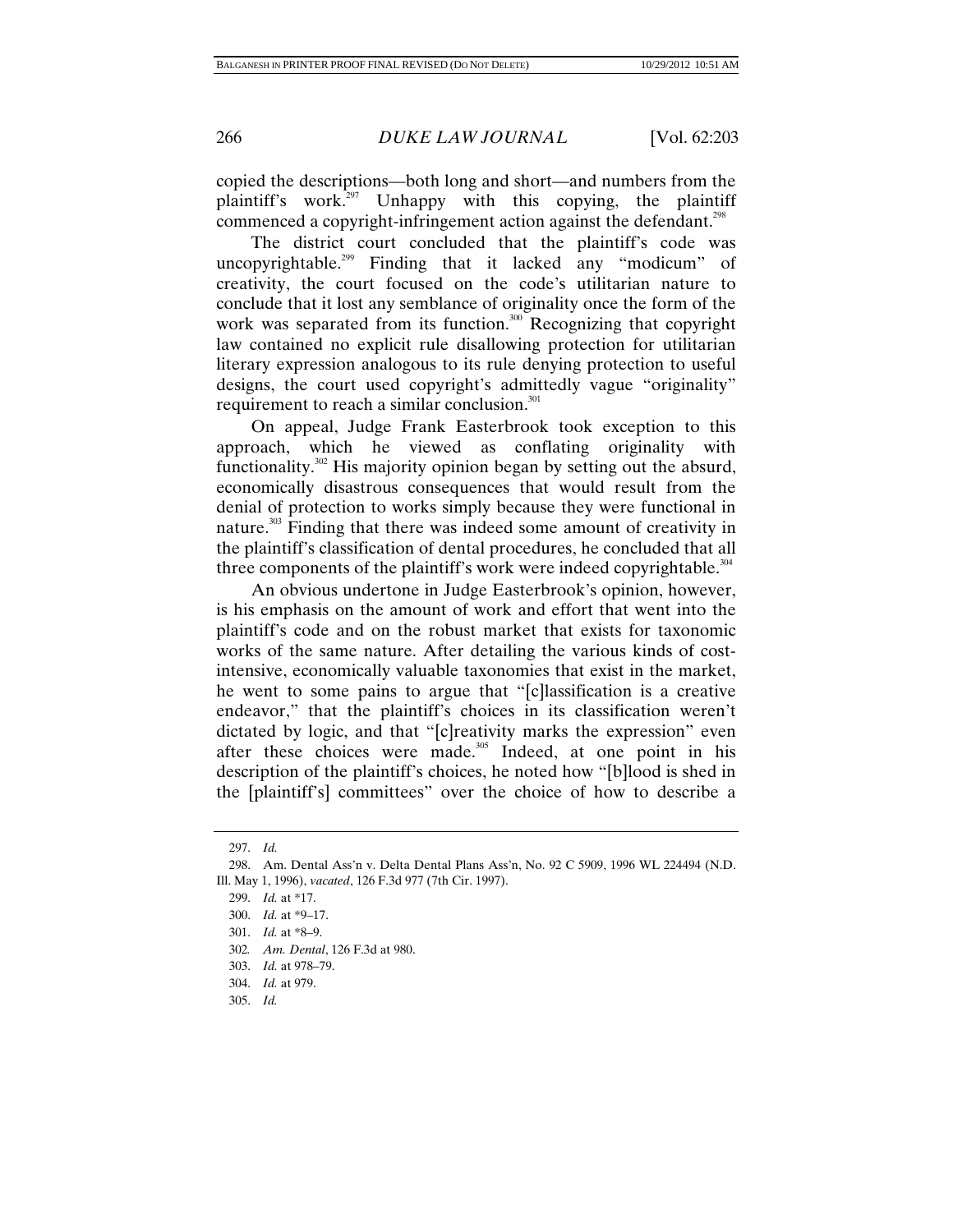copied the descriptions—both long and short—and numbers from the plaintiff's work.[297] Unhappy with this copying, the plaintiff commenced a copyright-infringement action against the defendant.[298]

The district court concluded that the plaintiff's code was uncopyrightable.[299] Finding that it lacked any "modicum" of creativity, the court focused on the code's utilitarian nature to conclude that it lost any semblance of originality once the form of the work was separated from its function.[300] Recognizing that copyright law contained no explicit rule disallowing protection for utilitarian literary expression analogous to its rule denying protection to useful designs, the court used copyright's admittedly vague "originality" requirement to reach a similar conclusion.[301]

On appeal, Judge Frank Easterbrook took exception to this approach, which he viewed as conflating originality with functionality.[302] His majority opinion began by setting out the absurd, economically disastrous consequences that would result from the denial of protection to works simply because they were functional in nature.[303] Finding that there was indeed some amount of creativity in the plaintiff's classification of dental procedures, he concluded that all three components of the plaintiff's work were indeed copyrightable.[304]

An obvious undertone in Judge Easterbrook's opinion, however, is his emphasis on the amount of work and effort that went into the plaintiff's code and on the robust market that exists for taxonomic works of the same nature. After detailing the various kinds of cost-intensive, economically valuable taxonomies that exist in the market, he went to some pains to argue that "[c]lassification is a creative endeavor," that the plaintiff's choices in its classification weren't dictated by logic, and that "[c]reativity marks the expression" even after these choices were made.[305] Indeed, at one point in his description of the plaintiff's choices, he noted how "[b]lood is shed in the [plaintiff's] committees" over the choice of how to describe a

---

297. *Id.*

298. Am. Dental Ass'n v. Delta Dental Plans Ass'n, No. 92 C 5909, 1996 WL 224494 (N.D. Ill. May 1, 1996), *vacated*, 126 F.3d 977 (7th Cir. 1997).

299. *Id.* at *17.

300. *Id.* at *9–17.

301. *Id.* at *8–9.

302. *Am. Dental*, 126 F.3d at 980.

303. *Id.* at 978–79.

304. *Id.* at 979.

305. *Id.*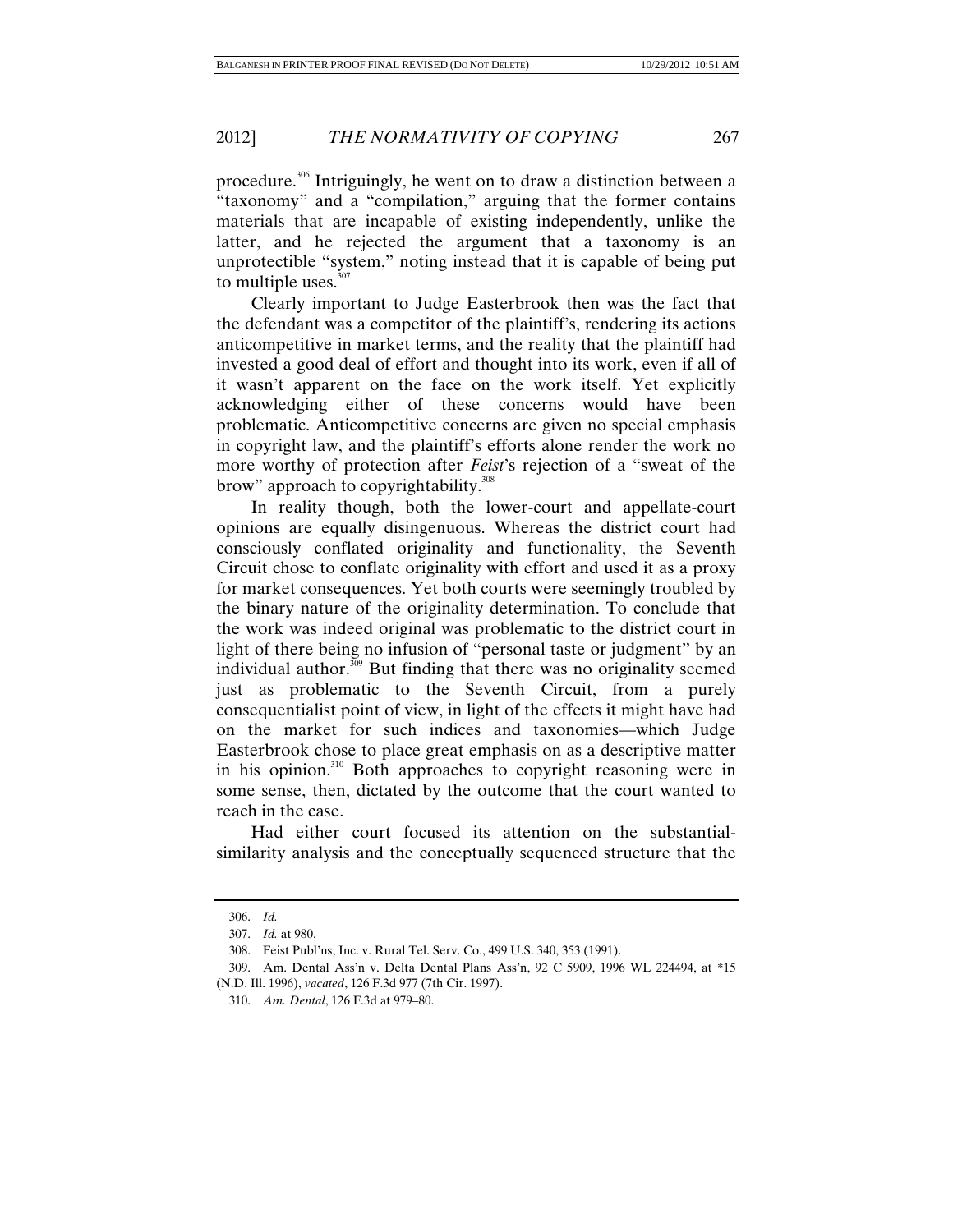procedure.[306] Intriguingly, he went on to draw a distinction between a "taxonomy" and a "compilation," arguing that the former contains materials that are incapable of existing independently, unlike the latter, and he rejected the argument that a taxonomy is an unprotectible "system," noting instead that it is capable of being put to multiple uses.[307]

Clearly important to Judge Easterbrook then was the fact that the defendant was a competitor of the plaintiff's, rendering its actions anticompetitive in market terms, and the reality that the plaintiff had invested a good deal of effort and thought into its work, even if all of it wasn't apparent on the face on the work itself. Yet explicitly acknowledging either of these concerns would have been problematic. Anticompetitive concerns are given no special emphasis in copyright law, and the plaintiff's efforts alone render the work no more worthy of protection after *Feist*'s rejection of a "sweat of the brow" approach to copyrightability.[308]

In reality though, both the lower-court and appellate-court opinions are equally disingenuous. Whereas the district court had consciously conflated originality and functionality, the Seventh Circuit chose to conflate originality with effort and used it as a proxy for market consequences. Yet both courts were seemingly troubled by the binary nature of the originality determination. To conclude that the work was indeed original was problematic to the district court in light of there being no infusion of "personal taste or judgment" by an individual author.[309] But finding that there was no originality seemed just as problematic to the Seventh Circuit, from a purely consequentialist point of view, in light of the effects it might have had on the market for such indices and taxonomies—which Judge Easterbrook chose to place great emphasis on as a descriptive matter in his opinion.[310] Both approaches to copyright reasoning were in some sense, then, dictated by the outcome that the court wanted to reach in the case.

Had either court focused its attention on the substantial-similarity analysis and the conceptually sequenced structure that the

---

306. *Id.*

307. *Id.* at 980.

308. Feist Publ'ns, Inc. v. Rural Tel. Serv. Co., 499 U.S. 340, 353 (1991).

309. Am. Dental Ass'n v. Delta Dental Plans Ass'n, 92 C 5909, 1996 WL 224494, at *15 (N.D. Ill. 1996), *vacated*, 126 F.3d 977 (7th Cir. 1997).

310. *Am. Dental*, 126 F.3d at 979–80.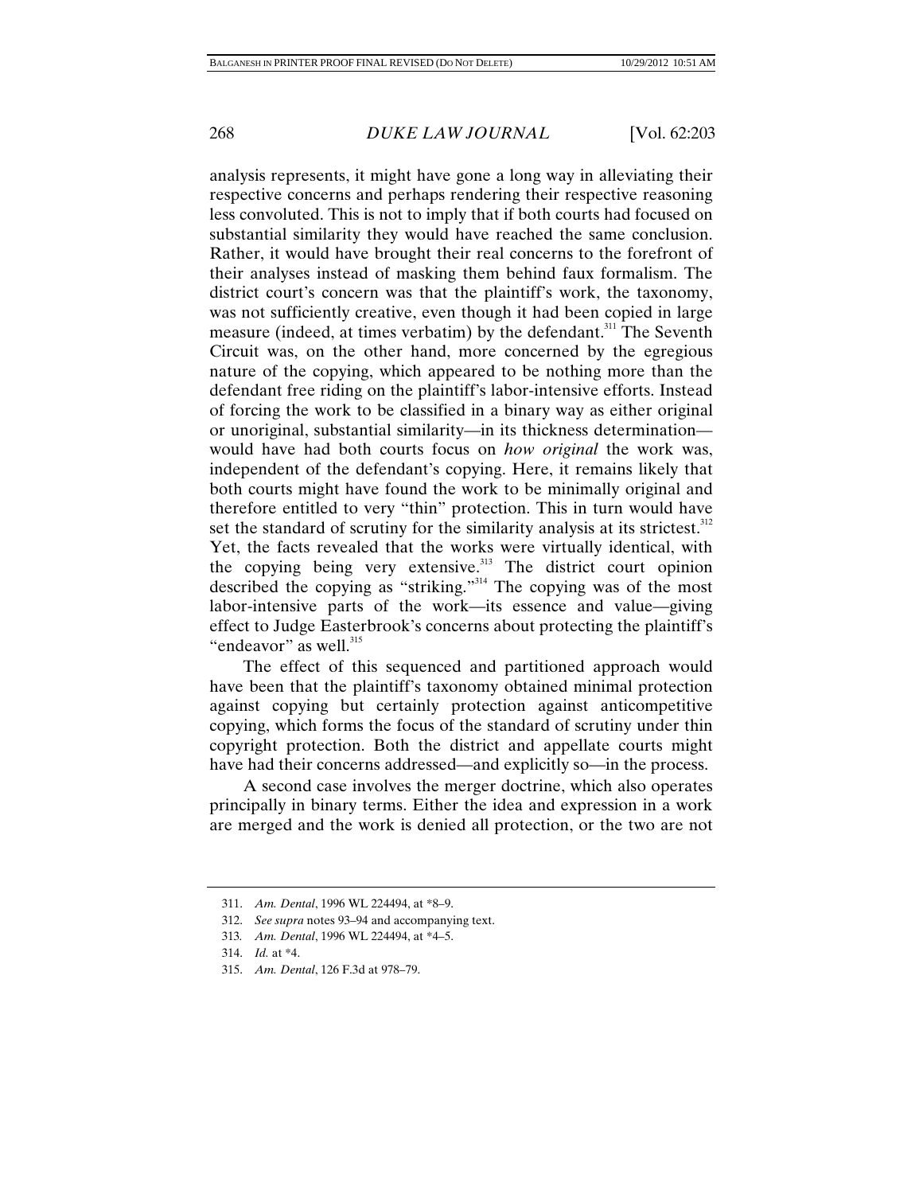analysis represents, it might have gone a long way in alleviating their respective concerns and perhaps rendering their respective reasoning less convoluted. This is not to imply that if both courts had focused on substantial similarity they would have reached the same conclusion. Rather, it would have brought their real concerns to the forefront of their analyses instead of masking them behind faux formalism. The district court's concern was that the plaintiff's work, the taxonomy, was not sufficiently creative, even though it had been copied in large measure (indeed, at times verbatim) by the defendant.[311] The Seventh Circuit was, on the other hand, more concerned by the egregious nature of the copying, which appeared to be nothing more than the defendant free riding on the plaintiff's labor-intensive efforts. Instead of forcing the work to be classified in a binary way as either original or unoriginal, substantial similarity—in its thickness determination—would have had both courts focus on *how original* the work was, independent of the defendant's copying. Here, it remains likely that both courts might have found the work to be minimally original and therefore entitled to very "thin" protection. This in turn would have set the standard of scrutiny for the similarity analysis at its strictest.[312] Yet, the facts revealed that the works were virtually identical, with the copying being very extensive.[313] The district court opinion described the copying as "striking."[314] The copying was of the most labor-intensive parts of the work—its essence and value—giving effect to Judge Easterbrook's concerns about protecting the plaintiff's "endeavor" as well.[315]

The effect of this sequenced and partitioned approach would have been that the plaintiff's taxonomy obtained minimal protection against copying but certainly protection against anticompetitive copying, which forms the focus of the standard of scrutiny under thin copyright protection. Both the district and appellate courts might have had their concerns addressed—and explicitly so—in the process.

A second case involves the merger doctrine, which also operates principally in binary terms. Either the idea and expression in a work are merged and the work is denied all protection, or the two are not

311. *Am. Dental*, 1996 WL 224494, at \*8–9.

312. *See supra* notes 93–94 and accompanying text.

313. *Am. Dental*, 1996 WL 224494, at \*4–5.

314. *Id.* at \*4.

315. *Am. Dental*, 126 F.3d at 978–79.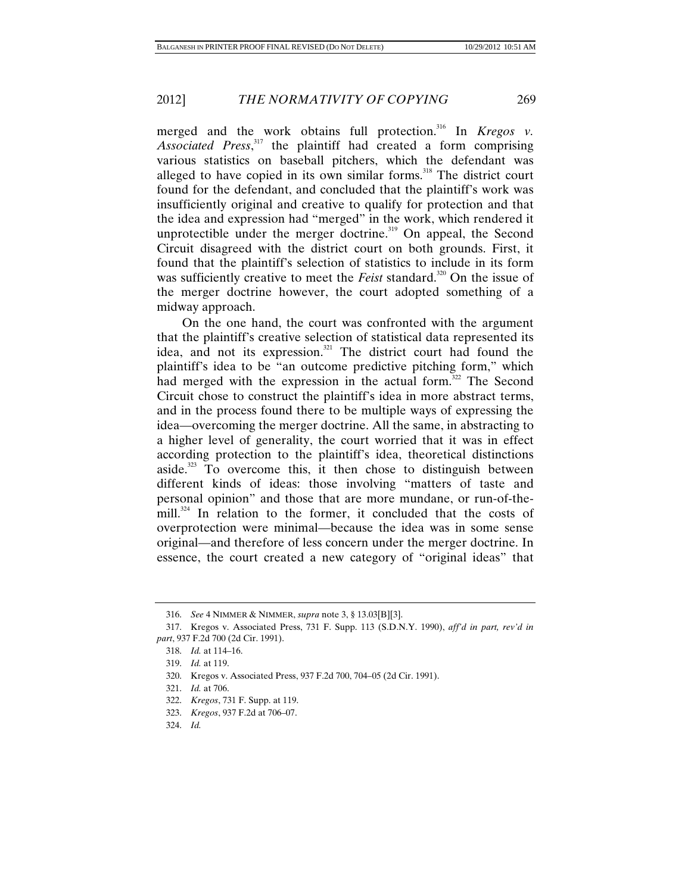merged and the work obtains full protection.[316] In *Kregos v. Associated Press*,[317] the plaintiff had created a form comprising various statistics on baseball pitchers, which the defendant was alleged to have copied in its own similar forms.[318] The district court found for the defendant, and concluded that the plaintiff's work was insufficiently original and creative to qualify for protection and that the idea and expression had "merged" in the work, which rendered it unprotectible under the merger doctrine.[319] On appeal, the Second Circuit disagreed with the district court on both grounds. First, it found that the plaintiff's selection of statistics to include in its form was sufficiently creative to meet the *Feist* standard.[320] On the issue of the merger doctrine however, the court adopted something of a midway approach.

On the one hand, the court was confronted with the argument that the plaintiff's creative selection of statistical data represented its idea, and not its expression.[321] The district court had found the plaintiff's idea to be "an outcome predictive pitching form," which had merged with the expression in the actual form.[322] The Second Circuit chose to construct the plaintiff's idea in more abstract terms, and in the process found there to be multiple ways of expressing the idea—overcoming the merger doctrine. All the same, in abstracting to a higher level of generality, the court worried that it was in effect according protection to the plaintiff's idea, theoretical distinctions aside.[323] To overcome this, it then chose to distinguish between different kinds of ideas: those involving "matters of taste and personal opinion" and those that are more mundane, or run-of-the-mill.[324] In relation to the former, it concluded that the costs of overprotection were minimal—because the idea was in some sense original—and therefore of less concern under the merger doctrine. In essence, the court created a new category of "original ideas" that

---

316. *See* 4 NIMMER & NIMMER, *supra* note 3, § 13.03[B][3].

317. Kregos v. Associated Press, 731 F. Supp. 113 (S.D.N.Y. 1990), *aff'd in part, rev'd in part*, 937 F.2d 700 (2d Cir. 1991).

318. *Id.* at 114–16.

319. *Id.* at 119.

320. Kregos v. Associated Press, 937 F.2d 700, 704–05 (2d Cir. 1991).

321. *Id.* at 706.

322. *Kregos*, 731 F. Supp. at 119.

323. *Kregos*, 937 F.2d at 706–07.

324. *Id.*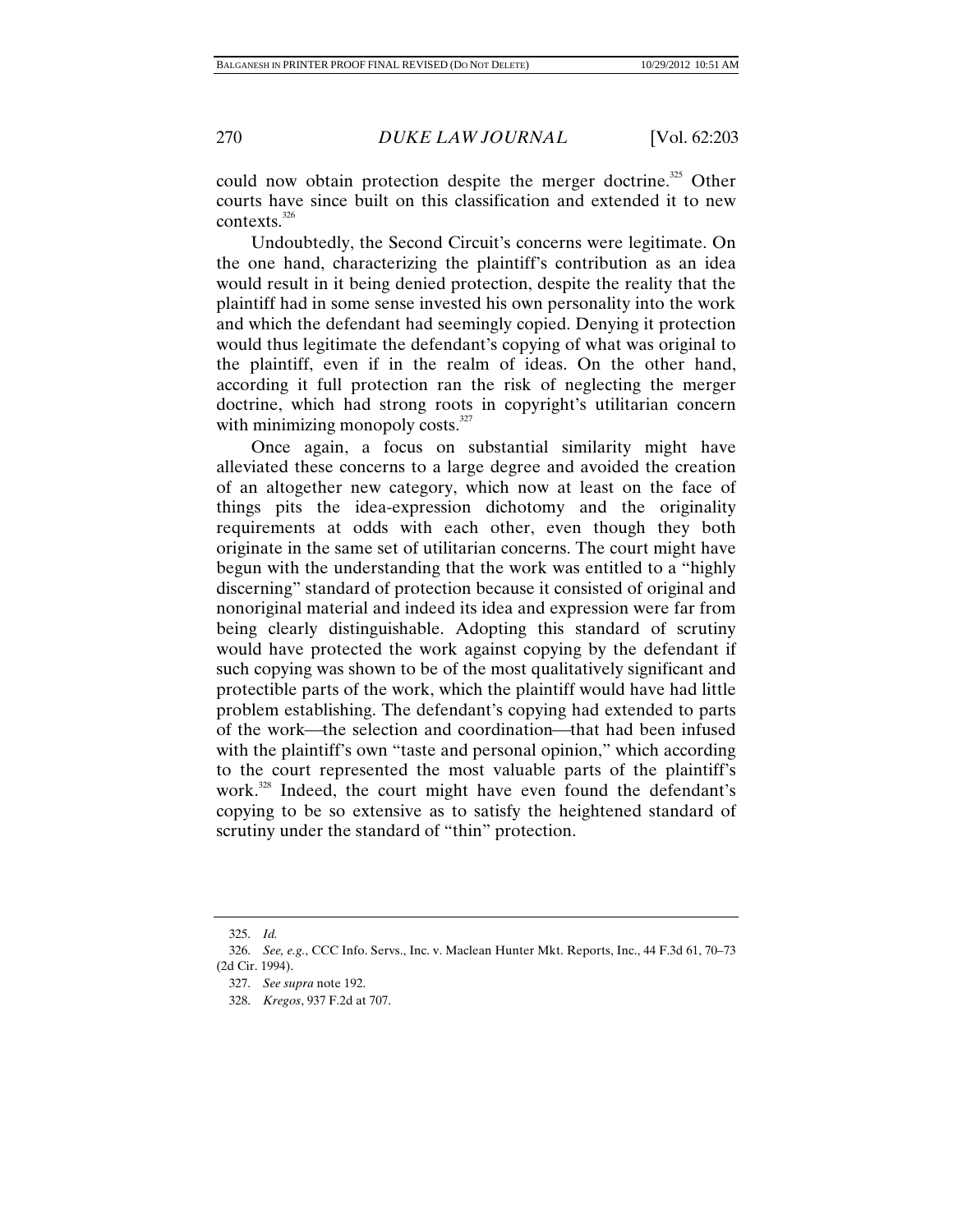could now obtain protection despite the merger doctrine.[325] Other courts have since built on this classification and extended it to new contexts.[326]

Undoubtedly, the Second Circuit's concerns were legitimate. On the one hand, characterizing the plaintiff's contribution as an idea would result in it being denied protection, despite the reality that the plaintiff had in some sense invested his own personality into the work and which the defendant had seemingly copied. Denying it protection would thus legitimate the defendant's copying of what was original to the plaintiff, even if in the realm of ideas. On the other hand, according it full protection ran the risk of neglecting the merger doctrine, which had strong roots in copyright's utilitarian concern with minimizing monopoly costs.[327]

Once again, a focus on substantial similarity might have alleviated these concerns to a large degree and avoided the creation of an altogether new category, which now at least on the face of things pits the idea-expression dichotomy and the originality requirements at odds with each other, even though they both originate in the same set of utilitarian concerns. The court might have begun with the understanding that the work was entitled to a "highly discerning" standard of protection because it consisted of original and nonoriginal material and indeed its idea and expression were far from being clearly distinguishable. Adopting this standard of scrutiny would have protected the work against copying by the defendant if such copying was shown to be of the most qualitatively significant and protectible parts of the work, which the plaintiff would have had little problem establishing. The defendant's copying had extended to parts of the work—the selection and coordination—that had been infused with the plaintiff's own "taste and personal opinion," which according to the court represented the most valuable parts of the plaintiff's work.[328] Indeed, the court might have even found the defendant's copying to be so extensive as to satisfy the heightened standard of scrutiny under the standard of "thin" protection.

---

325. *Id.*

326. *See, e.g.*, CCC Info. Servs., Inc. v. Maclean Hunter Mkt. Reports, Inc., 44 F.3d 61, 70–73 (2d Cir. 1994).

327. *See supra* note 192.

328. *Kregos*, 937 F.2d at 707.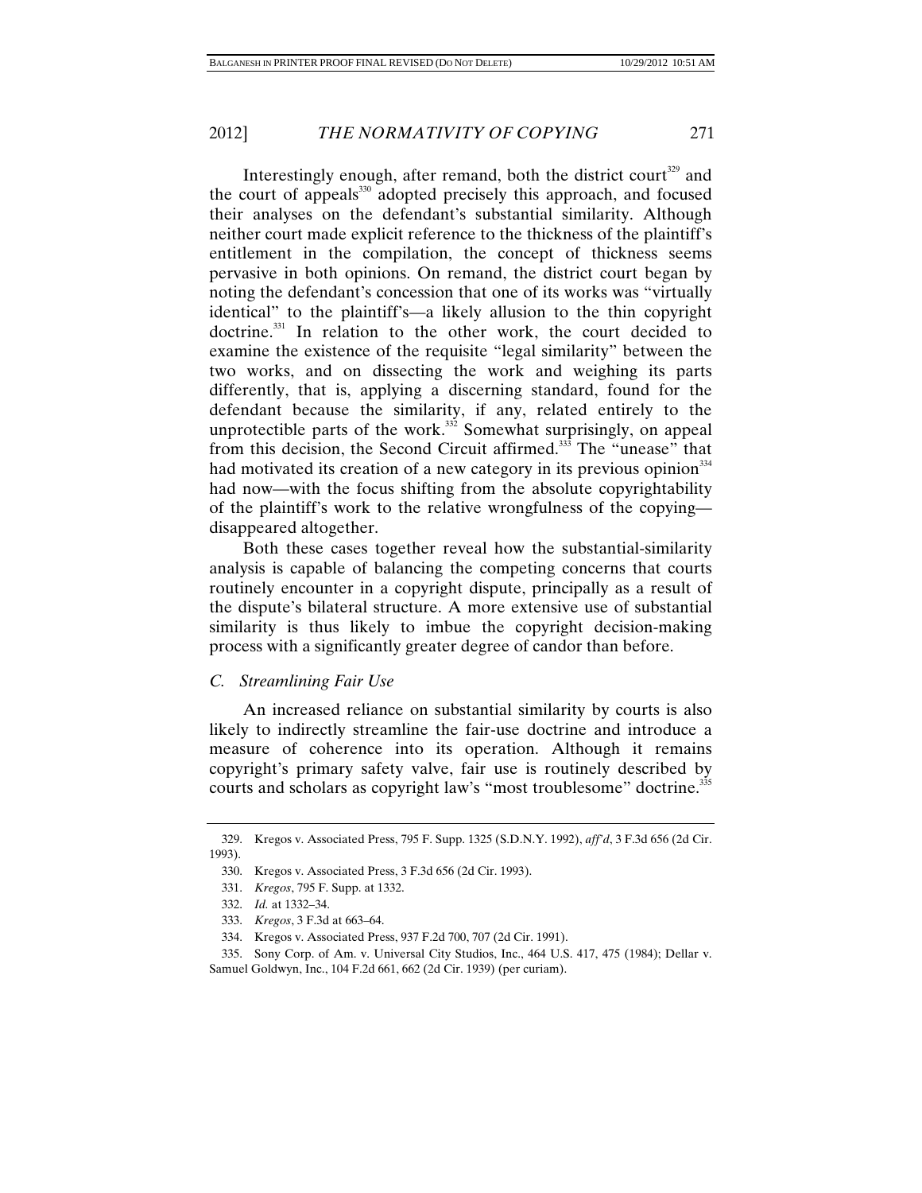Interestingly enough, after remand, both the district court[329] and the court of appeals[330] adopted precisely this approach, and focused their analyses on the defendant's substantial similarity. Although neither court made explicit reference to the thickness of the plaintiff's entitlement in the compilation, the concept of thickness seems pervasive in both opinions. On remand, the district court began by noting the defendant's concession that one of its works was "virtually identical" to the plaintiff's—a likely allusion to the thin copyright doctrine.[331] In relation to the other work, the court decided to examine the existence of the requisite "legal similarity" between the two works, and on dissecting the work and weighing its parts differently, that is, applying a discerning standard, found for the defendant because the similarity, if any, related entirely to the unprotectible parts of the work.[332] Somewhat surprisingly, on appeal from this decision, the Second Circuit affirmed.[333] The "unease" that had motivated its creation of a new category in its previous opinion[334] had now—with the focus shifting from the absolute copyrightability of the plaintiff's work to the relative wrongfulness of the copying—disappeared altogether.

Both these cases together reveal how the substantial-similarity analysis is capable of balancing the competing concerns that courts routinely encounter in a copyright dispute, principally as a result of the dispute's bilateral structure. A more extensive use of substantial similarity is thus likely to imbue the copyright decision-making process with a significantly greater degree of candor than before.

### *C. Streamlining Fair Use*

An increased reliance on substantial similarity by courts is also likely to indirectly streamline the fair-use doctrine and introduce a measure of coherence into its operation. Although it remains copyright's primary safety valve, fair use is routinely described by courts and scholars as copyright law's "most troublesome" doctrine.[335]

---

329. Kregos v. Associated Press, 795 F. Supp. 1325 (S.D.N.Y. 1992), *aff'd*, 3 F.3d 656 (2d Cir. 1993).

330. Kregos v. Associated Press, 3 F.3d 656 (2d Cir. 1993).

331. *Kregos*, 795 F. Supp. at 1332.

332. *Id.* at 1332–34.

333. *Kregos*, 3 F.3d at 663–64.

334. Kregos v. Associated Press, 937 F.2d 700, 707 (2d Cir. 1991).

335. Sony Corp. of Am. v. Universal City Studios, Inc., 464 U.S. 417, 475 (1984); Dellar v. Samuel Goldwyn, Inc., 104 F.2d 661, 662 (2d Cir. 1939) (per curiam).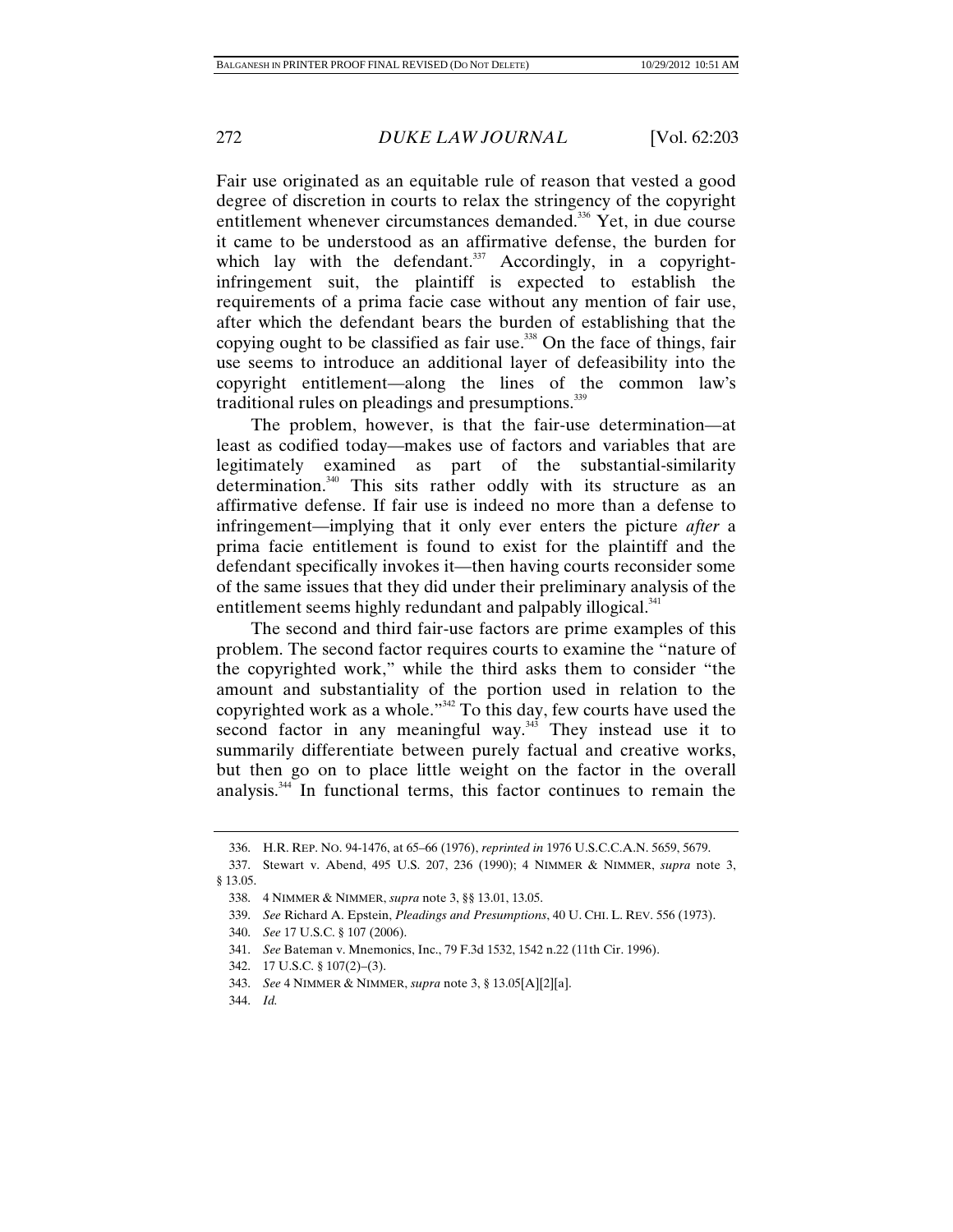Fair use originated as an equitable rule of reason that vested a good degree of discretion in courts to relax the stringency of the copyright entitlement whenever circumstances demanded.[336] Yet, in due course it came to be understood as an affirmative defense, the burden for which lay with the defendant.[337] Accordingly, in a copyright-infringement suit, the plaintiff is expected to establish the requirements of a prima facie case without any mention of fair use, after which the defendant bears the burden of establishing that the copying ought to be classified as fair use.[338] On the face of things, fair use seems to introduce an additional layer of defeasibility into the copyright entitlement—along the lines of the common law's traditional rules on pleadings and presumptions.[339]

The problem, however, is that the fair-use determination—at least as codified today—makes use of factors and variables that are legitimately examined as part of the substantial-similarity determination.[340] This sits rather oddly with its structure as an affirmative defense. If fair use is indeed no more than a defense to infringement—implying that it only ever enters the picture *after* a prima facie entitlement is found to exist for the plaintiff and the defendant specifically invokes it—then having courts reconsider some of the same issues that they did under their preliminary analysis of the entitlement seems highly redundant and palpably illogical.[341]

The second and third fair-use factors are prime examples of this problem. The second factor requires courts to examine the "nature of the copyrighted work," while the third asks them to consider "the amount and substantiality of the portion used in relation to the copyrighted work as a whole."[342] To this day, few courts have used the second factor in any meaningful way.[343] They instead use it to summarily differentiate between purely factual and creative works, but then go on to place little weight on the factor in the overall analysis.[344] In functional terms, this factor continues to remain the

---

336. H.R. REP. NO. 94-1476, at 65–66 (1976), *reprinted in* 1976 U.S.C.C.A.N. 5659, 5679.

337. Stewart v. Abend, 495 U.S. 207, 236 (1990); 4 NIMMER & NIMMER, *supra* note 3, § 13.05.

338. 4 NIMMER & NIMMER, *supra* note 3, §§ 13.01, 13.05.

339. *See* Richard A. Epstein, *Pleadings and Presumptions*, 40 U. CHI. L. REV. 556 (1973).

340. *See* 17 U.S.C. § 107 (2006).

341. *See* Bateman v. Mnemonics, Inc., 79 F.3d 1532, 1542 n.22 (11th Cir. 1996).

342. 17 U.S.C. § 107(2)–(3).

343. *See* 4 NIMMER & NIMMER, *supra* note 3, § 13.05[A][2][a].

344. *Id.*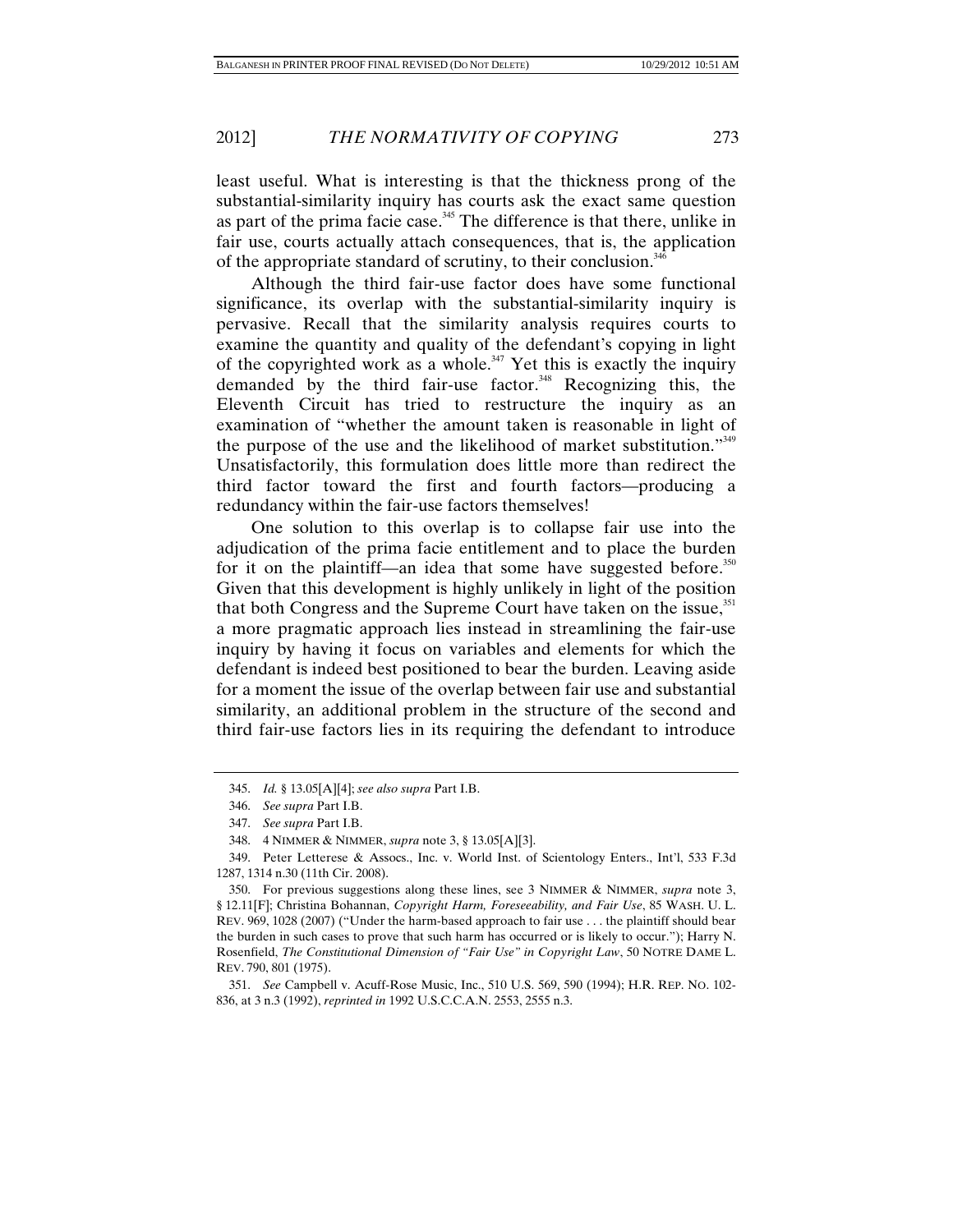least useful. What is interesting is that the thickness prong of the substantial-similarity inquiry has courts ask the exact same question as part of the prima facie case.[345] The difference is that there, unlike in fair use, courts actually attach consequences, that is, the application of the appropriate standard of scrutiny, to their conclusion.[346]

Although the third fair-use factor does have some functional significance, its overlap with the substantial-similarity inquiry is pervasive. Recall that the similarity analysis requires courts to examine the quantity and quality of the defendant's copying in light of the copyrighted work as a whole.[347] Yet this is exactly the inquiry demanded by the third fair-use factor.[348] Recognizing this, the Eleventh Circuit has tried to restructure the inquiry as an examination of "whether the amount taken is reasonable in light of the purpose of the use and the likelihood of market substitution."[349] Unsatisfactorily, this formulation does little more than redirect the third factor toward the first and fourth factors—producing a redundancy within the fair-use factors themselves!

One solution to this overlap is to collapse fair use into the adjudication of the prima facie entitlement and to place the burden for it on the plaintiff—an idea that some have suggested before.[350] Given that this development is highly unlikely in light of the position that both Congress and the Supreme Court have taken on the issue,[351] a more pragmatic approach lies instead in streamlining the fair-use inquiry by having it focus on variables and elements for which the defendant is indeed best positioned to bear the burden. Leaving aside for a moment the issue of the overlap between fair use and substantial similarity, an additional problem in the structure of the second and third fair-use factors lies in its requiring the defendant to introduce

---

345. *Id.* § 13.05[A][4]; *see also supra* Part I.B.

346. *See supra* Part I.B.

347. *See supra* Part I.B.

348. 4 NIMMER & NIMMER, *supra* note 3, § 13.05[A][3].

349. Peter Letterese & Assocs., Inc. v. World Inst. of Scientology Enters., Int'l, 533 F.3d 1287, 1314 n.30 (11th Cir. 2008).

350. For previous suggestions along these lines, see 3 NIMMER & NIMMER, *supra* note 3, § 12.11[F]; Christina Bohannan, *Copyright Harm, Foreseeability, and Fair Use*, 85 WASH. U. L. REV. 969, 1028 (2007) ("Under the harm-based approach to fair use . . . the plaintiff should bear the burden in such cases to prove that such harm has occurred or is likely to occur."); Harry N. Rosenfield, *The Constitutional Dimension of "Fair Use" in Copyright Law*, 50 NOTRE DAME L. REV. 790, 801 (1975).

351. *See* Campbell v. Acuff-Rose Music, Inc., 510 U.S. 569, 590 (1994); H.R. REP. NO. 102-836, at 3 n.3 (1992), *reprinted in* 1992 U.S.C.C.A.N. 2553, 2555 n.3.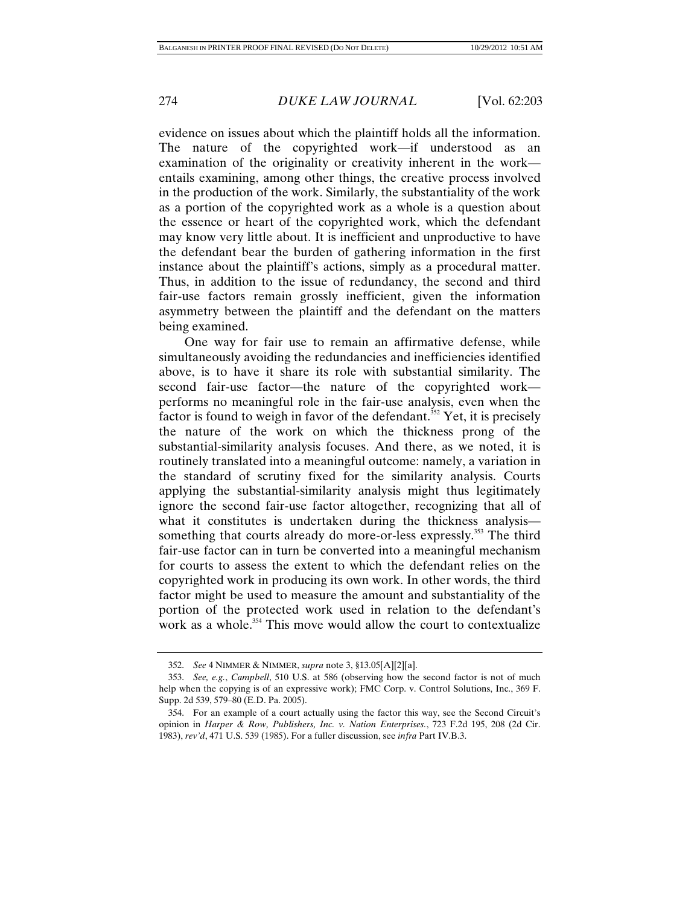evidence on issues about which the plaintiff holds all the information. The nature of the copyrighted work—if understood as an examination of the originality or creativity inherent in the work—entails examining, among other things, the creative process involved in the production of the work. Similarly, the substantiality of the work as a portion of the copyrighted work as a whole is a question about the essence or heart of the copyrighted work, which the defendant may know very little about. It is inefficient and unproductive to have the defendant bear the burden of gathering information in the first instance about the plaintiff's actions, simply as a procedural matter. Thus, in addition to the issue of redundancy, the second and third fair-use factors remain grossly inefficient, given the information asymmetry between the plaintiff and the defendant on the matters being examined.

One way for fair use to remain an affirmative defense, while simultaneously avoiding the redundancies and inefficiencies identified above, is to have it share its role with substantial similarity. The second fair-use factor—the nature of the copyrighted work—performs no meaningful role in the fair-use analysis, even when the factor is found to weigh in favor of the defendant.[352] Yet, it is precisely the nature of the work on which the thickness prong of the substantial-similarity analysis focuses. And there, as we noted, it is routinely translated into a meaningful outcome: namely, a variation in the standard of scrutiny fixed for the similarity analysis. Courts applying the substantial-similarity analysis might thus legitimately ignore the second fair-use factor altogether, recognizing that all of what it constitutes is undertaken during the thickness analysis—something that courts already do more-or-less expressly.[353] The third fair-use factor can in turn be converted into a meaningful mechanism for courts to assess the extent to which the defendant relies on the copyrighted work in producing its own work. In other words, the third factor might be used to measure the amount and substantiality of the portion of the protected work used in relation to the defendant's work as a whole.[354] This move would allow the court to contextualize

---

352. *See* 4 NIMMER & NIMMER, *supra* note 3, §13.05[A][2][a].

353. *See, e.g.*, *Campbell*, 510 U.S. at 586 (observing how the second factor is not of much help when the copying is of an expressive work); FMC Corp. v. Control Solutions, Inc., 369 F. Supp. 2d 539, 579–80 (E.D. Pa. 2005).

354. For an example of a court actually using the factor this way, see the Second Circuit's opinion in *Harper & Row, Publishers, Inc. v. Nation Enterprises.*, 723 F.2d 195, 208 (2d Cir. 1983), *rev'd*, 471 U.S. 539 (1985). For a fuller discussion, see *infra* Part IV.B.3.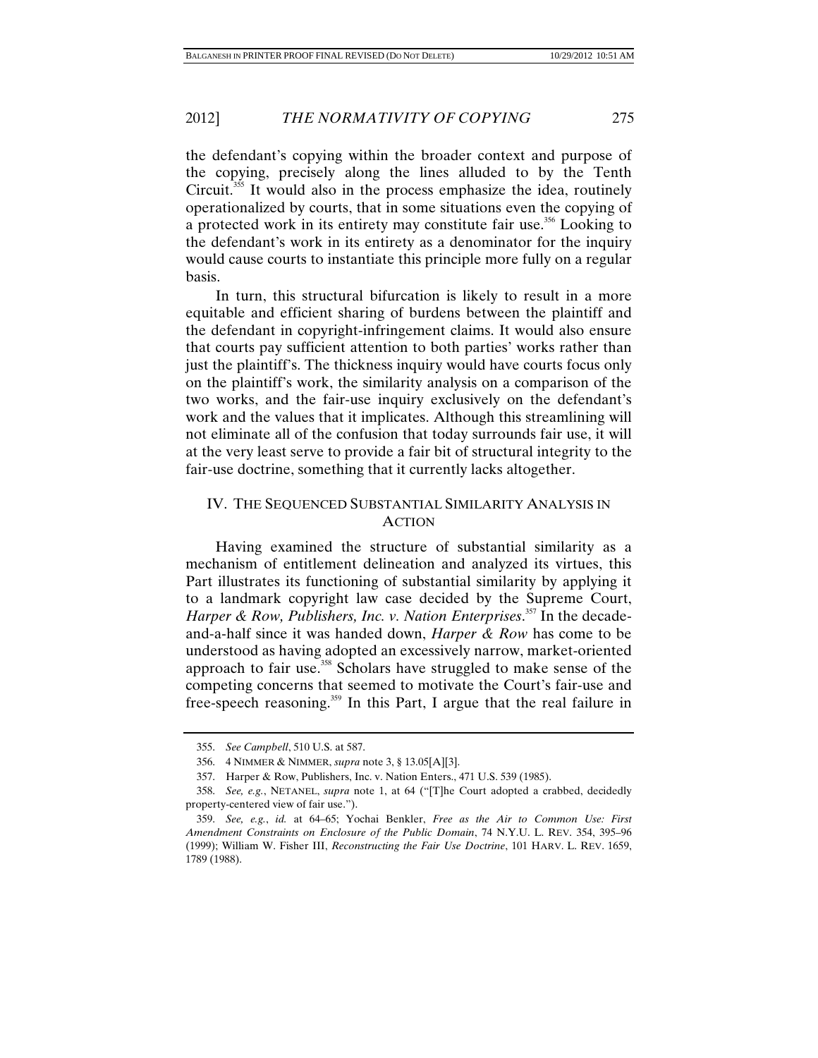the defendant's copying within the broader context and purpose of the copying, precisely along the lines alluded to by the Tenth Circuit.[355] It would also in the process emphasize the idea, routinely operationalized by courts, that in some situations even the copying of a protected work in its entirety may constitute fair use.[356] Looking to the defendant's work in its entirety as a denominator for the inquiry would cause courts to instantiate this principle more fully on a regular basis.

In turn, this structural bifurcation is likely to result in a more equitable and efficient sharing of burdens between the plaintiff and the defendant in copyright-infringement claims. It would also ensure that courts pay sufficient attention to both parties' works rather than just the plaintiff's. The thickness inquiry would have courts focus only on the plaintiff's work, the similarity analysis on a comparison of the two works, and the fair-use inquiry exclusively on the defendant's work and the values that it implicates. Although this streamlining will not eliminate all of the confusion that today surrounds fair use, it will at the very least serve to provide a fair bit of structural integrity to the fair-use doctrine, something that it currently lacks altogether.

## IV. THE SEQUENCED SUBSTANTIAL SIMILARITY ANALYSIS IN ACTION

Having examined the structure of substantial similarity as a mechanism of entitlement delineation and analyzed its virtues, this Part illustrates its functioning of substantial similarity by applying it to a landmark copyright law case decided by the Supreme Court, *Harper & Row, Publishers, Inc. v. Nation Enterprises*.[357] In the decade-and-a-half since it was handed down, *Harper & Row* has come to be understood as having adopted an excessively narrow, market-oriented approach to fair use.[358] Scholars have struggled to make sense of the competing concerns that seemed to motivate the Court's fair-use and free-speech reasoning.[359] In this Part, I argue that the real failure in

---

355. *See Campbell*, 510 U.S. at 587.

356. 4 NIMMER & NIMMER, *supra* note 3, § 13.05[A][3].

357. Harper & Row, Publishers, Inc. v. Nation Enters., 471 U.S. 539 (1985).

358. *See, e.g.*, NETANEL, *supra* note 1, at 64 ("[T]he Court adopted a crabbed, decidedly property-centered view of fair use.").

359. *See, e.g.*, *id.* at 64–65; Yochai Benkler, *Free as the Air to Common Use: First Amendment Constraints on Enclosure of the Public Domain*, 74 N.Y.U. L. REV. 354, 395–96 (1999); William W. Fisher III, *Reconstructing the Fair Use Doctrine*, 101 HARV. L. REV. 1659, 1789 (1988).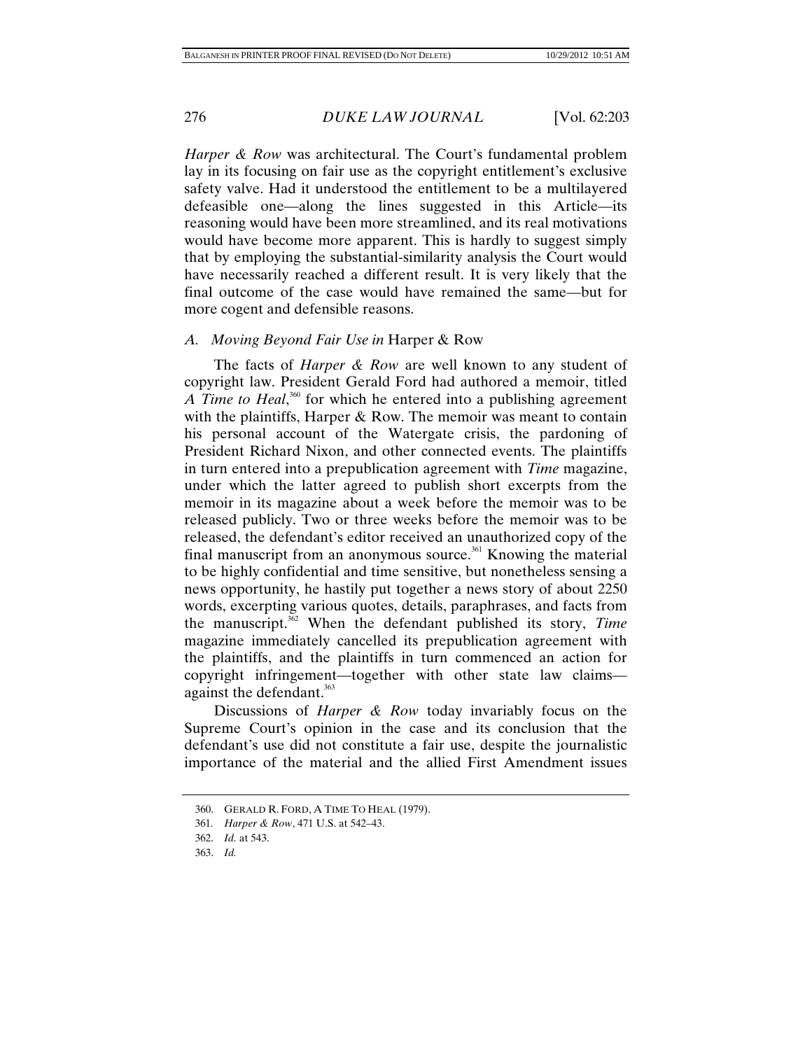*Harper & Row* was architectural. The Court's fundamental problem lay in its focusing on fair use as the copyright entitlement's exclusive safety valve. Had it understood the entitlement to be a multilayered defeasible one—along the lines suggested in this Article—its reasoning would have been more streamlined, and its real motivations would have become more apparent. This is hardly to suggest simply that by employing the substantial-similarity analysis the Court would have necessarily reached a different result. It is very likely that the final outcome of the case would have remained the same—but for more cogent and defensible reasons.

### A. *Moving Beyond Fair Use in* Harper & Row

The facts of *Harper & Row* are well known to any student of copyright law. President Gerald Ford had authored a memoir, titled *A Time to Heal*,[360] for which he entered into a publishing agreement with the plaintiffs, Harper & Row. The memoir was meant to contain his personal account of the Watergate crisis, the pardoning of President Richard Nixon, and other connected events. The plaintiffs in turn entered into a prepublication agreement with *Time* magazine, under which the latter agreed to publish short excerpts from the memoir in its magazine about a week before the memoir was to be released publicly. Two or three weeks before the memoir was to be released, the defendant's editor received an unauthorized copy of the final manuscript from an anonymous source.[361] Knowing the material to be highly confidential and time sensitive, but nonetheless sensing a news opportunity, he hastily put together a news story of about 2250 words, excerpting various quotes, details, paraphrases, and facts from the manuscript.[362] When the defendant published its story, *Time* magazine immediately cancelled its prepublication agreement with the plaintiffs, and the plaintiffs in turn commenced an action for copyright infringement—together with other state law claims—against the defendant.[363]

Discussions of *Harper & Row* today invariably focus on the Supreme Court's opinion in the case and its conclusion that the defendant's use did not constitute a fair use, despite the journalistic importance of the material and the allied First Amendment issues

---

360. GERALD R. FORD, A TIME TO HEAL (1979).

361. *Harper & Row*, 471 U.S. at 542–43.

362. *Id.* at 543.

363. *Id.*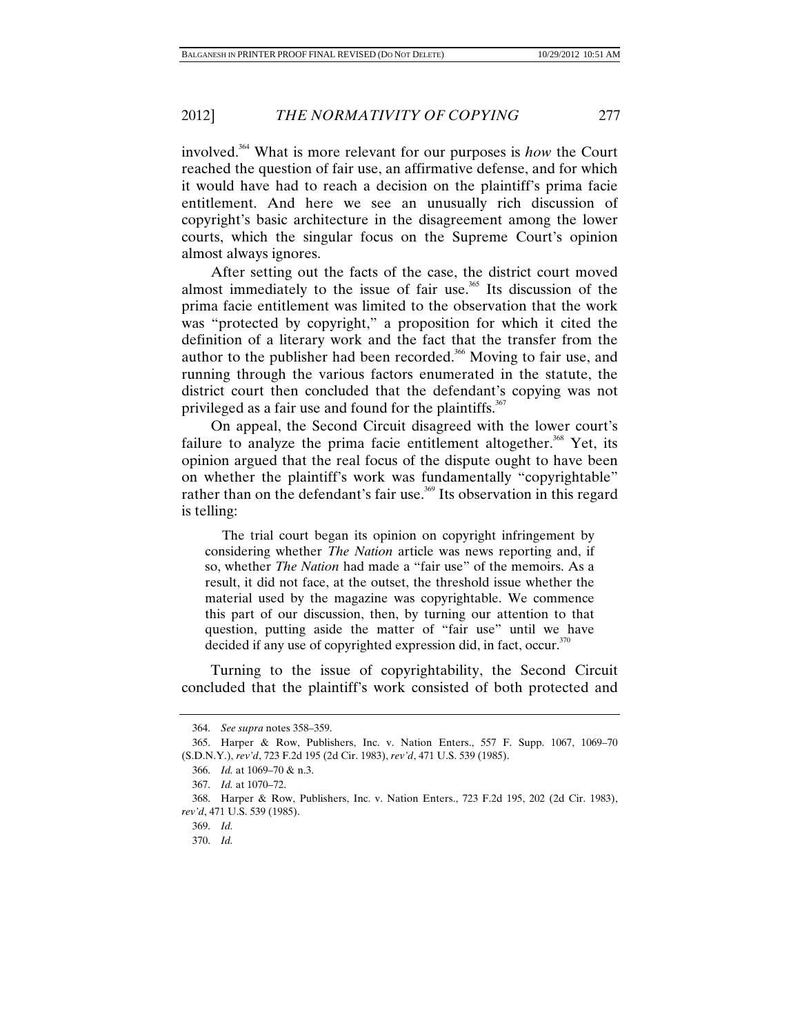involved.[364] What is more relevant for our purposes is *how* the Court reached the question of fair use, an affirmative defense, and for which it would have had to reach a decision on the plaintiff's prima facie entitlement. And here we see an unusually rich discussion of copyright's basic architecture in the disagreement among the lower courts, which the singular focus on the Supreme Court's opinion almost always ignores.

After setting out the facts of the case, the district court moved almost immediately to the issue of fair use.[365] Its discussion of the prima facie entitlement was limited to the observation that the work was "protected by copyright," a proposition for which it cited the definition of a literary work and the fact that the transfer from the author to the publisher had been recorded.[366] Moving to fair use, and running through the various factors enumerated in the statute, the district court then concluded that the defendant's copying was not privileged as a fair use and found for the plaintiffs.[367]

On appeal, the Second Circuit disagreed with the lower court's failure to analyze the prima facie entitlement altogether.[368] Yet, its opinion argued that the real focus of the dispute ought to have been on whether the plaintiff's work was fundamentally "copyrightable" rather than on the defendant's fair use.[369] Its observation in this regard is telling:

> The trial court began its opinion on copyright infringement by considering whether *The Nation* article was news reporting and, if so, whether *The Nation* had made a "fair use" of the memoirs. As a result, it did not face, at the outset, the threshold issue whether the material used by the magazine was copyrightable. We commence this part of our discussion, then, by turning our attention to that question, putting aside the matter of "fair use" until we have decided if any use of copyrighted expression did, in fact, occur.[370]

Turning to the issue of copyrightability, the Second Circuit concluded that the plaintiff's work consisted of both protected and

---

364. *See supra* notes 358–359.

365. Harper & Row, Publishers, Inc. v. Nation Enters., 557 F. Supp. 1067, 1069–70 (S.D.N.Y.), *rev'd*, 723 F.2d 195 (2d Cir. 1983), *rev'd*, 471 U.S. 539 (1985).

366. *Id.* at 1069–70 & n.3.

367. *Id.* at 1070–72.

368. Harper & Row, Publishers, Inc. v. Nation Enters., 723 F.2d 195, 202 (2d Cir. 1983), *rev'd*, 471 U.S. 539 (1985).

369. *Id.*

370. *Id.*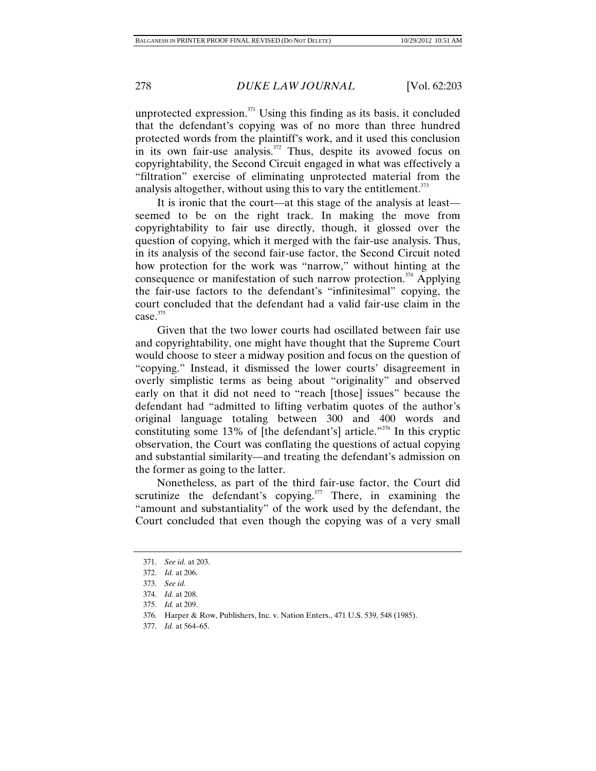unprotected expression.[371] Using this finding as its basis, it concluded that the defendant's copying was of no more than three hundred protected words from the plaintiff's work, and it used this conclusion in its own fair-use analysis.[372] Thus, despite its avowed focus on copyrightability, the Second Circuit engaged in what was effectively a "filtration" exercise of eliminating unprotected material from the analysis altogether, without using this to vary the entitlement.[373]

It is ironic that the court—at this stage of the analysis at least—seemed to be on the right track. In making the move from copyrightability to fair use directly, though, it glossed over the question of copying, which it merged with the fair-use analysis. Thus, in its analysis of the second fair-use factor, the Second Circuit noted how protection for the work was "narrow," without hinting at the consequence or manifestation of such narrow protection.[374] Applying the fair-use factors to the defendant's "infinitesimal" copying, the court concluded that the defendant had a valid fair-use claim in the case.[375]

Given that the two lower courts had oscillated between fair use and copyrightability, one might have thought that the Supreme Court would choose to steer a midway position and focus on the question of "copying." Instead, it dismissed the lower courts' disagreement in overly simplistic terms as being about "originality" and observed early on that it did not need to "reach [those] issues" because the defendant had "admitted to lifting verbatim quotes of the author's original language totaling between 300 and 400 words and constituting some 13% of [the defendant's] article."[376] In this cryptic observation, the Court was conflating the questions of actual copying and substantial similarity—and treating the defendant's admission on the former as going to the latter.

Nonetheless, as part of the third fair-use factor, the Court did scrutinize the defendant's copying.[377] There, in examining the "amount and substantiality" of the work used by the defendant, the Court concluded that even though the copying was of a very small

---

371. *See id.* at 203.

372. *Id.* at 206.

373. *See id.*

374. *Id.* at 208.

375. *Id.* at 209.

376. Harper & Row, Publishers, Inc. v. Nation Enters., 471 U.S. 539, 548 (1985).

377. *Id.* at 564–65.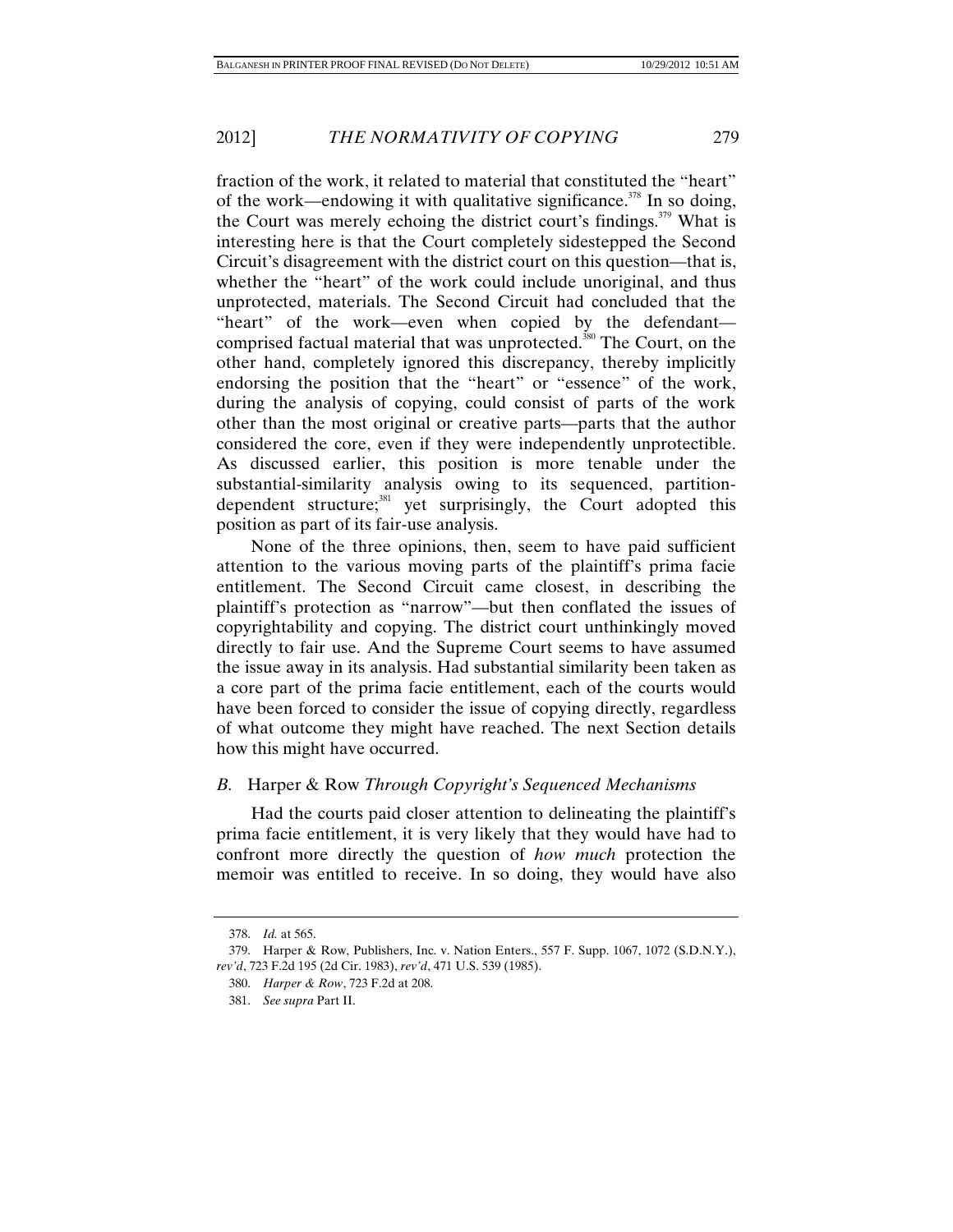fraction of the work, it related to material that constituted the "heart" of the work—endowing it with qualitative significance.[378] In so doing, the Court was merely echoing the district court's findings.[379] What is interesting here is that the Court completely sidestepped the Second Circuit's disagreement with the district court on this question—that is, whether the "heart" of the work could include unoriginal, and thus unprotected, materials. The Second Circuit had concluded that the "heart" of the work—even when copied by the defendant—comprised factual material that was unprotected.[380] The Court, on the other hand, completely ignored this discrepancy, thereby implicitly endorsing the position that the "heart" or "essence" of the work, during the analysis of copying, could consist of parts of the work other than the most original or creative parts—parts that the author considered the core, even if they were independently unprotectible. As discussed earlier, this position is more tenable under the substantial-similarity analysis owing to its sequenced, partition-dependent structure;[381] yet surprisingly, the Court adopted this position as part of its fair-use analysis.

None of the three opinions, then, seem to have paid sufficient attention to the various moving parts of the plaintiff's prima facie entitlement. The Second Circuit came closest, in describing the plaintiff's protection as "narrow"—but then conflated the issues of copyrightability and copying. The district court unthinkingly moved directly to fair use. And the Supreme Court seems to have assumed the issue away in its analysis. Had substantial similarity been taken as a core part of the prima facie entitlement, each of the courts would have been forced to consider the issue of copying directly, regardless of what outcome they might have reached. The next Section details how this might have occurred.

### *B.* Harper & Row *Through Copyright's Sequenced Mechanisms*

Had the courts paid closer attention to delineating the plaintiff's prima facie entitlement, it is very likely that they would have had to confront more directly the question of *how much* protection the memoir was entitled to receive. In so doing, they would have also

378. *Id.* at 565.

379. Harper & Row, Publishers, Inc. v. Nation Enters., 557 F. Supp. 1067, 1072 (S.D.N.Y.), *rev'd*, 723 F.2d 195 (2d Cir. 1983), *rev'd*, 471 U.S. 539 (1985).

380. *Harper & Row*, 723 F.2d at 208.

381. *See supra* Part II.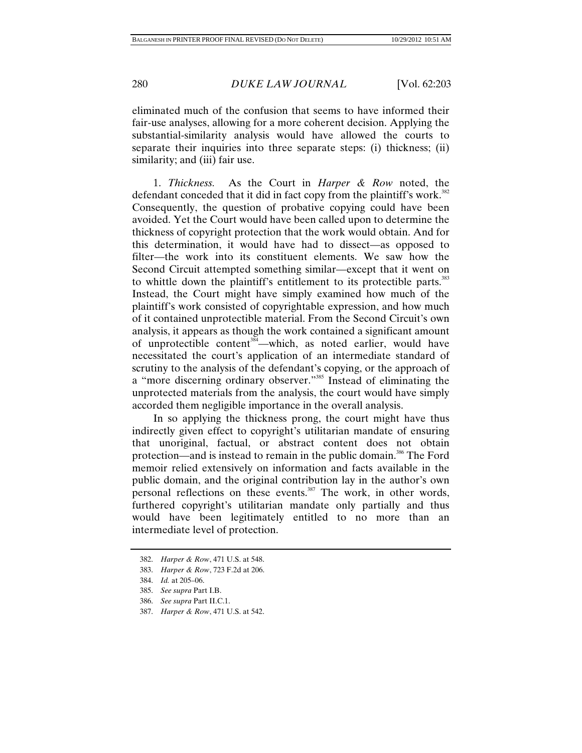eliminated much of the confusion that seems to have informed their fair-use analyses, allowing for a more coherent decision. Applying the substantial-similarity analysis would have allowed the courts to separate their inquiries into three separate steps: (i) thickness; (ii) similarity; and (iii) fair use.

1. *Thickness.* As the Court in *Harper & Row* noted, the defendant conceded that it did in fact copy from the plaintiff's work.[382] Consequently, the question of probative copying could have been avoided. Yet the Court would have been called upon to determine the thickness of copyright protection that the work would obtain. And for this determination, it would have had to dissect—as opposed to filter—the work into its constituent elements. We saw how the Second Circuit attempted something similar—except that it went on to whittle down the plaintiff's entitlement to its protectible parts.[383] Instead, the Court might have simply examined how much of the plaintiff's work consisted of copyrightable expression, and how much of it contained unprotectible material. From the Second Circuit's own analysis, it appears as though the work contained a significant amount of unprotectible content[384]—which, as noted earlier, would have necessitated the court's application of an intermediate standard of scrutiny to the analysis of the defendant's copying, or the approach of a "more discerning ordinary observer."[385] Instead of eliminating the unprotected materials from the analysis, the court would have simply accorded them negligible importance in the overall analysis.

In so applying the thickness prong, the court might have thus indirectly given effect to copyright's utilitarian mandate of ensuring that unoriginal, factual, or abstract content does not obtain protection—and is instead to remain in the public domain.[386] The Ford memoir relied extensively on information and facts available in the public domain, and the original contribution lay in the author's own personal reflections on these events.[387] The work, in other words, furthered copyright's utilitarian mandate only partially and thus would have been legitimately entitled to no more than an intermediate level of protection.

---

382. *Harper & Row*, 471 U.S. at 548.

383. *Harper & Row*, 723 F.2d at 206.

384. *Id.* at 205–06.

385. *See supra* Part I.B.

386. *See supra* Part II.C.1.

387. *Harper & Row*, 471 U.S. at 542.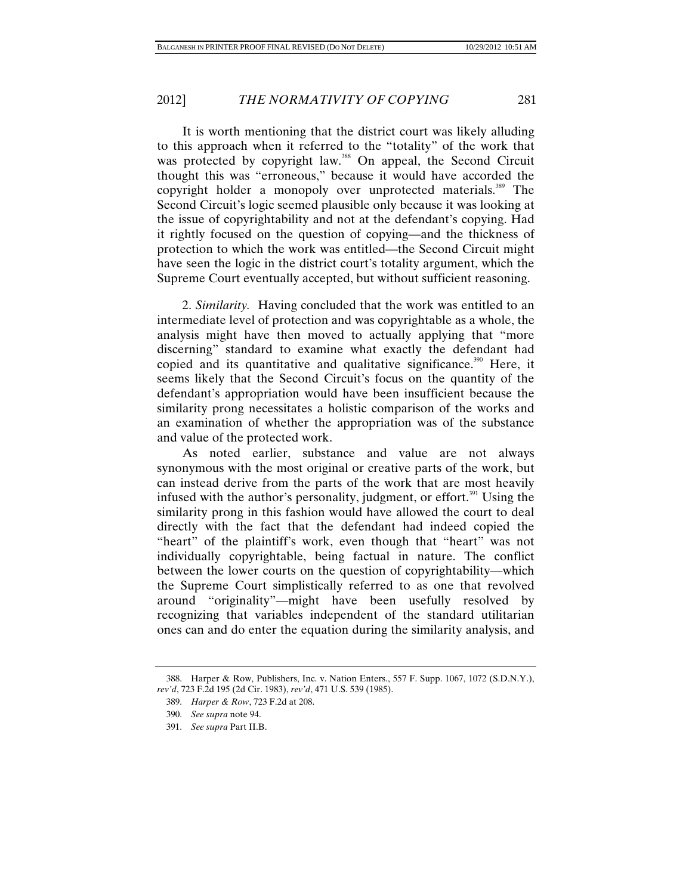It is worth mentioning that the district court was likely alluding to this approach when it referred to the "totality" of the work that was protected by copyright law.[388] On appeal, the Second Circuit thought this was "erroneous," because it would have accorded the copyright holder a monopoly over unprotected materials.[389] The Second Circuit's logic seemed plausible only because it was looking at the issue of copyrightability and not at the defendant's copying. Had it rightly focused on the question of copying—and the thickness of protection to which the work was entitled—the Second Circuit might have seen the logic in the district court's totality argument, which the Supreme Court eventually accepted, but without sufficient reasoning.

2. *Similarity.* Having concluded that the work was entitled to an intermediate level of protection and was copyrightable as a whole, the analysis might have then moved to actually applying that "more discerning" standard to examine what exactly the defendant had copied and its quantitative and qualitative significance.[390] Here, it seems likely that the Second Circuit's focus on the quantity of the defendant's appropriation would have been insufficient because the similarity prong necessitates a holistic comparison of the works and an examination of whether the appropriation was of the substance and value of the protected work.

As noted earlier, substance and value are not always synonymous with the most original or creative parts of the work, but can instead derive from the parts of the work that are most heavily infused with the author's personality, judgment, or effort.[391] Using the similarity prong in this fashion would have allowed the court to deal directly with the fact that the defendant had indeed copied the "heart" of the plaintiff's work, even though that "heart" was not individually copyrightable, being factual in nature. The conflict between the lower courts on the question of copyrightability—which the Supreme Court simplistically referred to as one that revolved around "originality"—might have been usefully resolved by recognizing that variables independent of the standard utilitarian ones can and do enter the equation during the similarity analysis, and

---

388. Harper & Row, Publishers, Inc. v. Nation Enters., 557 F. Supp. 1067, 1072 (S.D.N.Y.), *rev'd*, 723 F.2d 195 (2d Cir. 1983), *rev'd*, 471 U.S. 539 (1985).

389. *Harper & Row*, 723 F.2d at 208.

390. *See supra* note 94.

391. *See supra* Part II.B.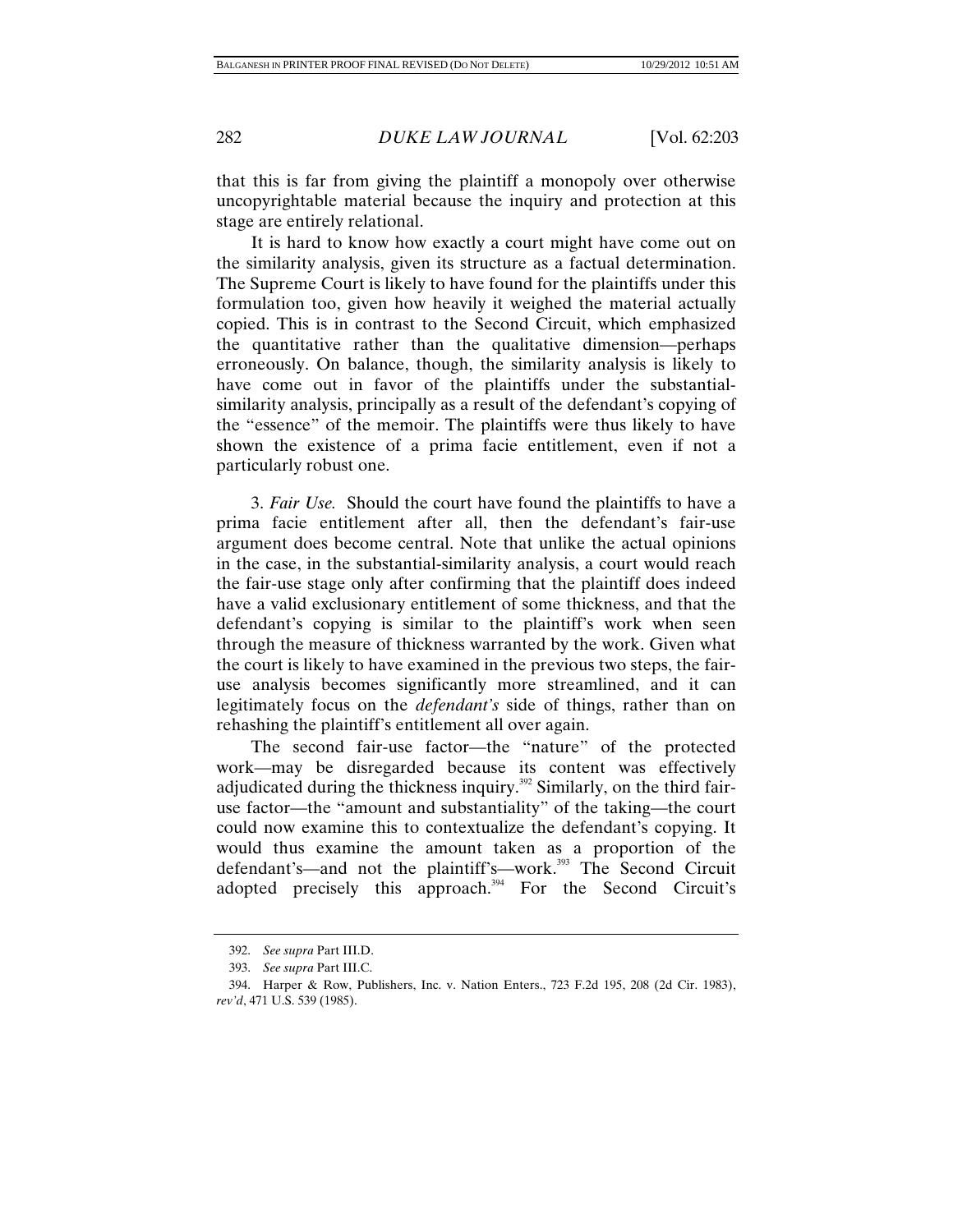that this is far from giving the plaintiff a monopoly over otherwise uncopyrightable material because the inquiry and protection at this stage are entirely relational.

It is hard to know how exactly a court might have come out on the similarity analysis, given its structure as a factual determination. The Supreme Court is likely to have found for the plaintiffs under this formulation too, given how heavily it weighed the material actually copied. This is in contrast to the Second Circuit, which emphasized the quantitative rather than the qualitative dimension—perhaps erroneously. On balance, though, the similarity analysis is likely to have come out in favor of the plaintiffs under the substantial-similarity analysis, principally as a result of the defendant's copying of the "essence" of the memoir. The plaintiffs were thus likely to have shown the existence of a prima facie entitlement, even if not a particularly robust one.

3. *Fair Use.* Should the court have found the plaintiffs to have a prima facie entitlement after all, then the defendant's fair-use argument does become central. Note that unlike the actual opinions in the case, in the substantial-similarity analysis, a court would reach the fair-use stage only after confirming that the plaintiff does indeed have a valid exclusionary entitlement of some thickness, and that the defendant's copying is similar to the plaintiff's work when seen through the measure of thickness warranted by the work. Given what the court is likely to have examined in the previous two steps, the fair-use analysis becomes significantly more streamlined, and it can legitimately focus on the *defendant's* side of things, rather than on rehashing the plaintiff's entitlement all over again.

The second fair-use factor—the "nature" of the protected work—may be disregarded because its content was effectively adjudicated during the thickness inquiry.[392] Similarly, on the third fair-use factor—the "amount and substantiality" of the taking—the court could now examine this to contextualize the defendant's copying. It would thus examine the amount taken as a proportion of the defendant's—and not the plaintiff's—work.[393] The Second Circuit adopted precisely this approach.[394] For the Second Circuit's

---

392. *See supra* Part III.D.

393. *See supra* Part III.C.

394. Harper & Row, Publishers, Inc. v. Nation Enters., 723 F.2d 195, 208 (2d Cir. 1983), *rev'd*, 471 U.S. 539 (1985).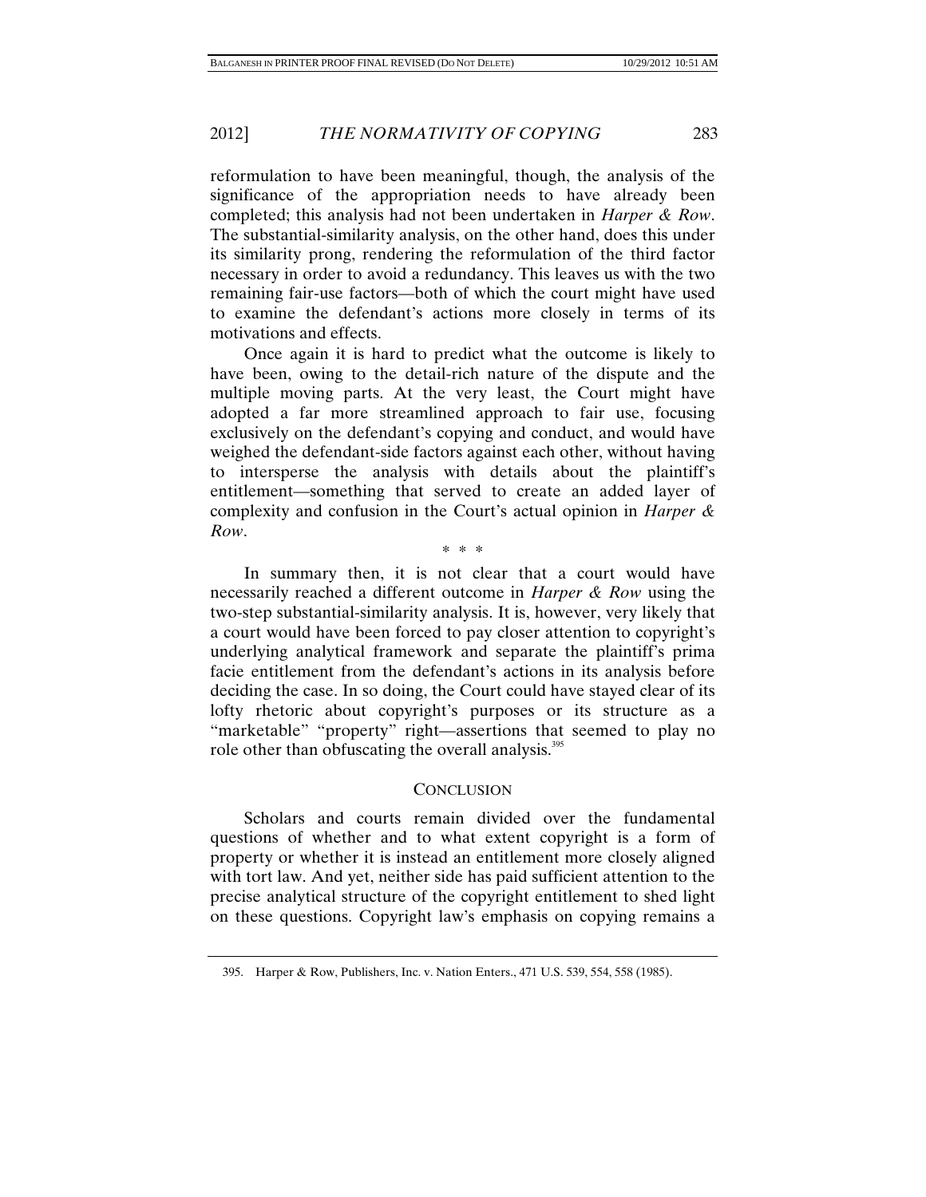reformulation to have been meaningful, though, the analysis of the significance of the appropriation needs to have already been completed; this analysis had not been undertaken in *Harper & Row*. The substantial-similarity analysis, on the other hand, does this under its similarity prong, rendering the reformulation of the third factor necessary in order to avoid a redundancy. This leaves us with the two remaining fair-use factors—both of which the court might have used to examine the defendant's actions more closely in terms of its motivations and effects.

Once again it is hard to predict what the outcome is likely to have been, owing to the detail-rich nature of the dispute and the multiple moving parts. At the very least, the Court might have adopted a far more streamlined approach to fair use, focusing exclusively on the defendant's copying and conduct, and would have weighed the defendant-side factors against each other, without having to intersperse the analysis with details about the plaintiff's entitlement—something that served to create an added layer of complexity and confusion in the Court's actual opinion in *Harper & Row*.

\* \* \*

In summary then, it is not clear that a court would have necessarily reached a different outcome in *Harper & Row* using the two-step substantial-similarity analysis. It is, however, very likely that a court would have been forced to pay closer attention to copyright's underlying analytical framework and separate the plaintiff's prima facie entitlement from the defendant's actions in its analysis before deciding the case. In so doing, the Court could have stayed clear of its lofty rhetoric about copyright's purposes or its structure as a "marketable" "property" right—assertions that seemed to play no role other than obfuscating the overall analysis.[395]

## CONCLUSION

Scholars and courts remain divided over the fundamental questions of whether and to what extent copyright is a form of property or whether it is instead an entitlement more closely aligned with tort law. And yet, neither side has paid sufficient attention to the precise analytical structure of the copyright entitlement to shed light on these questions. Copyright law's emphasis on copying remains a

395. Harper & Row, Publishers, Inc. v. Nation Enters., 471 U.S. 539, 554, 558 (1985).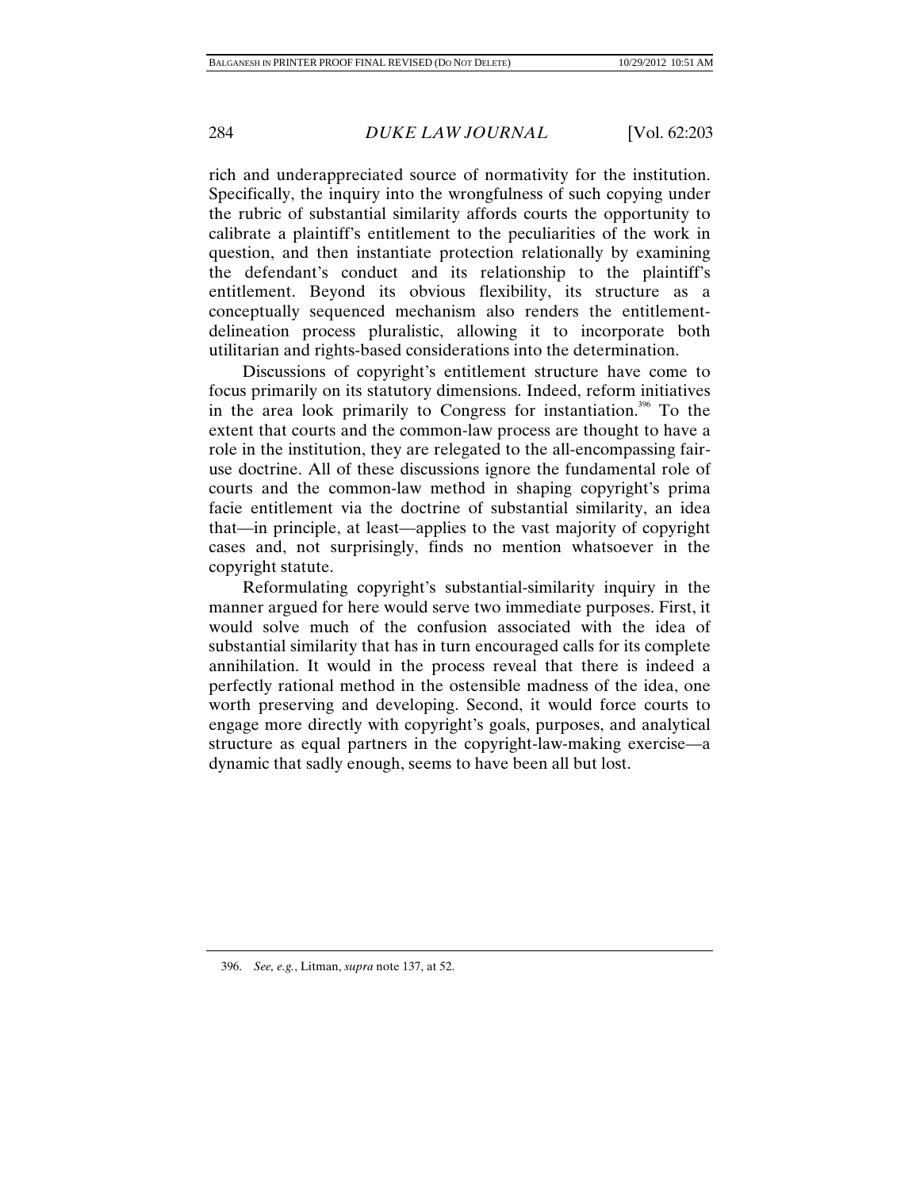rich and underappreciated source of normativity for the institution. Specifically, the inquiry into the wrongfulness of such copying under the rubric of substantial similarity affords courts the opportunity to calibrate a plaintiff's entitlement to the peculiarities of the work in question, and then instantiate protection relationally by examining the defendant's conduct and its relationship to the plaintiff's entitlement. Beyond its obvious flexibility, its structure as a conceptually sequenced mechanism also renders the entitlement-delineation process pluralistic, allowing it to incorporate both utilitarian and rights-based considerations into the determination.

Discussions of copyright's entitlement structure have come to focus primarily on its statutory dimensions. Indeed, reform initiatives in the area look primarily to Congress for instantiation.[396] To the extent that courts and the common-law process are thought to have a role in the institution, they are relegated to the all-encompassing fair-use doctrine. All of these discussions ignore the fundamental role of courts and the common-law method in shaping copyright's prima facie entitlement via the doctrine of substantial similarity, an idea that—in principle, at least—applies to the vast majority of copyright cases and, not surprisingly, finds no mention whatsoever in the copyright statute.

Reformulating copyright's substantial-similarity inquiry in the manner argued for here would serve two immediate purposes. First, it would solve much of the confusion associated with the idea of substantial similarity that has in turn encouraged calls for its complete annihilation. It would in the process reveal that there is indeed a perfectly rational method in the ostensible madness of the idea, one worth preserving and developing. Second, it would force courts to engage more directly with copyright's goals, purposes, and analytical structure as equal partners in the copyright-law-making exercise—a dynamic that sadly enough, seems to have been all but lost.

---

396. *See, e.g.*, Litman, *supra* note 137, at 52.